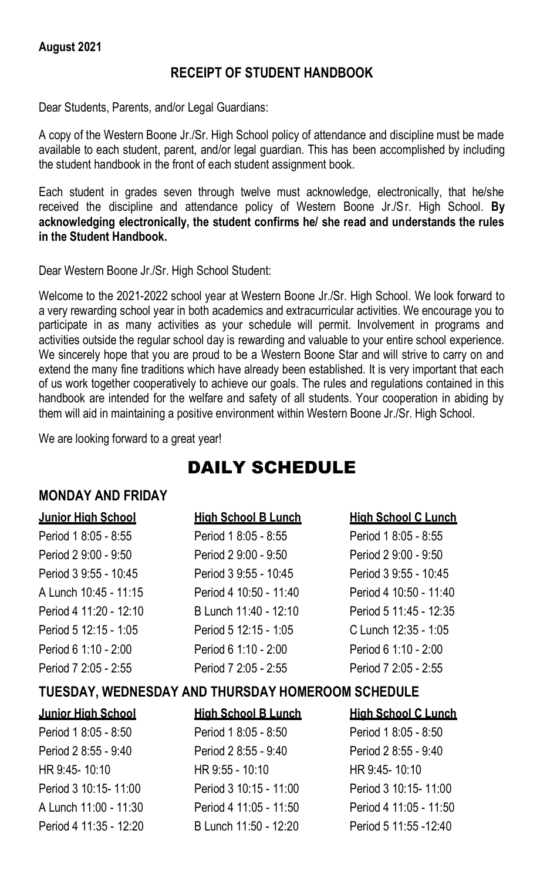**August 2021**

## RECEIPT OF STUDENT HANDBOOK

Dear Students, Parents, and/or Legal Guardians:

A copy of the Western Boone Jr./Sr. High School policy of attendance and discipline must be made available to each student, parent, and/or legal guardian. This has been accomplished by including the student handbook in the front of each student assignment book.

Each student in grades seven through twelve must acknowledge, electronically, that he/she received the discipline and attendance policy of Western Boone Jr./Sr. High School. **By acknowledging electronically, the student confirms he/ she read and understands the rules in the Student Handbook.**

Dear Western Boone Jr./Sr. High School Student:

Welcome to the 2021-2022 school year at Western Boone Jr./Sr. High School. We look forward to a very rewarding school year in both academics and extracurricular activities. We encourage you to participate in as many activities as your schedule will permit. Involvement in programs and activities outside the regular school day is rewarding and valuable to your entire school experience. We sincerely hope that you are proud to be a Western Boone Star and will strive to carry on and extend the many fine traditions which have already been established. It is very important that each of us work together cooperatively to achieve our goals. The rules and regulations contained in this handbook are intended for the welfare and safety of all students. Your cooperation in abiding by them will aid in maintaining a positive environment within Western Boone Jr./Sr. High School.

We are looking forward to a great year!

# DAILY SCHEDULE

### MONDAY AND FRIDAY

| Junior High School | High School B Lunch | High School C Lunch |
|---|---|---|
| Period 1 8:05 - 8:55 | Period 1 8:05 - 8:55 | Period 1 8:05 - 8:55 |
| Period 2 9:00 - 9:50 | Period 2 9:00 - 9:50 | Period 2 9:00 - 9:50 |
| Period 3 9:55 - 10:45 | Period 3 9:55 - 10:45 | Period 3 9:55 - 10:45 |
| A Lunch 10:45 - 11:15 | Period 4 10:50 - 11:40 | Period 4 10:50 - 11:40 |
| Period 4 11:20 - 12:10 | B Lunch 11:40 - 12:10 | Period 5 11:45 - 12:35 |
| Period 5 12:15 - 1:05 | Period 5 12:15 - 1:05 | C Lunch 12:35 - 1:05 |
| Period 6 1:10 - 2:00 | Period 6 1:10 - 2:00 | Period 6 1:10 - 2:00 |
| Period 7 2:05 - 2:55 | Period 7 2:05 - 2:55 | Period 7 2:05 - 2:55 |

### TUESDAY, WEDNESDAY AND THURSDAY HOMEROOM SCHEDULE

| Junior High School | High School B Lunch | High School C Lunch |
|---|---|---|
| Period 1 8:05 - 8:50 | Period 1 8:05 - 8:50 | Period 1 8:05 - 8:50 |
| Period 2 8:55 - 9:40 | Period 2 8:55 - 9:40 | Period 2 8:55 - 9:40 |
| HR 9:45- 10:10 | HR 9:55 - 10:10 | HR 9:45- 10:10 |
| Period 3 10:15- 11:00 | Period 3 10:15 - 11:00 | Period 3 10:15- 11:00 |
| A Lunch 11:00 - 11:30 | Period 4 11:05 - 11:50 | Period 4 11:05 - 11:50 |
| Period 4 11:35 - 12:20 | B Lunch 11:50 - 12:20 | Period 5 11:55 -12:40 |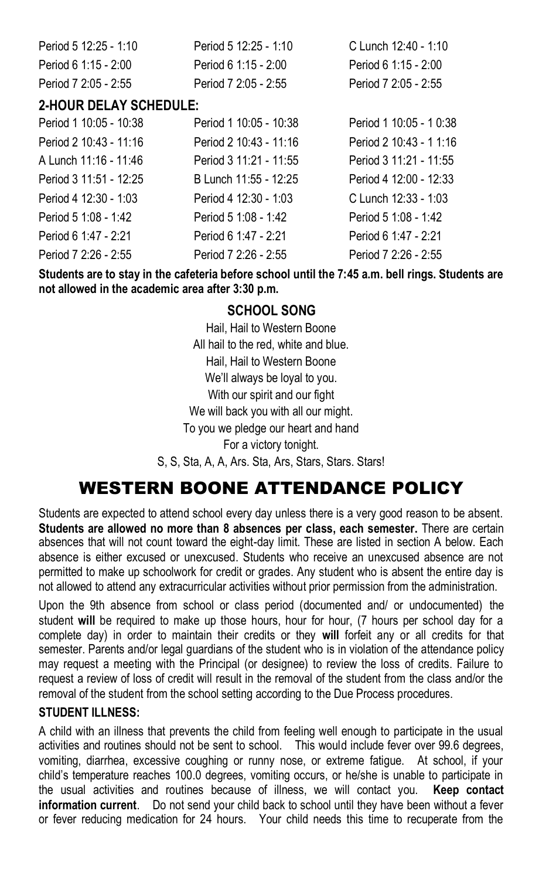| | | |
|---|---|---|
| Period 5 12:25 - 1:10 | Period 5 12:25 - 1:10 | C Lunch 12:40 - 1:10 |
| Period 6 1:15 - 2:00 | Period 6 1:15 - 2:00 | Period 6 1:15 - 2:00 |
| Period 7 2:05 - 2:55 | Period 7 2:05 - 2:55 | Period 7 2:05 - 2:55 |

**2-HOUR DELAY SCHEDULE:**

| | | |
|---|---|---|
| Period 1 10:05 - 10:38 | Period 1 10:05 - 10:38 | Period 1 10:05 - 1 0:38 |
| Period 2 10:43 - 11:16 | Period 2 10:43 - 11:16 | Period 2 10:43 - 1 1:16 |
| A Lunch 11:16 - 11:46 | Period 3 11:21 - 11:55 | Period 3 11:21 - 11:55 |
| Period 3 11:51 - 12:25 | B Lunch 11:55 - 12:25 | Period 4 12:00 - 12:33 |
| Period 4 12:30 - 1:03 | Period 4 12:30 - 1:03 | C Lunch 12:33 - 1:03 |
| Period 5 1:08 - 1:42 | Period 5 1:08 - 1:42 | Period 5 1:08 - 1:42 |
| Period 6 1:47 - 2:21 | Period 6 1:47 - 2:21 | Period 6 1:47 - 2:21 |
| Period 7 2:26 - 2:55 | Period 7 2:26 - 2:55 | Period 7 2:26 - 2:55 |

**Students are to stay in the cafeteria before school until the 7:45 a.m. bell rings. Students are not allowed in the academic area after 3:30 p.m.**

**SCHOOL SONG**

Hail, Hail to Western Boone
All hail to the red, white and blue.
Hail, Hail to Western Boone
We'll always be loyal to you.
With our spirit and our fight
We will back you with all our might.
To you we pledge our heart and hand
For a victory tonight.
S, S, Sta, A, A, Ars. Sta, Ars, Stars, Stars. Stars!

# WESTERN BOONE ATTENDANCE POLICY

Students are expected to attend school every day unless there is a very good reason to be absent. **Students are allowed no more than 8 absences per class, each semester.** There are certain absences that will not count toward the eight-day limit. These are listed in section A below. Each absence is either excused or unexcused. Students who receive an unexcused absence are not permitted to make up schoolwork for credit or grades. Any student who is absent the entire day is not allowed to attend any extracurricular activities without prior permission from the administration.

Upon the 9th absence from school or class period (documented and/ or undocumented) the student **will** be required to make up those hours, hour for hour, (7 hours per school day for a complete day) in order to maintain their credits or they **will** forfeit any or all credits for that semester. Parents and/or legal guardians of the student who is in violation of the attendance policy may request a meeting with the Principal (or designee) to review the loss of credits. Failure to request a review of loss of credit will result in the removal of the student from the class and/or the removal of the student from the school setting according to the Due Process procedures.

**STUDENT ILLNESS:**

A child with an illness that prevents the child from feeling well enough to participate in the usual activities and routines should not be sent to school. This would include fever over 99.6 degrees, vomiting, diarrhea, excessive coughing or runny nose, or extreme fatigue. At school, if your child's temperature reaches 100.0 degrees, vomiting occurs, or he/she is unable to participate in the usual activities and routines because of illness, we will contact you. **Keep contact information current**. Do not send your child back to school until they have been without a fever or fever reducing medication for 24 hours. Your child needs this time to recuperate from the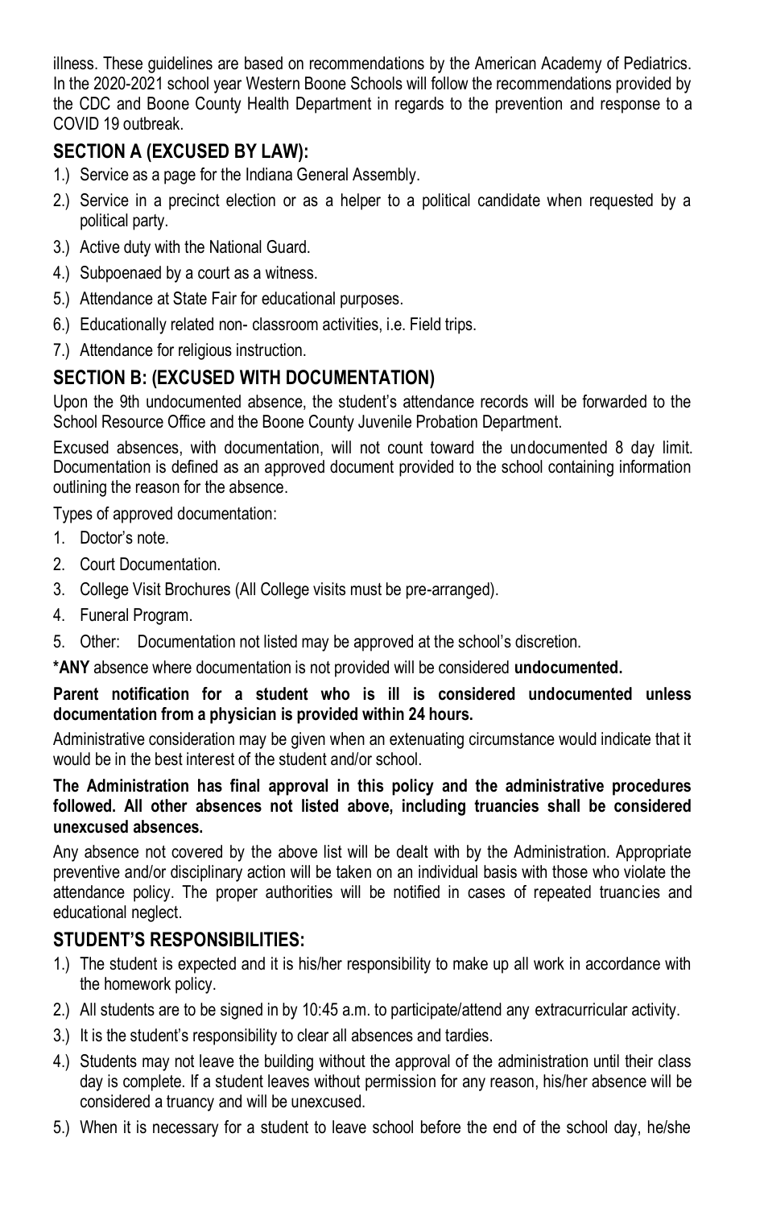illness. These guidelines are based on recommendations by the American Academy of Pediatrics. In the 2020-2021 school year Western Boone Schools will follow the recommendations provided by the CDC and Boone County Health Department in regards to the prevention and response to a COVID 19 outbreak.

## SECTION A (EXCUSED BY LAW):

1.) Service as a page for the Indiana General Assembly.
2.) Service in a precinct election or as a helper to a political candidate when requested by a political party.
3.) Active duty with the National Guard.
4.) Subpoenaed by a court as a witness.
5.) Attendance at State Fair for educational purposes.
6.) Educationally related non- classroom activities, i.e. Field trips.
7.) Attendance for religious instruction.

## SECTION B: (EXCUSED WITH DOCUMENTATION)

Upon the 9th undocumented absence, the student's attendance records will be forwarded to the School Resource Office and the Boone County Juvenile Probation Department.

Excused absences, with documentation, will not count toward the undocumented 8 day limit. Documentation is defined as an approved document provided to the school containing information outlining the reason for the absence.

Types of approved documentation:

1. Doctor's note.
2. Court Documentation.
3. College Visit Brochures (All College visits must be pre-arranged).
4. Funeral Program.
5. Other: Documentation not listed may be approved at the school's discretion.

**\*ANY** absence where documentation is not provided will be considered **undocumented.**

**Parent notification for a student who is ill is considered undocumented unless documentation from a physician is provided within 24 hours.**

Administrative consideration may be given when an extenuating circumstance would indicate that it would be in the best interest of the student and/or school.

**The Administration has final approval in this policy and the administrative procedures followed. All other absences not listed above, including truancies shall be considered unexcused absences.**

Any absence not covered by the above list will be dealt with by the Administration. Appropriate preventive and/or disciplinary action will be taken on an individual basis with those who violate the attendance policy. The proper authorities will be notified in cases of repeated truancies and educational neglect.

## STUDENT'S RESPONSIBILITIES:

1.) The student is expected and it is his/her responsibility to make up all work in accordance with the homework policy.
2.) All students are to be signed in by 10:45 a.m. to participate/attend any extracurricular activity.
3.) It is the student's responsibility to clear all absences and tardies.
4.) Students may not leave the building without the approval of the administration until their class day is complete. If a student leaves without permission for any reason, his/her absence will be considered a truancy and will be unexcused.
5.) When it is necessary for a student to leave school before the end of the school day, he/she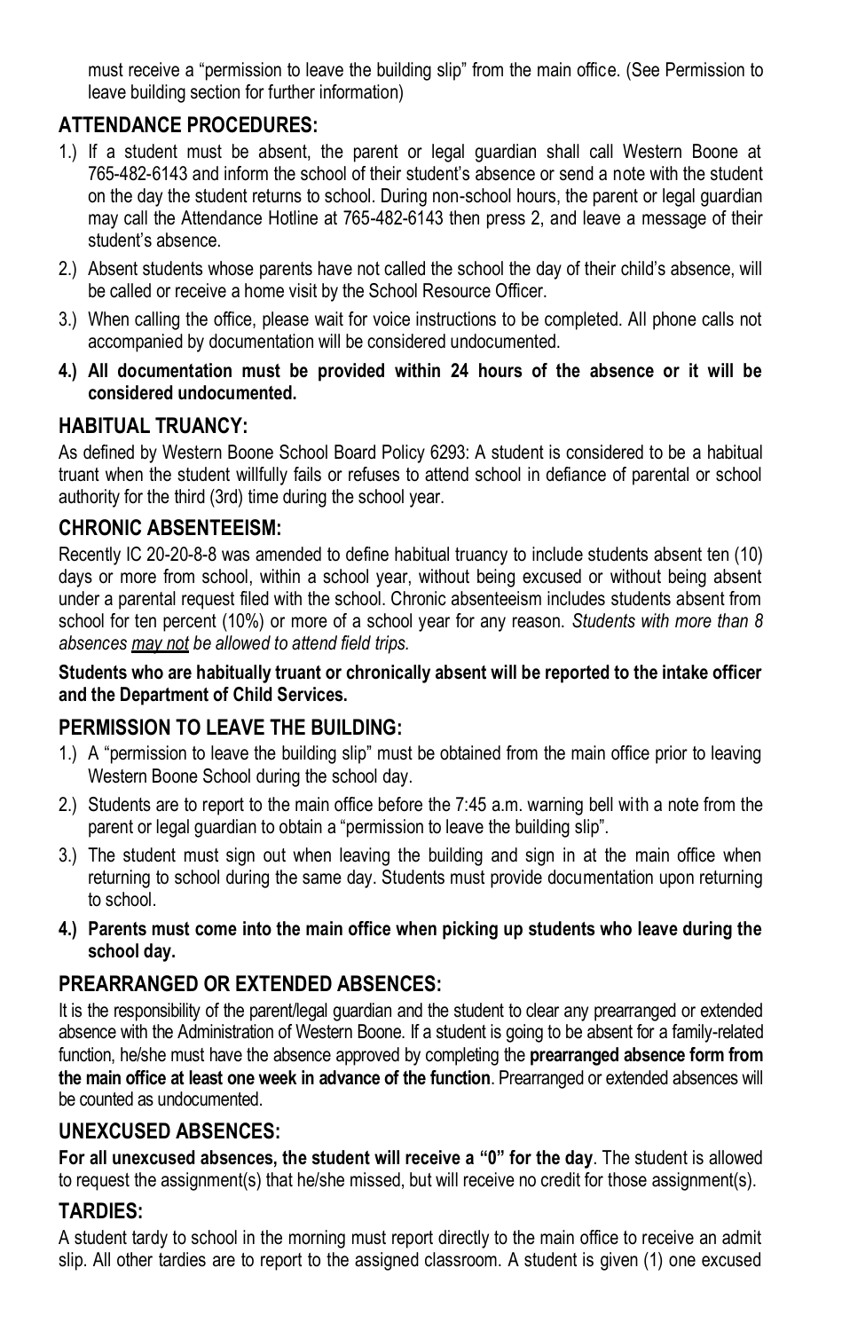must receive a "permission to leave the building slip" from the main office. (See Permission to leave building section for further information)

## ATTENDANCE PROCEDURES:

1.) If a student must be absent, the parent or legal guardian shall call Western Boone at 765-482-6143 and inform the school of their student's absence or send a note with the student on the day the student returns to school. During non-school hours, the parent or legal guardian may call the Attendance Hotline at 765-482-6143 then press 2, and leave a message of their student's absence.

2.) Absent students whose parents have not called the school the day of their child's absence, will be called or receive a home visit by the School Resource Officer.

3.) When calling the office, please wait for voice instructions to be completed. All phone calls not accompanied by documentation will be considered undocumented.

4.) **All documentation must be provided within 24 hours of the absence or it will be considered undocumented.**

## HABITUAL TRUANCY:

As defined by Western Boone School Board Policy 6293: A student is considered to be a habitual truant when the student willfully fails or refuses to attend school in defiance of parental or school authority for the third (3rd) time during the school year.

## CHRONIC ABSENTEEISM:

Recently IC 20-20-8-8 was amended to define habitual truancy to include students absent ten (10) days or more from school, within a school year, without being excused or without being absent under a parental request filed with the school. Chronic absenteeism includes students absent from school for ten percent (10%) or more of a school year for any reason. *Students with more than 8 absences <u>may not</u> be allowed to attend field trips.*

**Students who are habitually truant or chronically absent will be reported to the intake officer and the Department of Child Services.**

## PERMISSION TO LEAVE THE BUILDING:

1.) A "permission to leave the building slip" must be obtained from the main office prior to leaving Western Boone School during the school day.

2.) Students are to report to the main office before the 7:45 a.m. warning bell with a note from the parent or legal guardian to obtain a "permission to leave the building slip".

3.) The student must sign out when leaving the building and sign in at the main office when returning to school during the same day. Students must provide documentation upon returning to school.

4.) **Parents must come into the main office when picking up students who leave during the school day.**

## PREARRANGED OR EXTENDED ABSENCES:

It is the responsibility of the parent/legal guardian and the student to clear any prearranged or extended absence with the Administration of Western Boone. If a student is going to be absent for a family-related function, he/she must have the absence approved by completing the **prearranged absence form from the main office at least one week in advance of the function**. Prearranged or extended absences will be counted as undocumented.

## UNEXCUSED ABSENCES:

**For all unexcused absences, the student will receive a "0" for the day**. The student is allowed to request the assignment(s) that he/she missed, but will receive no credit for those assignment(s).

## TARDIES:

A student tardy to school in the morning must report directly to the main office to receive an admit slip. All other tardies are to report to the assigned classroom. A student is given (1) one excused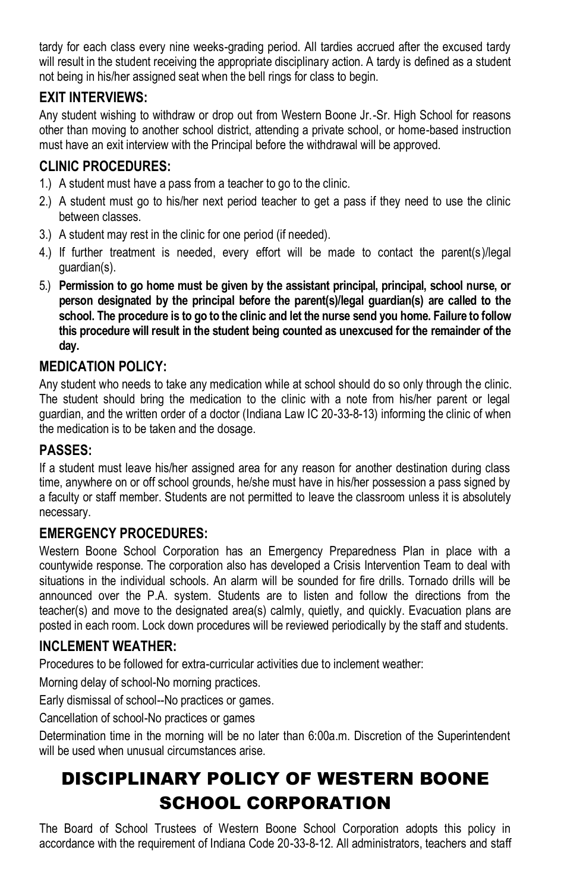tardy for each class every nine weeks-grading period. All tardies accrued after the excused tardy will result in the student receiving the appropriate disciplinary action. A tardy is defined as a student not being in his/her assigned seat when the bell rings for class to begin.

### EXIT INTERVIEWS:

Any student wishing to withdraw or drop out from Western Boone Jr.-Sr. High School for reasons other than moving to another school district, attending a private school, or home-based instruction must have an exit interview with the Principal before the withdrawal will be approved.

### CLINIC PROCEDURES:

1.) A student must have a pass from a teacher to go to the clinic.
2.) A student must go to his/her next period teacher to get a pass if they need to use the clinic between classes.
3.) A student may rest in the clinic for one period (if needed).
4.) If further treatment is needed, every effort will be made to contact the parent(s)/legal guardian(s).
5.) **Permission to go home must be given by the assistant principal, principal, school nurse, or person designated by the principal before the parent(s)/legal guardian(s) are called to the school. The procedure is to go to the clinic and let the nurse send you home. Failure to follow this procedure will result in the student being counted as unexcused for the remainder of the day.**

### MEDICATION POLICY:

Any student who needs to take any medication while at school should do so only through the clinic. The student should bring the medication to the clinic with a note from his/her parent or legal guardian, and the written order of a doctor (Indiana Law IC 20-33-8-13) informing the clinic of when the medication is to be taken and the dosage.

### PASSES:

If a student must leave his/her assigned area for any reason for another destination during class time, anywhere on or off school grounds, he/she must have in his/her possession a pass signed by a faculty or staff member. Students are not permitted to leave the classroom unless it is absolutely necessary.

### EMERGENCY PROCEDURES:

Western Boone School Corporation has an Emergency Preparedness Plan in place with a countywide response. The corporation also has developed a Crisis Intervention Team to deal with situations in the individual schools. An alarm will be sounded for fire drills. Tornado drills will be announced over the P.A. system. Students are to listen and follow the directions from the teacher(s) and move to the designated area(s) calmly, quietly, and quickly. Evacuation plans are posted in each room. Lock down procedures will be reviewed periodically by the staff and students.

### INCLEMENT WEATHER:

Procedures to be followed for extra-curricular activities due to inclement weather:

Morning delay of school-No morning practices.

Early dismissal of school--No practices or games.

Cancellation of school-No practices or games

Determination time in the morning will be no later than 6:00a.m. Discretion of the Superintendent will be used when unusual circumstances arise.

## DISCIPLINARY POLICY OF WESTERN BOONE SCHOOL CORPORATION

The Board of School Trustees of Western Boone School Corporation adopts this policy in accordance with the requirement of Indiana Code 20-33-8-12. All administrators, teachers and staff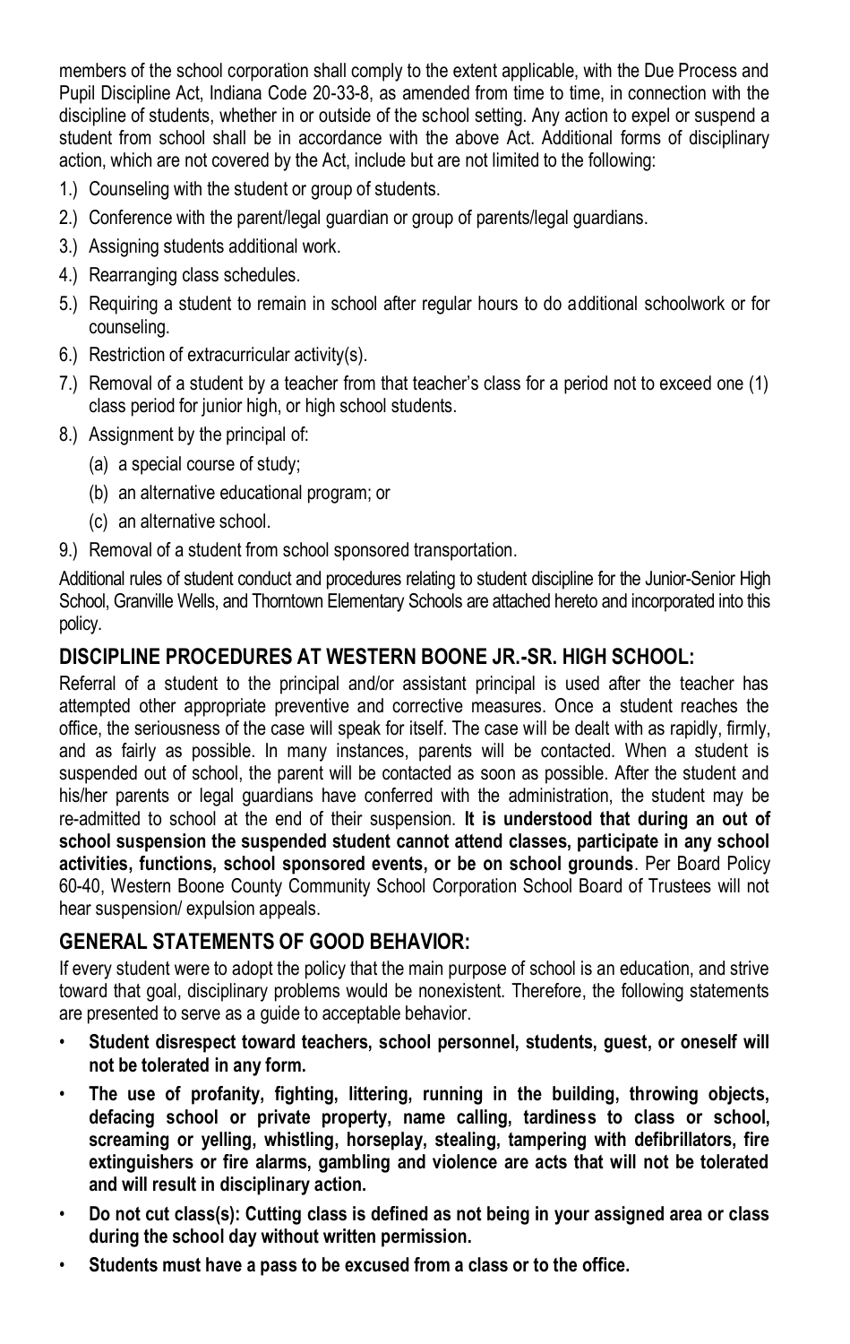members of the school corporation shall comply to the extent applicable, with the Due Process and Pupil Discipline Act, Indiana Code 20-33-8, as amended from time to time, in connection with the discipline of students, whether in or outside of the school setting. Any action to expel or suspend a student from school shall be in accordance with the above Act. Additional forms of disciplinary action, which are not covered by the Act, include but are not limited to the following:

1.) Counseling with the student or group of students.
2.) Conference with the parent/legal guardian or group of parents/legal guardians.
3.) Assigning students additional work.
4.) Rearranging class schedules.
5.) Requiring a student to remain in school after regular hours to do additional schoolwork or for counseling.
6.) Restriction of extracurricular activity(s).
7.) Removal of a student by a teacher from that teacher's class for a period not to exceed one (1) class period for junior high, or high school students.
8.) Assignment by the principal of:
    (a) a special course of study;
    (b) an alternative educational program; or
    (c) an alternative school.
9.) Removal of a student from school sponsored transportation.

Additional rules of student conduct and procedures relating to student discipline for the Junior-Senior High School, Granville Wells, and Thorntown Elementary Schools are attached hereto and incorporated into this policy.

## DISCIPLINE PROCEDURES AT WESTERN BOONE JR.-SR. HIGH SCHOOL:

Referral of a student to the principal and/or assistant principal is used after the teacher has attempted other appropriate preventive and corrective measures. Once a student reaches the office, the seriousness of the case will speak for itself. The case will be dealt with as rapidly, firmly, and as fairly as possible. In many instances, parents will be contacted. When a student is suspended out of school, the parent will be contacted as soon as possible. After the student and his/her parents or legal guardians have conferred with the administration, the student may be re-admitted to school at the end of their suspension. **It is understood that during an out of school suspension the suspended student cannot attend classes, participate in any school activities, functions, school sponsored events, or be on school grounds**. Per Board Policy 60-40, Western Boone County Community School Corporation School Board of Trustees will not hear suspension/ expulsion appeals.

## GENERAL STATEMENTS OF GOOD BEHAVIOR:

If every student were to adopt the policy that the main purpose of school is an education, and strive toward that goal, disciplinary problems would be nonexistent. Therefore, the following statements are presented to serve as a guide to acceptable behavior.

- **Student disrespect toward teachers, school personnel, students, guest, or oneself will not be tolerated in any form.**
- **The use of profanity, fighting, littering, running in the building, throwing objects, defacing school or private property, name calling, tardiness to class or school, screaming or yelling, whistling, horseplay, stealing, tampering with defibrillators, fire extinguishers or fire alarms, gambling and violence are acts that will not be tolerated and will result in disciplinary action.**
- **Do not cut class(s): Cutting class is defined as not being in your assigned area or class during the school day without written permission.**
- **Students must have a pass to be excused from a class or to the office.**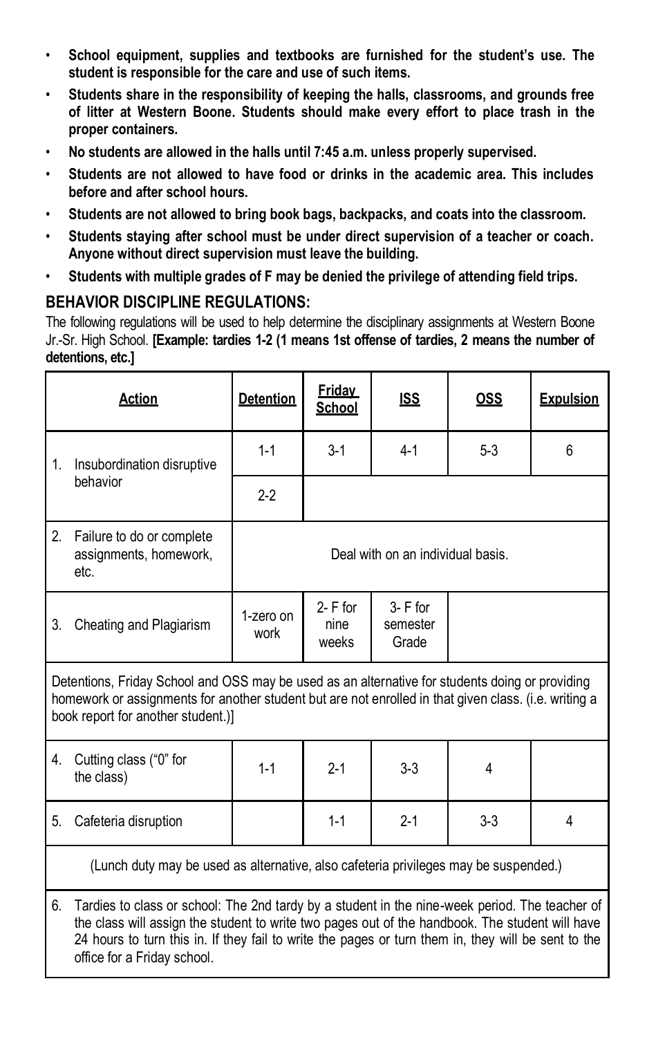- **School equipment, supplies and textbooks are furnished for the student's use. The student is responsible for the care and use of such items.**
- **Students share in the responsibility of keeping the halls, classrooms, and grounds free of litter at Western Boone. Students should make every effort to place trash in the proper containers.**
- **No students are allowed in the halls until 7:45 a.m. unless properly supervised.**
- **Students are not allowed to have food or drinks in the academic area. This includes before and after school hours.**
- **Students are not allowed to bring book bags, backpacks, and coats into the classroom.**
- **Students staying after school must be under direct supervision of a teacher or coach. Anyone without direct supervision must leave the building.**
- **Students with multiple grades of F may be denied the privilege of attending field trips.**

## BEHAVIOR DISCIPLINE REGULATIONS:

The following regulations will be used to help determine the disciplinary assignments at Western Boone Jr.-Sr. High School. **[Example: tardies 1-2 (1 means 1st offense of tardies, 2 means the number of detentions, etc.]**

| Action | Detention | Friday School | ISS | OSS | Expulsion |
|---|---|---|---|---|---|
| 1. Insubordination disruptive behavior | 1-1 | 3-1 | 4-1 | 5-3 | 6 |
| | 2-2 | | | | |
| 2. Failure to do or complete assignments, homework, etc. | Deal with on an individual basis. | | | | |
| 3. Cheating and Plagiarism | 1-zero on work | 2- F for nine weeks | 3- F for semester Grade | | |
| Detentions, Friday School and OSS may be used as an alternative for students doing or providing homework or assignments for another student but are not enrolled in that given class. (i.e. writing a book report for another student.)] | | | | | |
| 4. Cutting class ("0" for the class) | 1-1 | 2-1 | 3-3 | 4 | |
| 5. Cafeteria disruption | | 1-1 | 2-1 | 3-3 | 4 |
| (Lunch duty may be used as alternative, also cafeteria privileges may be suspended.) | | | | | |
| 6. Tardies to class or school: The 2nd tardy by a student in the nine-week period. The teacher of the class will assign the student to write two pages out of the handbook. The student will have 24 hours to turn this in. If they fail to write the pages or turn them in, they will be sent to the office for a Friday school. | | | | | |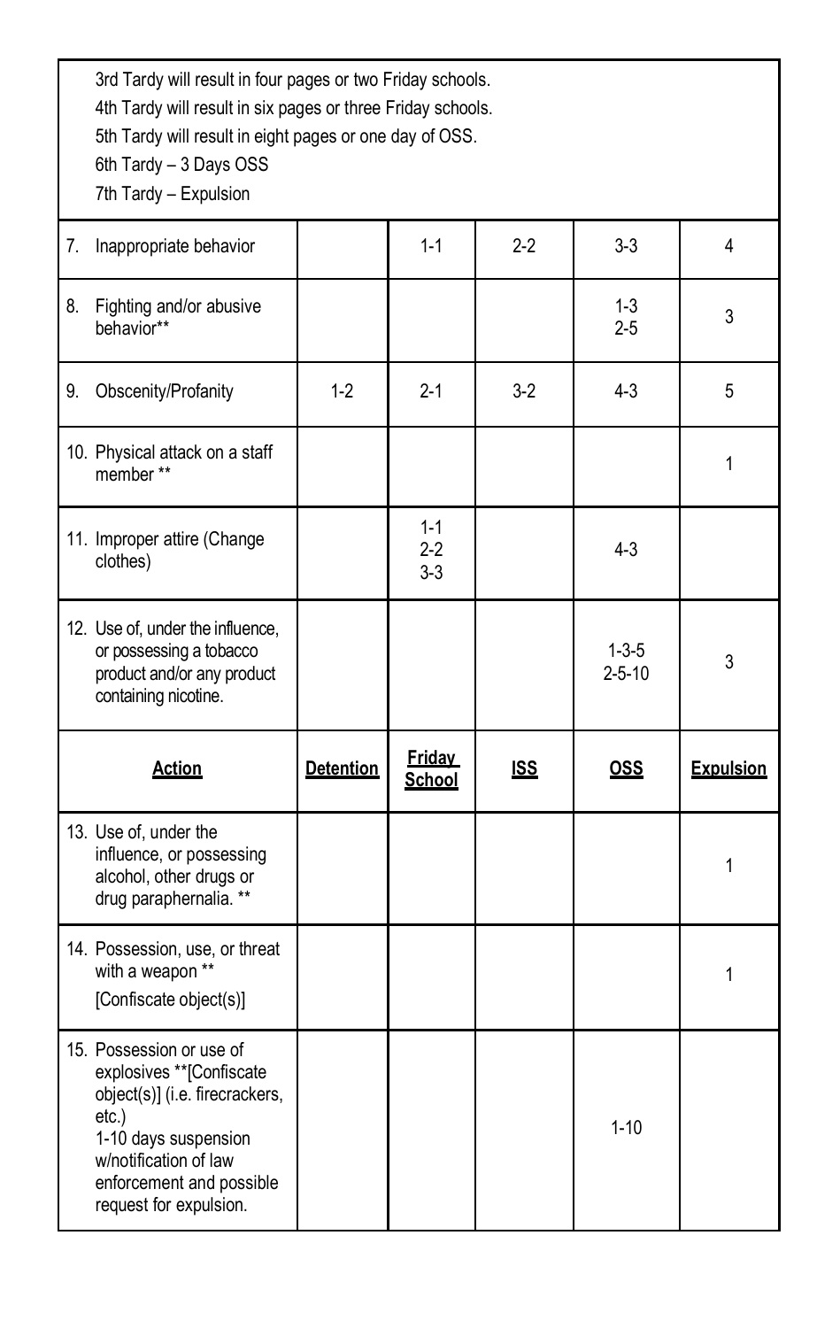| | | | | | |
|---|---|---|---|---|---|
| 3rd Tardy will result in four pages or two Friday schools.<br>4th Tardy will result in six pages or three Friday schools.<br>5th Tardy will result in eight pages or one day of OSS.<br>6th Tardy – 3 Days OSS<br>7th Tardy – Expulsion | | | | | |
| 7. Inappropriate behavior | | 1-1 | 2-2 | 3-3 | 4 |
| 8. Fighting and/or abusive behavior** | | | | 1-3<br>2-5 | 3 |
| 9. Obscenity/Profanity | 1-2 | 2-1 | 3-2 | 4-3 | 5 |
| 10. Physical attack on a staff member ** | | | | | 1 |
| 11. Improper attire (Change clothes) | | 1-1<br>2-2<br>3-3 | | 4-3 | |
| 12. Use of, under the influence, or possessing a tobacco product and/or any product containing nicotine. | | | | 1-3-5<br>2-5-10 | 3 |
| **Action** | **Detention** | **Friday School** | **ISS** | **OSS** | **Expulsion** |
| 13. Use of, under the influence, or possessing alcohol, other drugs or drug paraphernalia. ** | | | | | 1 |
| 14. Possession, use, or threat with a weapon **<br>[Confiscate object(s)] | | | | | 1 |
| 15. Possession or use of explosives **[Confiscate object(s)] (i.e. firecrackers, etc.)<br>1-10 days suspension w/notification of law enforcement and possible request for expulsion. | | | | 1-10 | |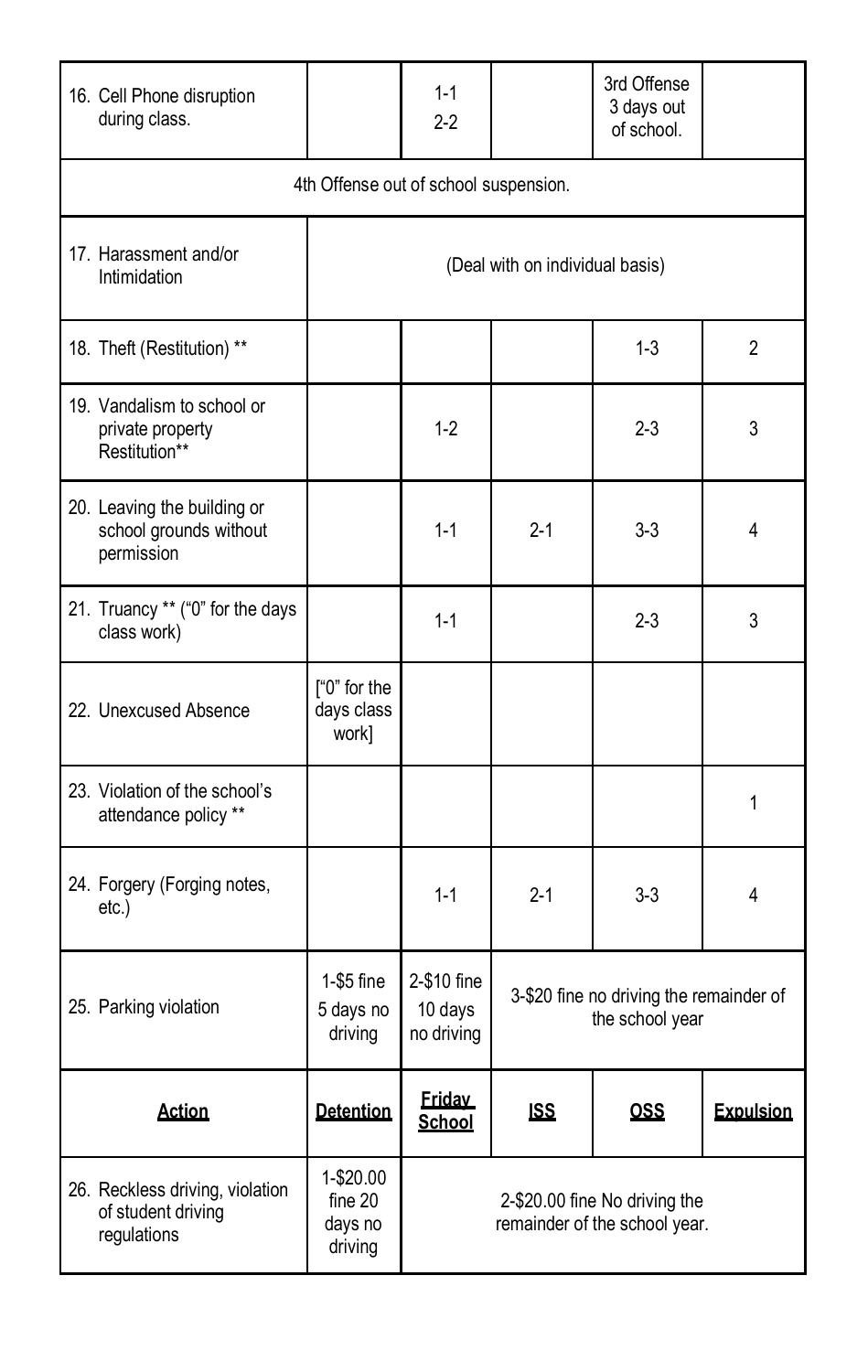| 16. Cell Phone disruption during class. | | 1-1<br>2-2 | | 3rd Offense 3 days out of school. | |
|---|---|---|---|---|---|
| 4th Offense out of school suspension. | | | | | |
| 17. Harassment and/or Intimidation | (Deal with on individual basis) | | | | |
| 18. Theft (Restitution) ** | | | | 1-3 | 2 |
| 19. Vandalism to school or private property Restitution** | | 1-2 | | 2-3 | 3 |
| 20. Leaving the building or school grounds without permission | | 1-1 | 2-1 | 3-3 | 4 |
| 21. Truancy ** ("0" for the days class work) | | 1-1 | | 2-3 | 3 |
| 22. Unexcused Absence | ["0" for the days class work] | | | | |
| 23. Violation of the school's attendance policy ** | | | | | 1 |
| 24. Forgery (Forging notes, etc.) | | 1-1 | 2-1 | 3-3 | 4 |
| 25. Parking violation | 1-$5 fine 5 days no driving | 2-$10 fine 10 days no driving | 3-$20 fine no driving the remainder of the school year | | |
| **Action** | **Detention** | **Friday School** | **ISS** | **OSS** | **Expulsion** |
| 26. Reckless driving, violation of student driving regulations | 1-$20.00 fine 20 days no driving | 2-$20.00 fine No driving the remainder of the school year. | | | |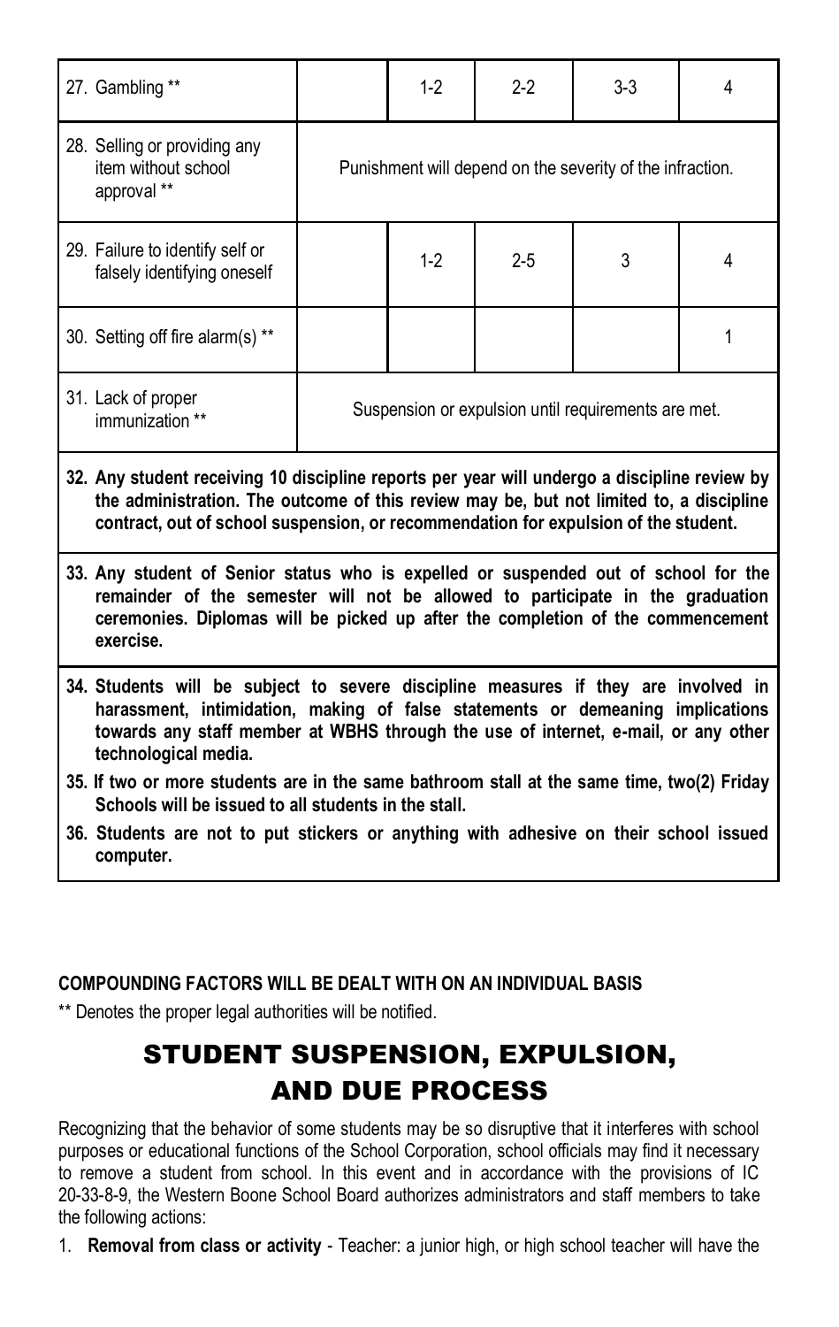| | | | | | |
|---|---|---|---|---|---|
| 27. Gambling ** | | 1-2 | 2-2 | 3-3 | 4 |
| 28. Selling or providing any item without school approval ** | Punishment will depend on the severity of the infraction. | | | | |
| 29. Failure to identify self or falsely identifying oneself | | 1-2 | 2-5 | 3 | 4 |
| 30. Setting off fire alarm(s) ** | | | | | 1 |
| 31. Lack of proper immunization ** | Suspension or expulsion until requirements are met. | | | | |

**32. Any student receiving 10 discipline reports per year will undergo a discipline review by the administration. The outcome of this review may be, but not limited to, a discipline contract, out of school suspension, or recommendation for expulsion of the student.**

**33. Any student of Senior status who is expelled or suspended out of school for the remainder of the semester will not be allowed to participate in the graduation ceremonies. Diplomas will be picked up after the completion of the commencement exercise.**

**34. Students will be subject to severe discipline measures if they are involved in harassment, intimidation, making of false statements or demeaning implications towards any staff member at WBHS through the use of internet, e-mail, or any other technological media.**

**35. If two or more students are in the same bathroom stall at the same time, two(2) Friday Schools will be issued to all students in the stall.**

**36. Students are not to put stickers or anything with adhesive on their school issued computer.**

**COMPOUNDING FACTORS WILL BE DEALT WITH ON AN INDIVIDUAL BASIS**

** Denotes the proper legal authorities will be notified.

# STUDENT SUSPENSION, EXPULSION, AND DUE PROCESS

Recognizing that the behavior of some students may be so disruptive that it interferes with school purposes or educational functions of the School Corporation, school officials may find it necessary to remove a student from school. In this event and in accordance with the provisions of IC 20-33-8-9, the Western Boone School Board authorizes administrators and staff members to take the following actions:

1. **Removal from class or activity** - Teacher: a junior high, or high school teacher will have the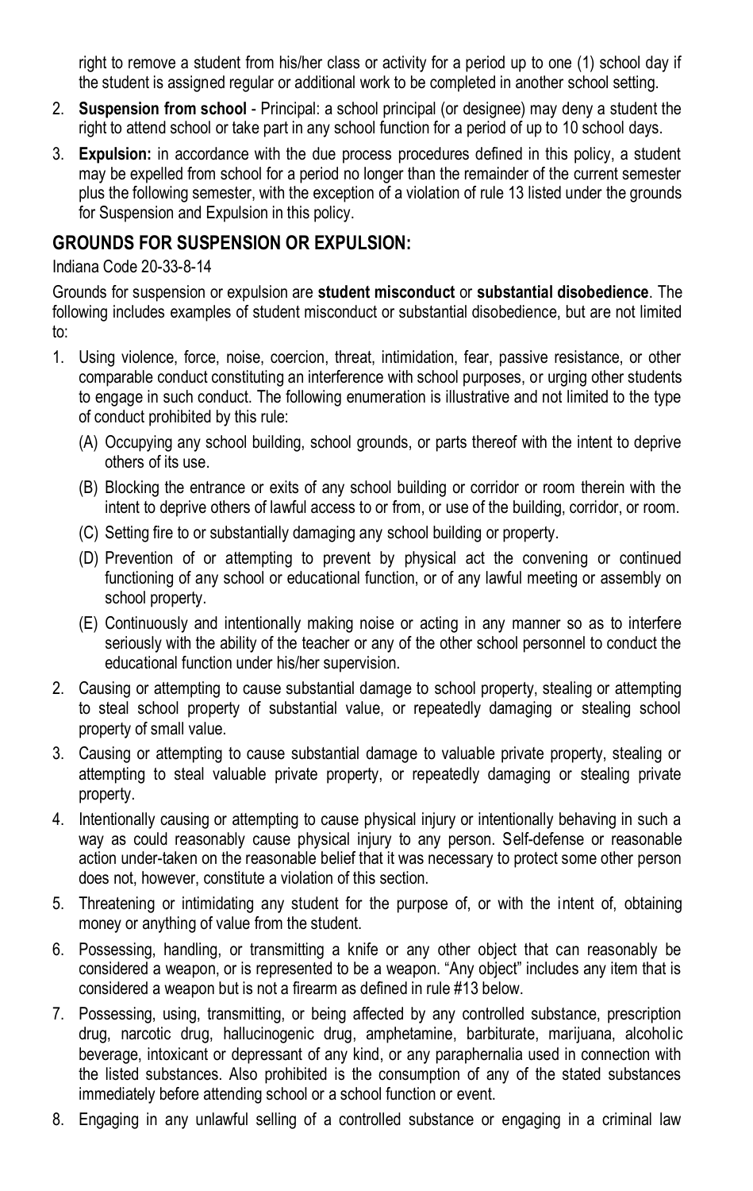right to remove a student from his/her class or activity for a period up to one (1) school day if the student is assigned regular or additional work to be completed in another school setting.

2. **Suspension from school** - Principal: a school principal (or designee) may deny a student the right to attend school or take part in any school function for a period of up to 10 school days.
3. **Expulsion:** in accordance with the due process procedures defined in this policy, a student may be expelled from school for a period no longer than the remainder of the current semester plus the following semester, with the exception of a violation of rule 13 listed under the grounds for Suspension and Expulsion in this policy.

## GROUNDS FOR SUSPENSION OR EXPULSION:

Indiana Code 20-33-8-14

Grounds for suspension or expulsion are **student misconduct** or **substantial disobedience**. The following includes examples of student misconduct or substantial disobedience, but are not limited to:

1. Using violence, force, noise, coercion, threat, intimidation, fear, passive resistance, or other comparable conduct constituting an interference with school purposes, or urging other students to engage in such conduct. The following enumeration is illustrative and not limited to the type of conduct prohibited by this rule:
   (A) Occupying any school building, school grounds, or parts thereof with the intent to deprive others of its use.
   (B) Blocking the entrance or exits of any school building or corridor or room therein with the intent to deprive others of lawful access to or from, or use of the building, corridor, or room.
   (C) Setting fire to or substantially damaging any school building or property.
   (D) Prevention of or attempting to prevent by physical act the convening or continued functioning of any school or educational function, or of any lawful meeting or assembly on school property.
   (E) Continuously and intentionally making noise or acting in any manner so as to interfere seriously with the ability of the teacher or any of the other school personnel to conduct the educational function under his/her supervision.
2. Causing or attempting to cause substantial damage to school property, stealing or attempting to steal school property of substantial value, or repeatedly damaging or stealing school property of small value.
3. Causing or attempting to cause substantial damage to valuable private property, stealing or attempting to steal valuable private property, or repeatedly damaging or stealing private property.
4. Intentionally causing or attempting to cause physical injury or intentionally behaving in such a way as could reasonably cause physical injury to any person. Self-defense or reasonable action under-taken on the reasonable belief that it was necessary to protect some other person does not, however, constitute a violation of this section.
5. Threatening or intimidating any student for the purpose of, or with the intent of, obtaining money or anything of value from the student.
6. Possessing, handling, or transmitting a knife or any other object that can reasonably be considered a weapon, or is represented to be a weapon. "Any object" includes any item that is considered a weapon but is not a firearm as defined in rule #13 below.
7. Possessing, using, transmitting, or being affected by any controlled substance, prescription drug, narcotic drug, hallucinogenic drug, amphetamine, barbiturate, marijuana, alcoholic beverage, intoxicant or depressant of any kind, or any paraphernalia used in connection with the listed substances. Also prohibited is the consumption of any of the stated substances immediately before attending school or a school function or event.
8. Engaging in any unlawful selling of a controlled substance or engaging in a criminal law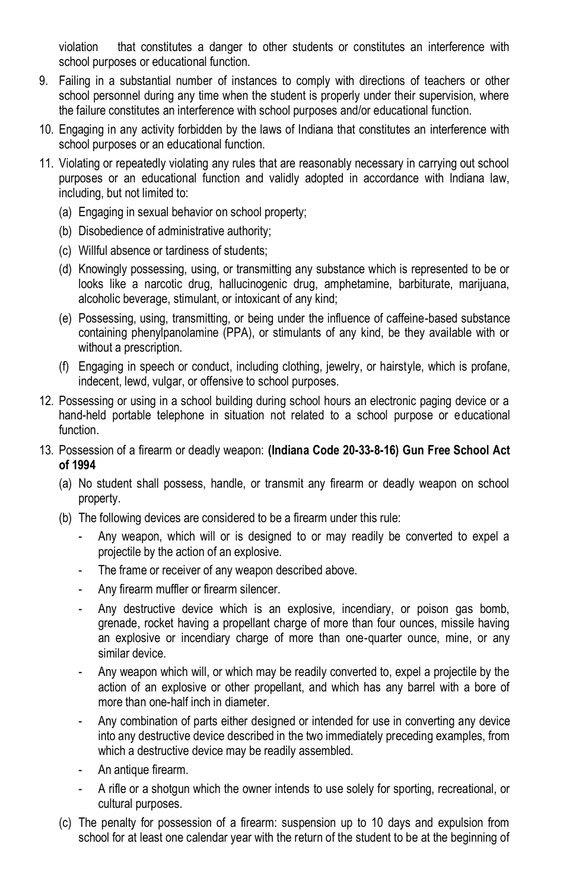violation that constitutes a danger to other students or constitutes an interference with school purposes or educational function.

9. Failing in a substantial number of instances to comply with directions of teachers or other school personnel during any time when the student is properly under their supervision, where the failure constitutes an interference with school purposes and/or educational function.
10. Engaging in any activity forbidden by the laws of Indiana that constitutes an interference with school purposes or an educational function.
11. Violating or repeatedly violating any rules that are reasonably necessary in carrying out school purposes or an educational function and validly adopted in accordance with Indiana law, including, but not limited to:
    (a) Engaging in sexual behavior on school property;
    (b) Disobedience of administrative authority;
    (c) Willful absence or tardiness of students;
    (d) Knowingly possessing, using, or transmitting any substance which is represented to be or looks like a narcotic drug, hallucinogenic drug, amphetamine, barbiturate, marijuana, alcoholic beverage, stimulant, or intoxicant of any kind;
    (e) Possessing, using, transmitting, or being under the influence of caffeine-based substance containing phenylpanolamine (PPA), or stimulants of any kind, be they available with or without a prescription.
    (f) Engaging in speech or conduct, including clothing, jewelry, or hairstyle, which is profane, indecent, lewd, vulgar, or offensive to school purposes.
12. Possessing or using in a school building during school hours an electronic paging device or a hand-held portable telephone in situation not related to a school purpose or educational function.
13. Possession of a firearm or deadly weapon: **(Indiana Code 20-33-8-16) Gun Free School Act of 1994**
    (a) No student shall possess, handle, or transmit any firearm or deadly weapon on school property.
    (b) The following devices are considered to be a firearm under this rule:
        - Any weapon, which will or is designed to or may readily be converted to expel a projectile by the action of an explosive.
        - The frame or receiver of any weapon described above.
        - Any firearm muffler or firearm silencer.
        - Any destructive device which is an explosive, incendiary, or poison gas bomb, grenade, rocket having a propellant charge of more than four ounces, missile having an explosive or incendiary charge of more than one-quarter ounce, mine, or any similar device.
        - Any weapon which will, or which may be readily converted to, expel a projectile by the action of an explosive or other propellant, and which has any barrel with a bore of more than one-half inch in diameter.
        - Any combination of parts either designed or intended for use in converting any device into any destructive device described in the two immediately preceding examples, from which a destructive device may be readily assembled.
        - An antique firearm.
        - A rifle or a shotgun which the owner intends to use solely for sporting, recreational, or cultural purposes.
    (c) The penalty for possession of a firearm: suspension up to 10 days and expulsion from school for at least one calendar year with the return of the student to be at the beginning of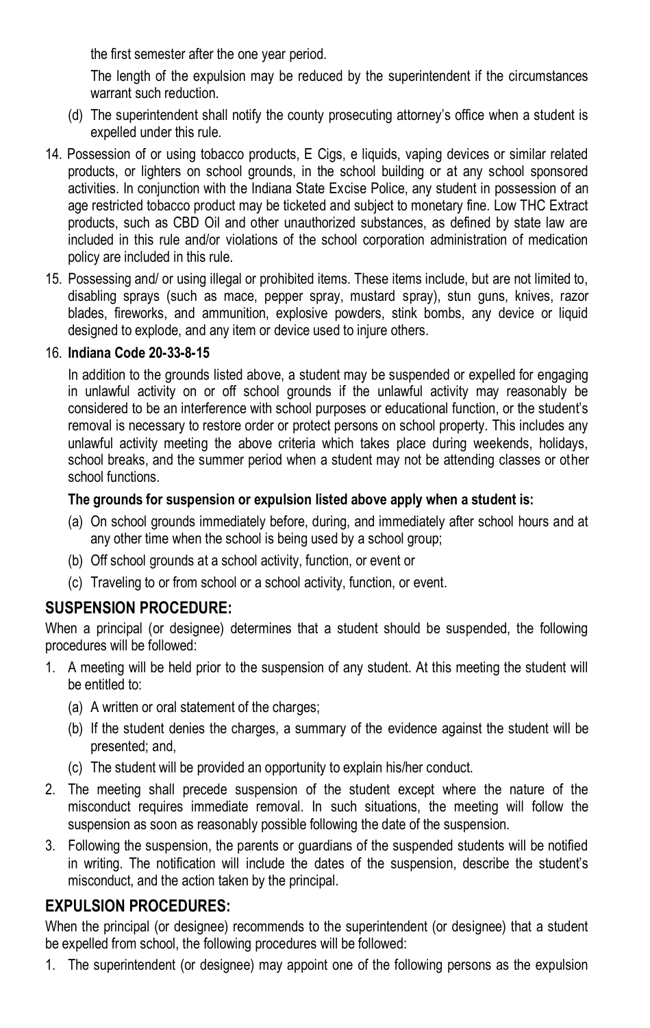the first semester after the one year period.

The length of the expulsion may be reduced by the superintendent if the circumstances warrant such reduction.

(d) The superintendent shall notify the county prosecuting attorney's office when a student is expelled under this rule.

14. Possession of or using tobacco products, E Cigs, e liquids, vaping devices or similar related products, or lighters on school grounds, in the school building or at any school sponsored activities. In conjunction with the Indiana State Excise Police, any student in possession of an age restricted tobacco product may be ticketed and subject to monetary fine. Low THC Extract products, such as CBD Oil and other unauthorized substances, as defined by state law are included in this rule and/or violations of the school corporation administration of medication policy are included in this rule.

15. Possessing and/ or using illegal or prohibited items. These items include, but are not limited to, disabling sprays (such as mace, pepper spray, mustard spray), stun guns, knives, razor blades, fireworks, and ammunition, explosive powders, stink bombs, any device or liquid designed to explode, and any item or device used to injure others.

16. **Indiana Code 20-33-8-15**

    In addition to the grounds listed above, a student may be suspended or expelled for engaging in unlawful activity on or off school grounds if the unlawful activity may reasonably be considered to be an interference with school purposes or educational function, or the student's removal is necessary to restore order or protect persons on school property. This includes any unlawful activity meeting the above criteria which takes place during weekends, holidays, school breaks, and the summer period when a student may not be attending classes or other school functions.

    **The grounds for suspension or expulsion listed above apply when a student is:**

    (a) On school grounds immediately before, during, and immediately after school hours and at any other time when the school is being used by a school group;

    (b) Off school grounds at a school activity, function, or event or

    (c) Traveling to or from school or a school activity, function, or event.

## SUSPENSION PROCEDURE:

When a principal (or designee) determines that a student should be suspended, the following procedures will be followed:

1. A meeting will be held prior to the suspension of any student. At this meeting the student will be entitled to:
   (a) A written or oral statement of the charges;
   (b) If the student denies the charges, a summary of the evidence against the student will be presented; and,
   (c) The student will be provided an opportunity to explain his/her conduct.
2. The meeting shall precede suspension of the student except where the nature of the misconduct requires immediate removal. In such situations, the meeting will follow the suspension as soon as reasonably possible following the date of the suspension.
3. Following the suspension, the parents or guardians of the suspended students will be notified in writing. The notification will include the dates of the suspension, describe the student's misconduct, and the action taken by the principal.

## EXPULSION PROCEDURES:

When the principal (or designee) recommends to the superintendent (or designee) that a student be expelled from school, the following procedures will be followed:

1. The superintendent (or designee) may appoint one of the following persons as the expulsion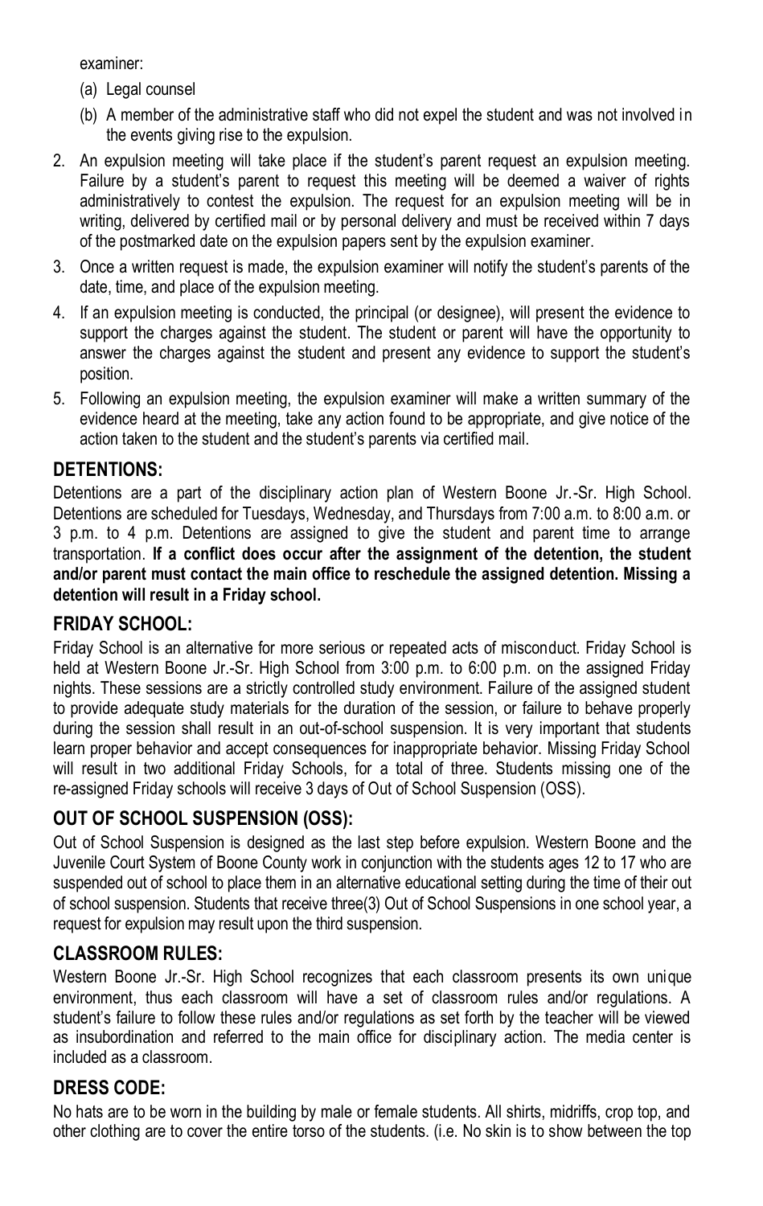examiner:

(a) Legal counsel
(b) A member of the administrative staff who did not expel the student and was not involved in the events giving rise to the expulsion.

2. An expulsion meeting will take place if the student's parent request an expulsion meeting. Failure by a student's parent to request this meeting will be deemed a waiver of rights administratively to contest the expulsion. The request for an expulsion meeting will be in writing, delivered by certified mail or by personal delivery and must be received within 7 days of the postmarked date on the expulsion papers sent by the expulsion examiner.
3. Once a written request is made, the expulsion examiner will notify the student's parents of the date, time, and place of the expulsion meeting.
4. If an expulsion meeting is conducted, the principal (or designee), will present the evidence to support the charges against the student. The student or parent will have the opportunity to answer the charges against the student and present any evidence to support the student's position.
5. Following an expulsion meeting, the expulsion examiner will make a written summary of the evidence heard at the meeting, take any action found to be appropriate, and give notice of the action taken to the student and the student's parents via certified mail.

## DETENTIONS:

Detentions are a part of the disciplinary action plan of Western Boone Jr.-Sr. High School. Detentions are scheduled for Tuesdays, Wednesday, and Thursdays from 7:00 a.m. to 8:00 a.m. or 3 p.m. to 4 p.m. Detentions are assigned to give the student and parent time to arrange transportation. **If a conflict does occur after the assignment of the detention, the student and/or parent must contact the main office to reschedule the assigned detention. Missing a detention will result in a Friday school.**

## FRIDAY SCHOOL:

Friday School is an alternative for more serious or repeated acts of misconduct. Friday School is held at Western Boone Jr.-Sr. High School from 3:00 p.m. to 6:00 p.m. on the assigned Friday nights. These sessions are a strictly controlled study environment. Failure of the assigned student to provide adequate study materials for the duration of the session, or failure to behave properly during the session shall result in an out-of-school suspension. It is very important that students learn proper behavior and accept consequences for inappropriate behavior. Missing Friday School will result in two additional Friday Schools, for a total of three. Students missing one of the re-assigned Friday schools will receive 3 days of Out of School Suspension (OSS).

## OUT OF SCHOOL SUSPENSION (OSS):

Out of School Suspension is designed as the last step before expulsion. Western Boone and the Juvenile Court System of Boone County work in conjunction with the students ages 12 to 17 who are suspended out of school to place them in an alternative educational setting during the time of their out of school suspension. Students that receive three(3) Out of School Suspensions in one school year, a request for expulsion may result upon the third suspension.

## CLASSROOM RULES:

Western Boone Jr.-Sr. High School recognizes that each classroom presents its own unique environment, thus each classroom will have a set of classroom rules and/or regulations. A student's failure to follow these rules and/or regulations as set forth by the teacher will be viewed as insubordination and referred to the main office for disciplinary action. The media center is included as a classroom.

## DRESS CODE:

No hats are to be worn in the building by male or female students. All shirts, midriffs, crop top, and other clothing are to cover the entire torso of the students. (i.e. No skin is to show between the top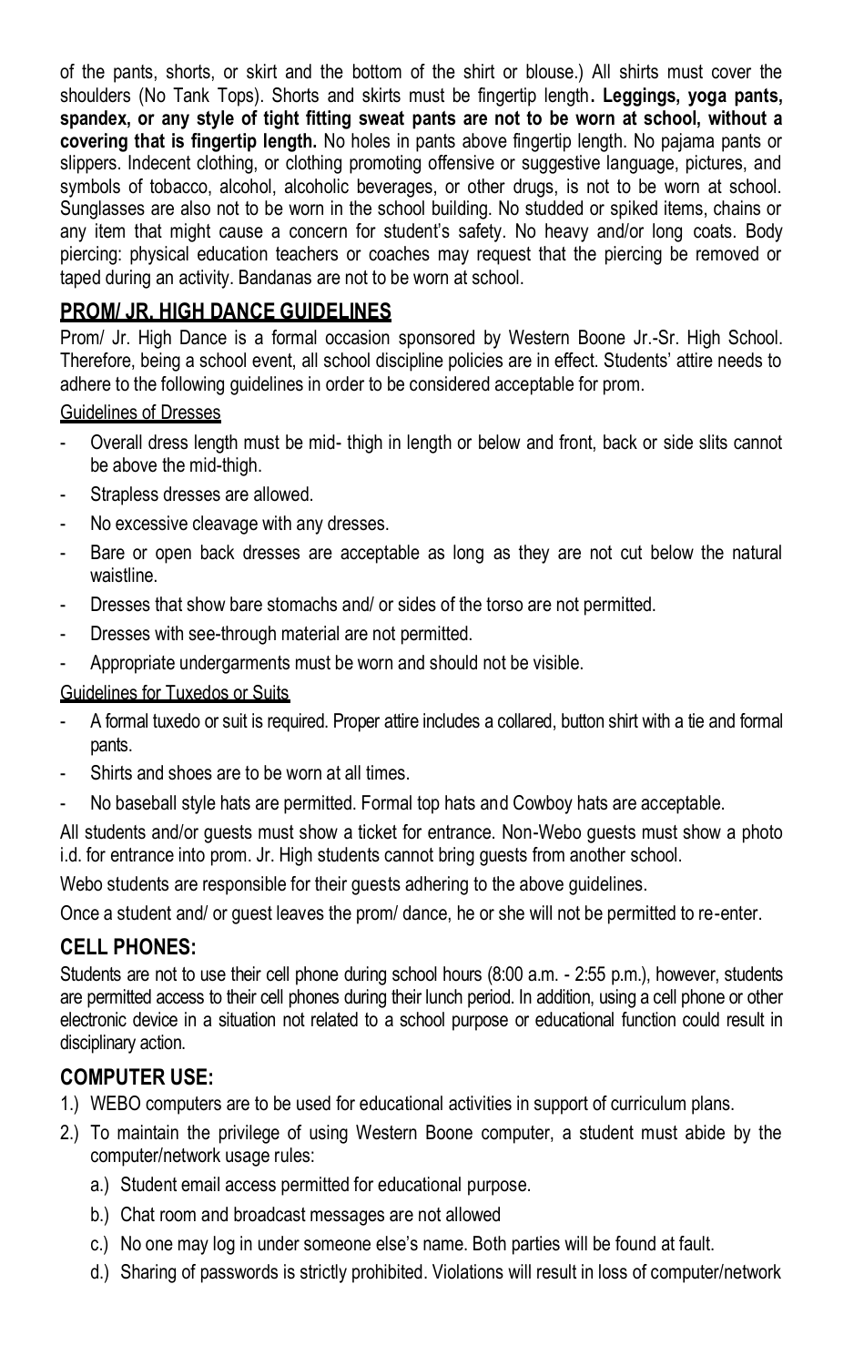of the pants, shorts, or skirt and the bottom of the shirt or blouse.) All shirts must cover the shoulders (No Tank Tops). Shorts and skirts must be fingertip length. **Leggings, yoga pants, spandex, or any style of tight fitting sweat pants are not to be worn at school, without a covering that is fingertip length.** No holes in pants above fingertip length. No pajama pants or slippers. Indecent clothing, or clothing promoting offensive or suggestive language, pictures, and symbols of tobacco, alcohol, alcoholic beverages, or other drugs, is not to be worn at school. Sunglasses are also not to be worn in the school building. No studded or spiked items, chains or any item that might cause a concern for student's safety. No heavy and/or long coats. Body piercing: physical education teachers or coaches may request that the piercing be removed or taped during an activity. Bandanas are not to be worn at school.

## PROM/ JR. HIGH DANCE GUIDELINES

Prom/ Jr. High Dance is a formal occasion sponsored by Western Boone Jr.-Sr. High School. Therefore, being a school event, all school discipline policies are in effect. Students' attire needs to adhere to the following guidelines in order to be considered acceptable for prom.

Guidelines of Dresses

- Overall dress length must be mid- thigh in length or below and front, back or side slits cannot be above the mid-thigh.
- Strapless dresses are allowed.
- No excessive cleavage with any dresses.
- Bare or open back dresses are acceptable as long as they are not cut below the natural waistline.
- Dresses that show bare stomachs and/ or sides of the torso are not permitted.
- Dresses with see-through material are not permitted.
- Appropriate undergarments must be worn and should not be visible.

Guidelines for Tuxedos or Suits

- A formal tuxedo or suit is required. Proper attire includes a collared, button shirt with a tie and formal pants.
- Shirts and shoes are to be worn at all times.
- No baseball style hats are permitted. Formal top hats and Cowboy hats are acceptable.

All students and/or guests must show a ticket for entrance. Non-Webo guests must show a photo i.d. for entrance into prom. Jr. High students cannot bring guests from another school.

Webo students are responsible for their guests adhering to the above guidelines.

Once a student and/ or guest leaves the prom/ dance, he or she will not be permitted to re-enter.

## CELL PHONES:

Students are not to use their cell phone during school hours (8:00 a.m. - 2:55 p.m.), however, students are permitted access to their cell phones during their lunch period. In addition, using a cell phone or other electronic device in a situation not related to a school purpose or educational function could result in disciplinary action.

## COMPUTER USE:

1.) WEBO computers are to be used for educational activities in support of curriculum plans.
2.) To maintain the privilege of using Western Boone computer, a student must abide by the computer/network usage rules:
    a.) Student email access permitted for educational purpose.
    b.) Chat room and broadcast messages are not allowed
    c.) No one may log in under someone else's name. Both parties will be found at fault.
    d.) Sharing of passwords is strictly prohibited. Violations will result in loss of computer/network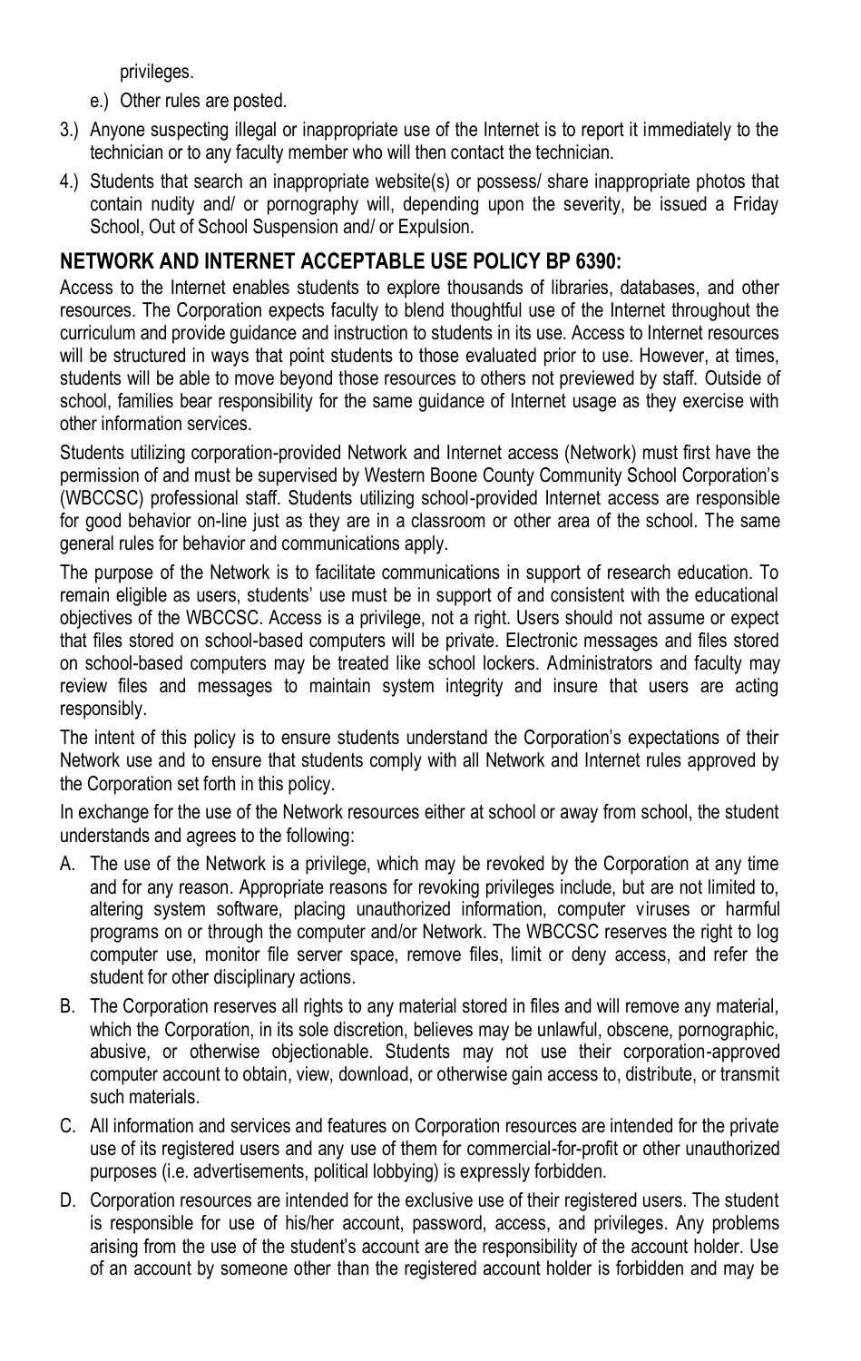privileges.

e.) Other rules are posted.

3.) Anyone suspecting illegal or inappropriate use of the Internet is to report it immediately to the technician or to any faculty member who will then contact the technician.

4.) Students that search an inappropriate website(s) or possess/ share inappropriate photos that contain nudity and/ or pornography will, depending upon the severity, be issued a Friday School, Out of School Suspension and/ or Expulsion.

## NETWORK AND INTERNET ACCEPTABLE USE POLICY BP 6390:

Access to the Internet enables students to explore thousands of libraries, databases, and other resources. The Corporation expects faculty to blend thoughtful use of the Internet throughout the curriculum and provide guidance and instruction to students in its use. Access to Internet resources will be structured in ways that point students to those evaluated prior to use. However, at times, students will be able to move beyond those resources to others not previewed by staff. Outside of school, families bear responsibility for the same guidance of Internet usage as they exercise with other information services.

Students utilizing corporation-provided Network and Internet access (Network) must first have the permission of and must be supervised by Western Boone County Community School Corporation's (WBCCSC) professional staff. Students utilizing school-provided Internet access are responsible for good behavior on-line just as they are in a classroom or other area of the school. The same general rules for behavior and communications apply.

The purpose of the Network is to facilitate communications in support of research education. To remain eligible as users, students' use must be in support of and consistent with the educational objectives of the WBCCSC. Access is a privilege, not a right. Users should not assume or expect that files stored on school-based computers will be private. Electronic messages and files stored on school-based computers may be treated like school lockers. Administrators and faculty may review files and messages to maintain system integrity and insure that users are acting responsibly.

The intent of this policy is to ensure students understand the Corporation's expectations of their Network use and to ensure that students comply with all Network and Internet rules approved by the Corporation set forth in this policy.

In exchange for the use of the Network resources either at school or away from school, the student understands and agrees to the following:

A. The use of the Network is a privilege, which may be revoked by the Corporation at any time and for any reason. Appropriate reasons for revoking privileges include, but are not limited to, altering system software, placing unauthorized information, computer viruses or harmful programs on or through the computer and/or Network. The WBCCSC reserves the right to log computer use, monitor file server space, remove files, limit or deny access, and refer the student for other disciplinary actions.

B. The Corporation reserves all rights to any material stored in files and will remove any material, which the Corporation, in its sole discretion, believes may be unlawful, obscene, pornographic, abusive, or otherwise objectionable. Students may not use their corporation-approved computer account to obtain, view, download, or otherwise gain access to, distribute, or transmit such materials.

C. All information and services and features on Corporation resources are intended for the private use of its registered users and any use of them for commercial-for-profit or other unauthorized purposes (i.e. advertisements, political lobbying) is expressly forbidden.

D. Corporation resources are intended for the exclusive use of their registered users. The student is responsible for use of his/her account, password, access, and privileges. Any problems arising from the use of the student's account are the responsibility of the account holder. Use of an account by someone other than the registered account holder is forbidden and may be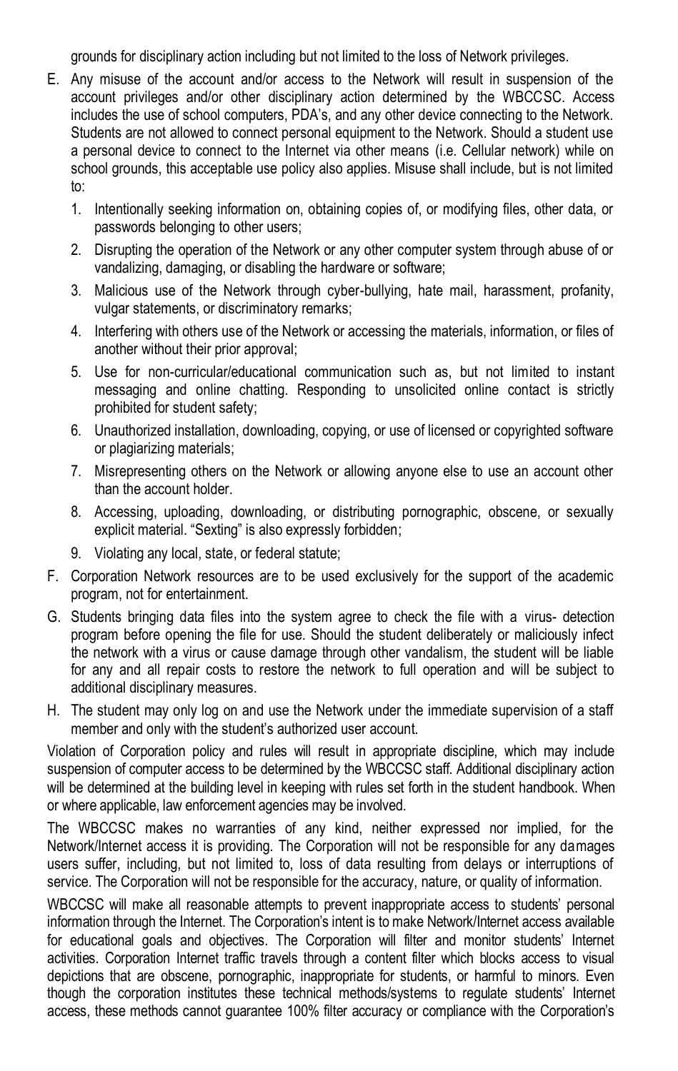grounds for disciplinary action including but not limited to the loss of Network privileges.

E. Any misuse of the account and/or access to the Network will result in suspension of the account privileges and/or other disciplinary action determined by the WBCCSC. Access includes the use of school computers, PDA's, and any other device connecting to the Network. Students are not allowed to connect personal equipment to the Network. Should a student use a personal device to connect to the Internet via other means (i.e. Cellular network) while on school grounds, this acceptable use policy also applies. Misuse shall include, but is not limited to:

   1. Intentionally seeking information on, obtaining copies of, or modifying files, other data, or passwords belonging to other users;
   2. Disrupting the operation of the Network or any other computer system through abuse of or vandalizing, damaging, or disabling the hardware or software;
   3. Malicious use of the Network through cyber-bullying, hate mail, harassment, profanity, vulgar statements, or discriminatory remarks;
   4. Interfering with others use of the Network or accessing the materials, information, or files of another without their prior approval;
   5. Use for non-curricular/educational communication such as, but not limited to instant messaging and online chatting. Responding to unsolicited online contact is strictly prohibited for student safety;
   6. Unauthorized installation, downloading, copying, or use of licensed or copyrighted software or plagiarizing materials;
   7. Misrepresenting others on the Network or allowing anyone else to use an account other than the account holder.
   8. Accessing, uploading, downloading, or distributing pornographic, obscene, or sexually explicit material. "Sexting" is also expressly forbidden;
   9. Violating any local, state, or federal statute;

F. Corporation Network resources are to be used exclusively for the support of the academic program, not for entertainment.

G. Students bringing data files into the system agree to check the file with a virus- detection program before opening the file for use. Should the student deliberately or maliciously infect the network with a virus or cause damage through other vandalism, the student will be liable for any and all repair costs to restore the network to full operation and will be subject to additional disciplinary measures.

H. The student may only log on and use the Network under the immediate supervision of a staff member and only with the student's authorized user account.

Violation of Corporation policy and rules will result in appropriate discipline, which may include suspension of computer access to be determined by the WBCCSC staff. Additional disciplinary action will be determined at the building level in keeping with rules set forth in the student handbook. When or where applicable, law enforcement agencies may be involved.

The WBCCSC makes no warranties of any kind, neither expressed nor implied, for the Network/Internet access it is providing. The Corporation will not be responsible for any damages users suffer, including, but not limited to, loss of data resulting from delays or interruptions of service. The Corporation will not be responsible for the accuracy, nature, or quality of information.

WBCCSC will make all reasonable attempts to prevent inappropriate access to students' personal information through the Internet. The Corporation's intent is to make Network/Internet access available for educational goals and objectives. The Corporation will filter and monitor students' Internet activities. Corporation Internet traffic travels through a content filter which blocks access to visual depictions that are obscene, pornographic, inappropriate for students, or harmful to minors. Even though the corporation institutes these technical methods/systems to regulate students' Internet access, these methods cannot guarantee 100% filter accuracy or compliance with the Corporation's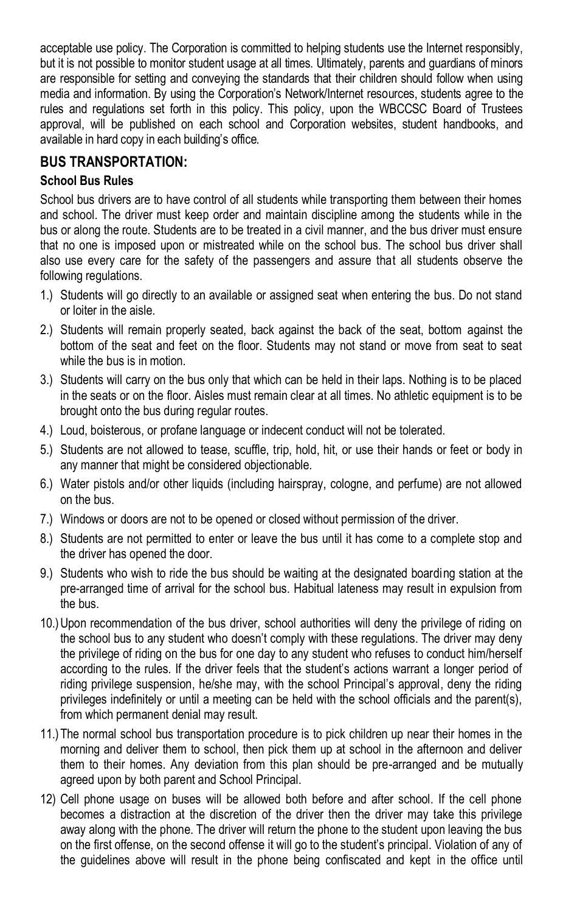acceptable use policy. The Corporation is committed to helping students use the Internet responsibly, but it is not possible to monitor student usage at all times. Ultimately, parents and guardians of minors are responsible for setting and conveying the standards that their children should follow when using media and information. By using the Corporation's Network/Internet resources, students agree to the rules and regulations set forth in this policy. This policy, upon the WBCCSC Board of Trustees approval, will be published on each school and Corporation websites, student handbooks, and available in hard copy in each building's office.

## BUS TRANSPORTATION:

### School Bus Rules

School bus drivers are to have control of all students while transporting them between their homes and school. The driver must keep order and maintain discipline among the students while in the bus or along the route. Students are to be treated in a civil manner, and the bus driver must ensure that no one is imposed upon or mistreated while on the school bus. The school bus driver shall also use every care for the safety of the passengers and assure that all students observe the following regulations.

1.) Students will go directly to an available or assigned seat when entering the bus. Do not stand or loiter in the aisle.

2.) Students will remain properly seated, back against the back of the seat, bottom against the bottom of the seat and feet on the floor. Students may not stand or move from seat to seat while the bus is in motion.

3.) Students will carry on the bus only that which can be held in their laps. Nothing is to be placed in the seats or on the floor. Aisles must remain clear at all times. No athletic equipment is to be brought onto the bus during regular routes.

4.) Loud, boisterous, or profane language or indecent conduct will not be tolerated.

5.) Students are not allowed to tease, scuffle, trip, hold, hit, or use their hands or feet or body in any manner that might be considered objectionable.

6.) Water pistols and/or other liquids (including hairspray, cologne, and perfume) are not allowed on the bus.

7.) Windows or doors are not to be opened or closed without permission of the driver.

8.) Students are not permitted to enter or leave the bus until it has come to a complete stop and the driver has opened the door.

9.) Students who wish to ride the bus should be waiting at the designated boarding station at the pre-arranged time of arrival for the school bus. Habitual lateness may result in expulsion from the bus.

10.) Upon recommendation of the bus driver, school authorities will deny the privilege of riding on the school bus to any student who doesn't comply with these regulations. The driver may deny the privilege of riding on the bus for one day to any student who refuses to conduct him/herself according to the rules. If the driver feels that the student's actions warrant a longer period of riding privilege suspension, he/she may, with the school Principal's approval, deny the riding privileges indefinitely or until a meeting can be held with the school officials and the parent(s), from which permanent denial may result.

11.) The normal school bus transportation procedure is to pick children up near their homes in the morning and deliver them to school, then pick them up at school in the afternoon and deliver them to their homes. Any deviation from this plan should be pre-arranged and be mutually agreed upon by both parent and School Principal.

12) Cell phone usage on buses will be allowed both before and after school. If the cell phone becomes a distraction at the discretion of the driver then the driver may take this privilege away along with the phone. The driver will return the phone to the student upon leaving the bus on the first offense, on the second offense it will go to the student's principal. Violation of any of the guidelines above will result in the phone being confiscated and kept in the office until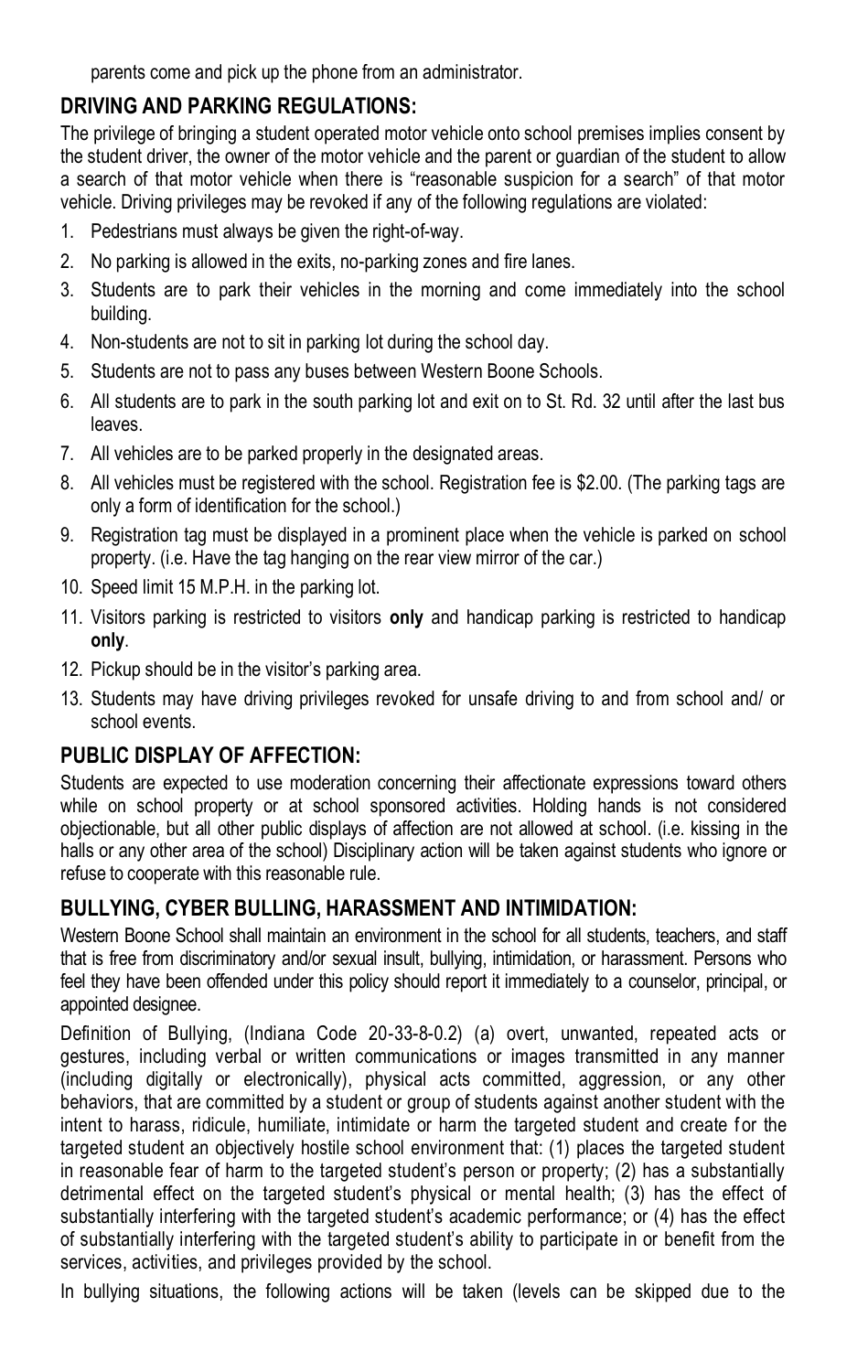parents come and pick up the phone from an administrator.

## DRIVING AND PARKING REGULATIONS:

The privilege of bringing a student operated motor vehicle onto school premises implies consent by the student driver, the owner of the motor vehicle and the parent or guardian of the student to allow a search of that motor vehicle when there is "reasonable suspicion for a search" of that motor vehicle. Driving privileges may be revoked if any of the following regulations are violated:

1. Pedestrians must always be given the right-of-way.
2. No parking is allowed in the exits, no-parking zones and fire lanes.
3. Students are to park their vehicles in the morning and come immediately into the school building.
4. Non-students are not to sit in parking lot during the school day.
5. Students are not to pass any buses between Western Boone Schools.
6. All students are to park in the south parking lot and exit on to St. Rd. 32 until after the last bus leaves.
7. All vehicles are to be parked properly in the designated areas.
8. All vehicles must be registered with the school. Registration fee is $2.00. (The parking tags are only a form of identification for the school.)
9. Registration tag must be displayed in a prominent place when the vehicle is parked on school property. (i.e. Have the tag hanging on the rear view mirror of the car.)
10. Speed limit 15 M.P.H. in the parking lot.
11. Visitors parking is restricted to visitors **only** and handicap parking is restricted to handicap **only**.
12. Pickup should be in the visitor's parking area.
13. Students may have driving privileges revoked for unsafe driving to and from school and/ or school events.

## PUBLIC DISPLAY OF AFFECTION:

Students are expected to use moderation concerning their affectionate expressions toward others while on school property or at school sponsored activities. Holding hands is not considered objectionable, but all other public displays of affection are not allowed at school. (i.e. kissing in the halls or any other area of the school) Disciplinary action will be taken against students who ignore or refuse to cooperate with this reasonable rule.

## BULLYING, CYBER BULLING, HARASSMENT AND INTIMIDATION:

Western Boone School shall maintain an environment in the school for all students, teachers, and staff that is free from discriminatory and/or sexual insult, bullying, intimidation, or harassment. Persons who feel they have been offended under this policy should report it immediately to a counselor, principal, or appointed designee.

Definition of Bullying, (Indiana Code 20-33-8-0.2) (a) overt, unwanted, repeated acts or gestures, including verbal or written communications or images transmitted in any manner (including digitally or electronically), physical acts committed, aggression, or any other behaviors, that are committed by a student or group of students against another student with the intent to harass, ridicule, humiliate, intimidate or harm the targeted student and create for the targeted student an objectively hostile school environment that: (1) places the targeted student in reasonable fear of harm to the targeted student's person or property; (2) has a substantially detrimental effect on the targeted student's physical or mental health; (3) has the effect of substantially interfering with the targeted student's academic performance; or (4) has the effect of substantially interfering with the targeted student's ability to participate in or benefit from the services, activities, and privileges provided by the school.

In bullying situations, the following actions will be taken (levels can be skipped due to the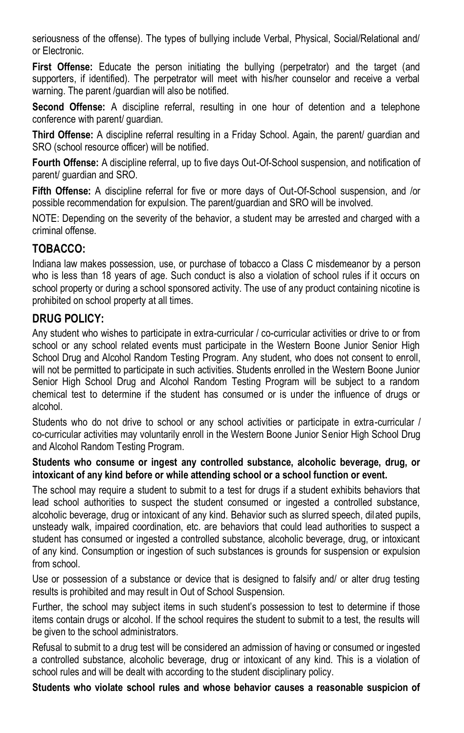seriousness of the offense). The types of bullying include Verbal, Physical, Social/Relational and/ or Electronic.

**First Offense:** Educate the person initiating the bullying (perpetrator) and the target (and supporters, if identified). The perpetrator will meet with his/her counselor and receive a verbal warning. The parent /guardian will also be notified.

**Second Offense:** A discipline referral, resulting in one hour of detention and a telephone conference with parent/ guardian.

**Third Offense:** A discipline referral resulting in a Friday School. Again, the parent/ guardian and SRO (school resource officer) will be notified.

**Fourth Offense:** A discipline referral, up to five days Out-Of-School suspension, and notification of parent/ guardian and SRO.

**Fifth Offense:** A discipline referral for five or more days of Out-Of-School suspension, and /or possible recommendation for expulsion. The parent/guardian and SRO will be involved.

NOTE: Depending on the severity of the behavior, a student may be arrested and charged with a criminal offense.

## TOBACCO:

Indiana law makes possession, use, or purchase of tobacco a Class C misdemeanor by a person who is less than 18 years of age. Such conduct is also a violation of school rules if it occurs on school property or during a school sponsored activity. The use of any product containing nicotine is prohibited on school property at all times.

## DRUG POLICY:

Any student who wishes to participate in extra-curricular / co-curricular activities or drive to or from school or any school related events must participate in the Western Boone Junior Senior High School Drug and Alcohol Random Testing Program. Any student, who does not consent to enroll, will not be permitted to participate in such activities. Students enrolled in the Western Boone Junior Senior High School Drug and Alcohol Random Testing Program will be subject to a random chemical test to determine if the student has consumed or is under the influence of drugs or alcohol.

Students who do not drive to school or any school activities or participate in extra-curricular / co-curricular activities may voluntarily enroll in the Western Boone Junior Senior High School Drug and Alcohol Random Testing Program.

**Students who consume or ingest any controlled substance, alcoholic beverage, drug, or intoxicant of any kind before or while attending school or a school function or event.**

The school may require a student to submit to a test for drugs if a student exhibits behaviors that lead school authorities to suspect the student consumed or ingested a controlled substance, alcoholic beverage, drug or intoxicant of any kind. Behavior such as slurred speech, dilated pupils, unsteady walk, impaired coordination, etc. are behaviors that could lead authorities to suspect a student has consumed or ingested a controlled substance, alcoholic beverage, drug, or intoxicant of any kind. Consumption or ingestion of such substances is grounds for suspension or expulsion from school.

Use or possession of a substance or device that is designed to falsify and/ or alter drug testing results is prohibited and may result in Out of School Suspension.

Further, the school may subject items in such student's possession to test to determine if those items contain drugs or alcohol. If the school requires the student to submit to a test, the results will be given to the school administrators.

Refusal to submit to a drug test will be considered an admission of having or consumed or ingested a controlled substance, alcoholic beverage, drug or intoxicant of any kind. This is a violation of school rules and will be dealt with according to the student disciplinary policy.

**Students who violate school rules and whose behavior causes a reasonable suspicion of**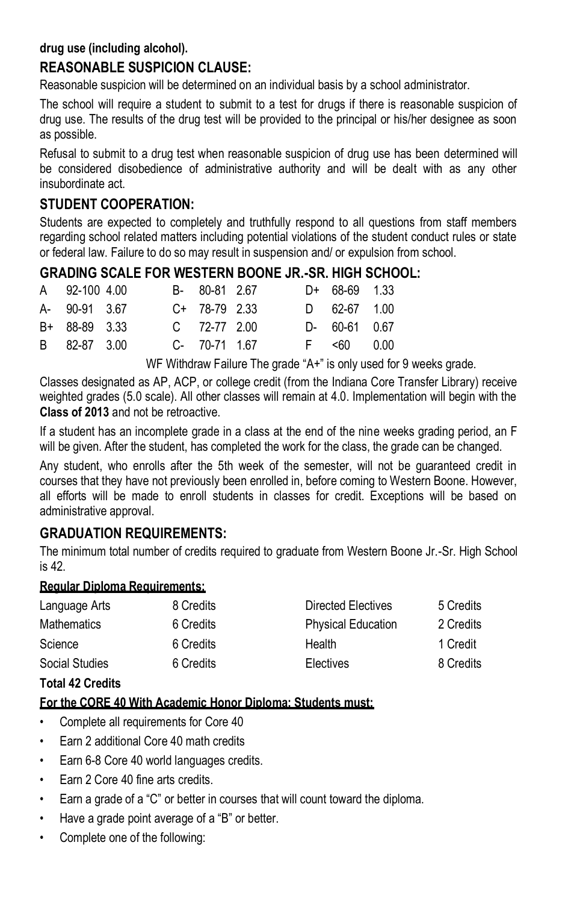**drug use (including alcohol).**

## REASONABLE SUSPICION CLAUSE:

Reasonable suspicion will be determined on an individual basis by a school administrator.

The school will require a student to submit to a test for drugs if there is reasonable suspicion of drug use. The results of the drug test will be provided to the principal or his/her designee as soon as possible.

Refusal to submit to a drug test when reasonable suspicion of drug use has been determined will be considered disobedience of administrative authority and will be dealt with as any other insubordinate act.

## STUDENT COOPERATION:

Students are expected to completely and truthfully respond to all questions from staff members regarding school related matters including potential violations of the student conduct rules or state or federal law. Failure to do so may result in suspension and/ or expulsion from school.

## GRADING SCALE FOR WESTERN BOONE JR.-SR. HIGH SCHOOL:

| Grade | Range | Points | Grade | Range | Points | Grade | Range | Points |
|---|---|---|---|---|---|---|---|---|
| A | 92-100 | 4.00 | B- | 80-81 | 2.67 | D+ | 68-69 | 1.33 |
| A- | 90-91 | 3.67 | C+ | 78-79 | 2.33 | D | 62-67 | 1.00 |
| B+ | 88-89 | 3.33 | C | 72-77 | 2.00 | D- | 60-61 | 0.67 |
| B | 82-87 | 3.00 | C- | 70-71 | 1.67 | F | <60 | 0.00 |

WF Withdraw Failure The grade "A+" is only used for 9 weeks grade.

Classes designated as AP, ACP, or college credit (from the Indiana Core Transfer Library) receive weighted grades (5.0 scale). All other classes will remain at 4.0. Implementation will begin with the **Class of 2013** and not be retroactive.

If a student has an incomplete grade in a class at the end of the nine weeks grading period, an F will be given. After the student, has completed the work for the class, the grade can be changed.

Any student, who enrolls after the 5th week of the semester, will not be guaranteed credit in courses that they have not previously been enrolled in, before coming to Western Boone. However, all efforts will be made to enroll students in classes for credit. Exceptions will be based on administrative approval.

## GRADUATION REQUIREMENTS:

The minimum total number of credits required to graduate from Western Boone Jr.-Sr. High School is 42.

**Regular Diploma Requirements:**

| Subject | Credits | Subject | Credits |
|---|---|---|---|
| Language Arts | 8 Credits | Directed Electives | 5 Credits |
| Mathematics | 6 Credits | Physical Education | 2 Credits |
| Science | 6 Credits | Health | 1 Credit |
| Social Studies | 6 Credits | Electives | 8 Credits |

**Total 42 Credits**

**For the CORE 40 With Academic Honor Diploma: Students must:**

- Complete all requirements for Core 40
- Earn 2 additional Core 40 math credits
- Earn 6-8 Core 40 world languages credits.
- Earn 2 Core 40 fine arts credits.
- Earn a grade of a "C" or better in courses that will count toward the diploma.
- Have a grade point average of a "B" or better.
- Complete one of the following: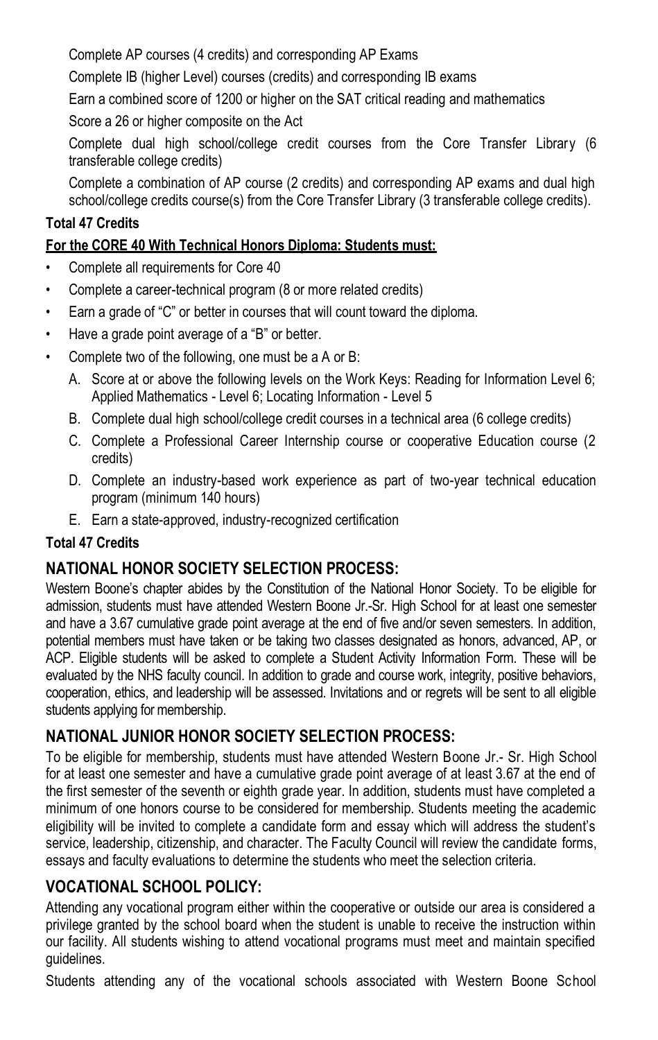Complete AP courses (4 credits) and corresponding AP Exams

Complete IB (higher Level) courses (credits) and corresponding IB exams

Earn a combined score of 1200 or higher on the SAT critical reading and mathematics

Score a 26 or higher composite on the Act

Complete dual high school/college credit courses from the Core Transfer Library (6 transferable college credits)

Complete a combination of AP course (2 credits) and corresponding AP exams and dual high school/college credits course(s) from the Core Transfer Library (3 transferable college credits).

**Total 47 Credits**

**For the CORE 40 With Technical Honors Diploma: Students must:**

- Complete all requirements for Core 40
- Complete a career-technical program (8 or more related credits)
- Earn a grade of "C" or better in courses that will count toward the diploma.
- Have a grade point average of a "B" or better.
- Complete two of the following, one must be a A or B:
  A. Score at or above the following levels on the Work Keys: Reading for Information Level 6; Applied Mathematics - Level 6; Locating Information - Level 5
  B. Complete dual high school/college credit courses in a technical area (6 college credits)
  C. Complete a Professional Career Internship course or cooperative Education course (2 credits)
  D. Complete an industry-based work experience as part of two-year technical education program (minimum 140 hours)
  E. Earn a state-approved, industry-recognized certification

**Total 47 Credits**

## NATIONAL HONOR SOCIETY SELECTION PROCESS:

Western Boone's chapter abides by the Constitution of the National Honor Society. To be eligible for admission, students must have attended Western Boone Jr.-Sr. High School for at least one semester and have a 3.67 cumulative grade point average at the end of five and/or seven semesters. In addition, potential members must have taken or be taking two classes designated as honors, advanced, AP, or ACP. Eligible students will be asked to complete a Student Activity Information Form. These will be evaluated by the NHS faculty council. In addition to grade and course work, integrity, positive behaviors, cooperation, ethics, and leadership will be assessed. Invitations and or regrets will be sent to all eligible students applying for membership.

## NATIONAL JUNIOR HONOR SOCIETY SELECTION PROCESS:

To be eligible for membership, students must have attended Western Boone Jr.- Sr. High School for at least one semester and have a cumulative grade point average of at least 3.67 at the end of the first semester of the seventh or eighth grade year. In addition, students must have completed a minimum of one honors course to be considered for membership. Students meeting the academic eligibility will be invited to complete a candidate form and essay which will address the student's service, leadership, citizenship, and character. The Faculty Council will review the candidate forms, essays and faculty evaluations to determine the students who meet the selection criteria.

## VOCATIONAL SCHOOL POLICY:

Attending any vocational program either within the cooperative or outside our area is considered a privilege granted by the school board when the student is unable to receive the instruction within our facility. All students wishing to attend vocational programs must meet and maintain specified guidelines.

Students attending any of the vocational schools associated with Western Boone School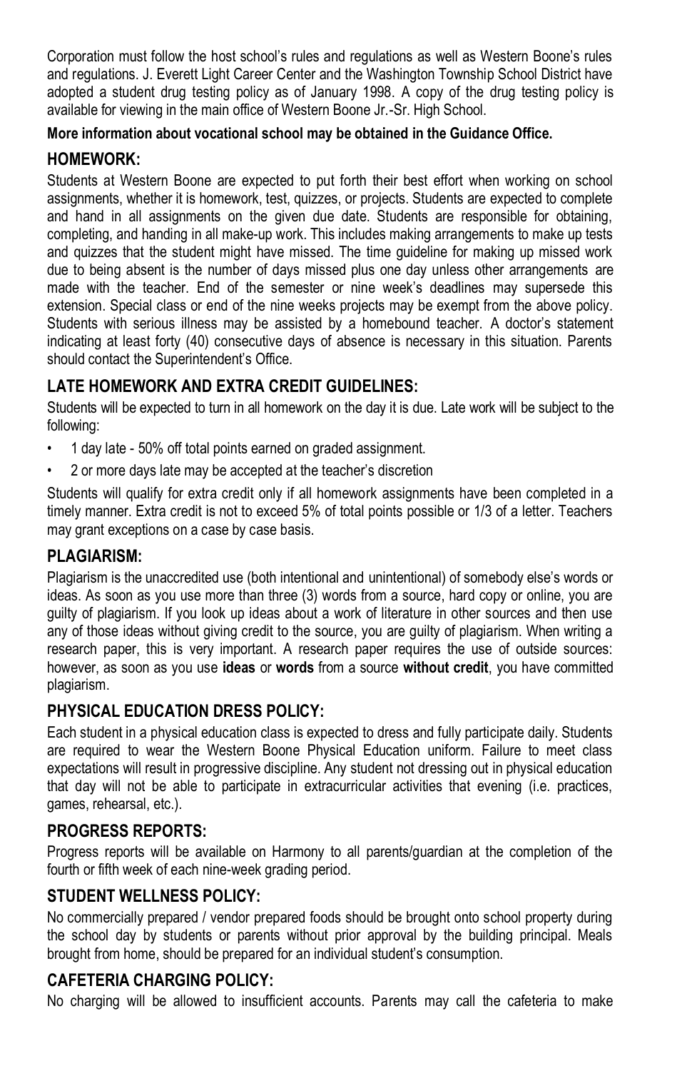Corporation must follow the host school's rules and regulations as well as Western Boone's rules and regulations. J. Everett Light Career Center and the Washington Township School District have adopted a student drug testing policy as of January 1998. A copy of the drug testing policy is available for viewing in the main office of Western Boone Jr.-Sr. High School.

**More information about vocational school may be obtained in the Guidance Office.**

## HOMEWORK:

Students at Western Boone are expected to put forth their best effort when working on school assignments, whether it is homework, test, quizzes, or projects. Students are expected to complete and hand in all assignments on the given due date. Students are responsible for obtaining, completing, and handing in all make-up work. This includes making arrangements to make up tests and quizzes that the student might have missed. The time guideline for making up missed work due to being absent is the number of days missed plus one day unless other arrangements are made with the teacher. End of the semester or nine week's deadlines may supersede this extension. Special class or end of the nine weeks projects may be exempt from the above policy. Students with serious illness may be assisted by a homebound teacher. A doctor's statement indicating at least forty (40) consecutive days of absence is necessary in this situation. Parents should contact the Superintendent's Office.

## LATE HOMEWORK AND EXTRA CREDIT GUIDELINES:

Students will be expected to turn in all homework on the day it is due. Late work will be subject to the following:

- 1 day late - 50% off total points earned on graded assignment.
- 2 or more days late may be accepted at the teacher's discretion

Students will qualify for extra credit only if all homework assignments have been completed in a timely manner. Extra credit is not to exceed 5% of total points possible or 1/3 of a letter. Teachers may grant exceptions on a case by case basis.

## PLAGIARISM:

Plagiarism is the unaccredited use (both intentional and unintentional) of somebody else's words or ideas. As soon as you use more than three (3) words from a source, hard copy or online, you are guilty of plagiarism. If you look up ideas about a work of literature in other sources and then use any of those ideas without giving credit to the source, you are guilty of plagiarism. When writing a research paper, this is very important. A research paper requires the use of outside sources: however, as soon as you use **ideas** or **words** from a source **without credit**, you have committed plagiarism.

## PHYSICAL EDUCATION DRESS POLICY:

Each student in a physical education class is expected to dress and fully participate daily. Students are required to wear the Western Boone Physical Education uniform. Failure to meet class expectations will result in progressive discipline. Any student not dressing out in physical education that day will not be able to participate in extracurricular activities that evening (i.e. practices, games, rehearsal, etc.).

## PROGRESS REPORTS:

Progress reports will be available on Harmony to all parents/guardian at the completion of the fourth or fifth week of each nine-week grading period.

## STUDENT WELLNESS POLICY:

No commercially prepared / vendor prepared foods should be brought onto school property during the school day by students or parents without prior approval by the building principal. Meals brought from home, should be prepared for an individual student's consumption.

## CAFETERIA CHARGING POLICY:

No charging will be allowed to insufficient accounts. Parents may call the cafeteria to make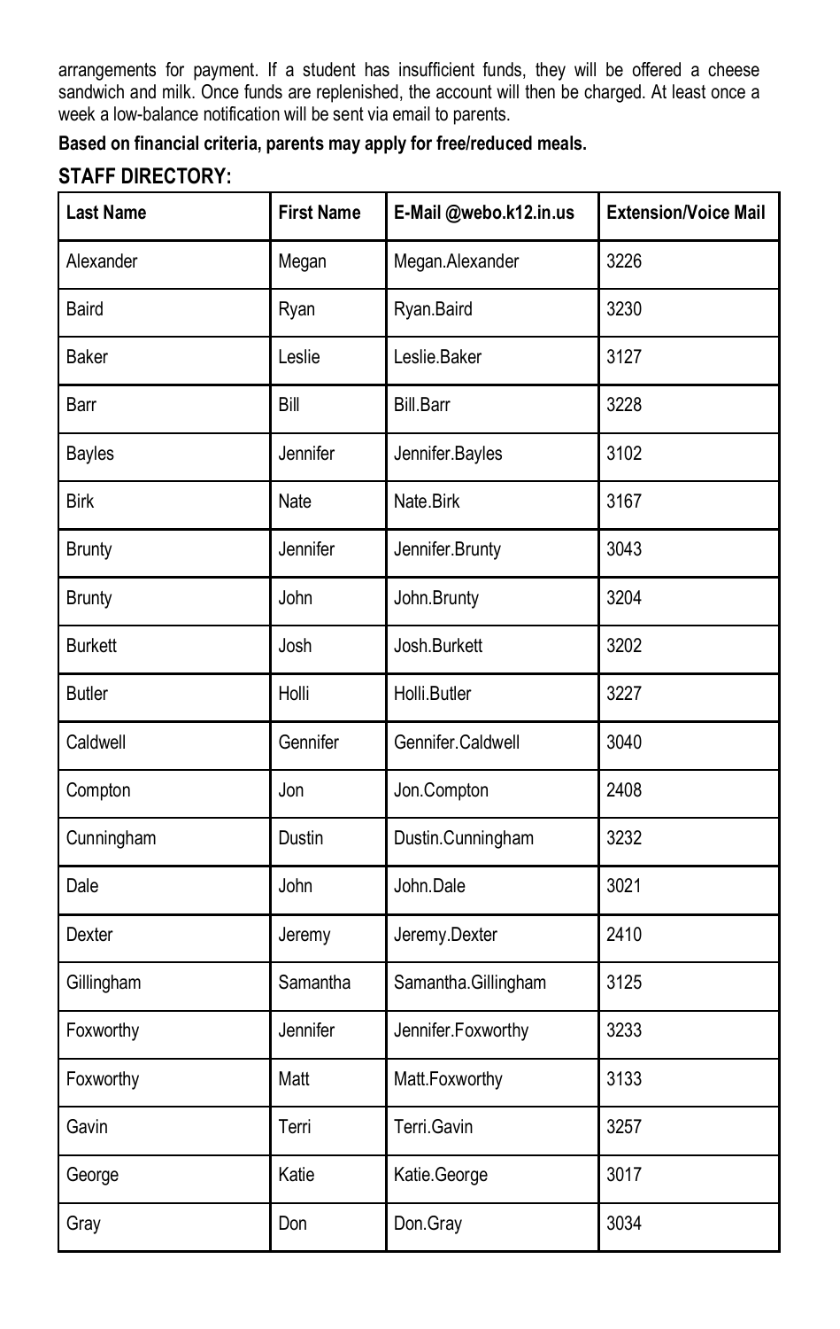arrangements for payment. If a student has insufficient funds, they will be offered a cheese sandwich and milk. Once funds are replenished, the account will then be charged. At least once a week a low-balance notification will be sent via email to parents.

**Based on financial criteria, parents may apply for free/reduced meals.**

## STAFF DIRECTORY:

| Last Name | First Name | E-Mail @webo.k12.in.us | Extension/Voice Mail |
|---|---|---|---|
| Alexander | Megan | Megan.Alexander | 3226 |
| Baird | Ryan | Ryan.Baird | 3230 |
| Baker | Leslie | Leslie.Baker | 3127 |
| Barr | Bill | Bill.Barr | 3228 |
| Bayles | Jennifer | Jennifer.Bayles | 3102 |
| Birk | Nate | Nate.Birk | 3167 |
| Brunty | Jennifer | Jennifer.Brunty | 3043 |
| Brunty | John | John.Brunty | 3204 |
| Burkett | Josh | Josh.Burkett | 3202 |
| Butler | Holli | Holli.Butler | 3227 |
| Caldwell | Gennifer | Gennifer.Caldwell | 3040 |
| Compton | Jon | Jon.Compton | 2408 |
| Cunningham | Dustin | Dustin.Cunningham | 3232 |
| Dale | John | John.Dale | 3021 |
| Dexter | Jeremy | Jeremy.Dexter | 2410 |
| Gillingham | Samantha | Samantha.Gillingham | 3125 |
| Foxworthy | Jennifer | Jennifer.Foxworthy | 3233 |
| Foxworthy | Matt | Matt.Foxworthy | 3133 |
| Gavin | Terri | Terri.Gavin | 3257 |
| George | Katie | Katie.George | 3017 |
| Gray | Don | Don.Gray | 3034 |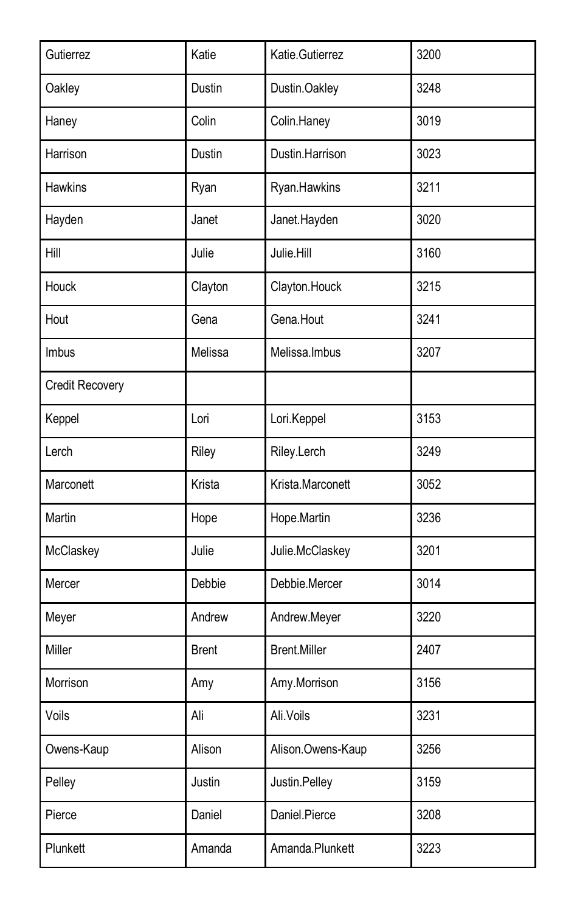| Gutierrez | Katie | Katie.Gutierrez | 3200 |
|---|---|---|---|
| Oakley | Dustin | Dustin.Oakley | 3248 |
| Haney | Colin | Colin.Haney | 3019 |
| Harrison | Dustin | Dustin.Harrison | 3023 |
| Hawkins | Ryan | Ryan.Hawkins | 3211 |
| Hayden | Janet | Janet.Hayden | 3020 |
| Hill | Julie | Julie.Hill | 3160 |
| Houck | Clayton | Clayton.Houck | 3215 |
| Hout | Gena | Gena.Hout | 3241 |
| Imbus | Melissa | Melissa.Imbus | 3207 |
| Credit Recovery | | | |
| Keppel | Lori | Lori.Keppel | 3153 |
| Lerch | Riley | Riley.Lerch | 3249 |
| Marconett | Krista | Krista.Marconett | 3052 |
| Martin | Hope | Hope.Martin | 3236 |
| McClaskey | Julie | Julie.McClaskey | 3201 |
| Mercer | Debbie | Debbie.Mercer | 3014 |
| Meyer | Andrew | Andrew.Meyer | 3220 |
| Miller | Brent | Brent.Miller | 2407 |
| Morrison | Amy | Amy.Morrison | 3156 |
| Voils | Ali | Ali.Voils | 3231 |
| Owens-Kaup | Alison | Alison.Owens-Kaup | 3256 |
| Pelley | Justin | Justin.Pelley | 3159 |
| Pierce | Daniel | Daniel.Pierce | 3208 |
| Plunkett | Amanda | Amanda.Plunkett | 3223 |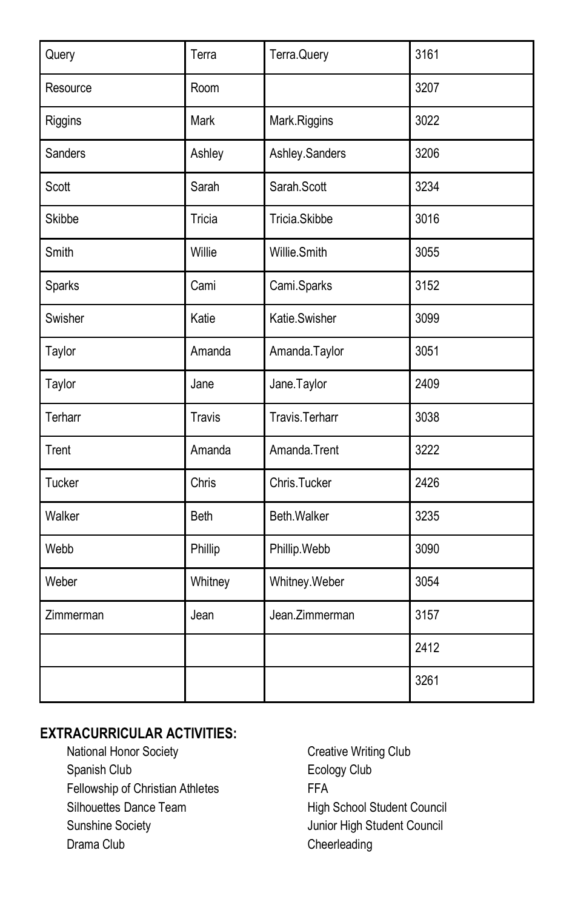| Query | Terra | Terra.Query | 3161 |
|---|---|---|---|
| Resource | Room | | 3207 |
| Riggins | Mark | Mark.Riggins | 3022 |
| Sanders | Ashley | Ashley.Sanders | 3206 |
| Scott | Sarah | Sarah.Scott | 3234 |
| Skibbe | Tricia | Tricia.Skibbe | 3016 |
| Smith | Willie | Willie.Smith | 3055 |
| Sparks | Cami | Cami.Sparks | 3152 |
| Swisher | Katie | Katie.Swisher | 3099 |
| Taylor | Amanda | Amanda.Taylor | 3051 |
| Taylor | Jane | Jane.Taylor | 2409 |
| Terharr | Travis | Travis.Terharr | 3038 |
| Trent | Amanda | Amanda.Trent | 3222 |
| Tucker | Chris | Chris.Tucker | 2426 |
| Walker | Beth | Beth.Walker | 3235 |
| Webb | Phillip | Phillip.Webb | 3090 |
| Weber | Whitney | Whitney.Weber | 3054 |
| Zimmerman | Jean | Jean.Zimmerman | 3157 |
| | | | 2412 |
| | | | 3261 |

**EXTRACURRICULAR ACTIVITIES:**

- National Honor Society
- Spanish Club
- Fellowship of Christian Athletes
- Silhouettes Dance Team
- Sunshine Society
- Drama Club
- Creative Writing Club
- Ecology Club
- FFA
- High School Student Council
- Junior High Student Council
- Cheerleading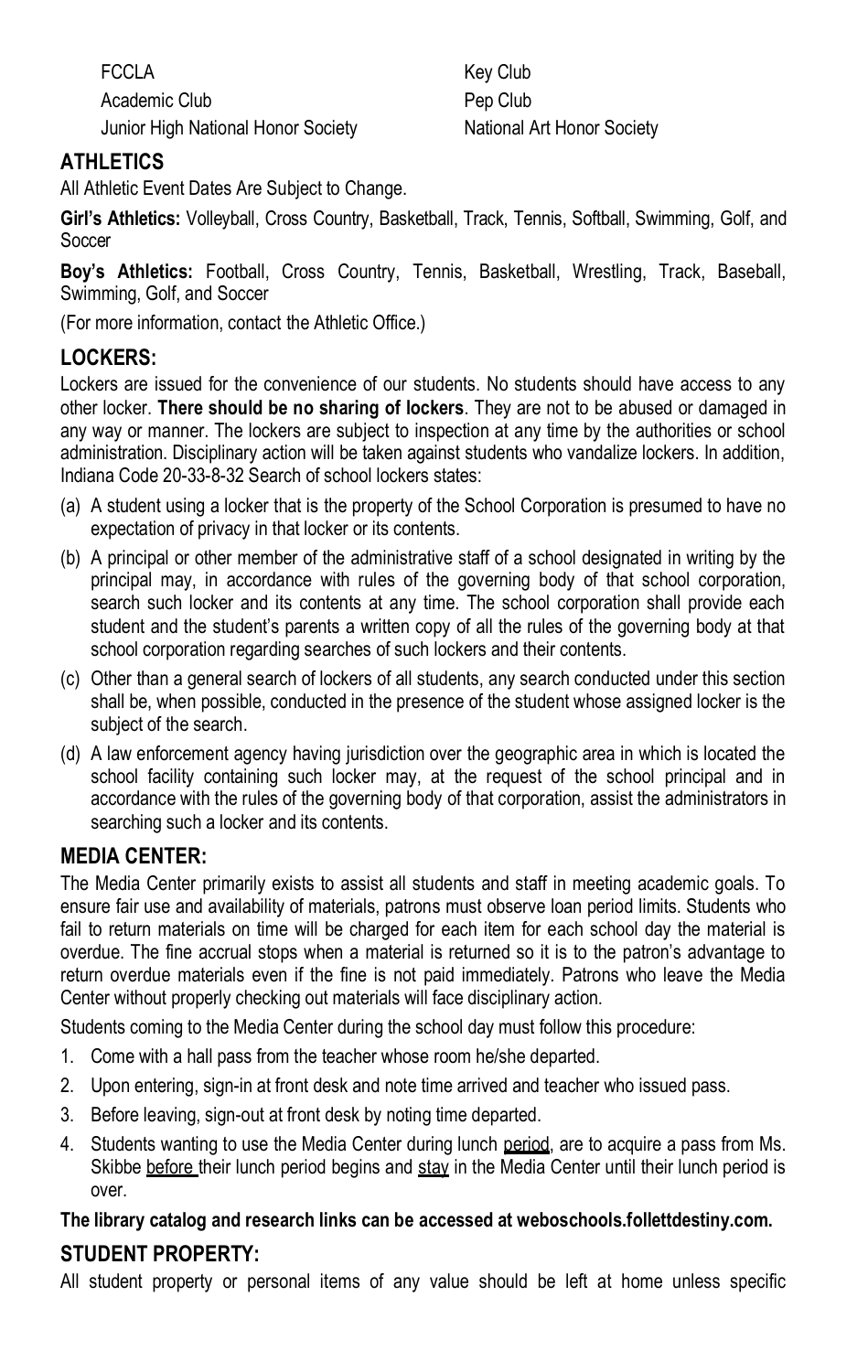- FCCLA
- Academic Club
- Junior High National Honor Society
- Key Club
- Pep Club
- National Art Honor Society

## ATHLETICS

All Athletic Event Dates Are Subject to Change.

**Girl's Athletics:** Volleyball, Cross Country, Basketball, Track, Tennis, Softball, Swimming, Golf, and Soccer

**Boy's Athletics:** Football, Cross Country, Tennis, Basketball, Wrestling, Track, Baseball, Swimming, Golf, and Soccer

(For more information, contact the Athletic Office.)

## LOCKERS:

Lockers are issued for the convenience of our students. No students should have access to any other locker. **There should be no sharing of lockers**. They are not to be abused or damaged in any way or manner. The lockers are subject to inspection at any time by the authorities or school administration. Disciplinary action will be taken against students who vandalize lockers. In addition, Indiana Code 20-33-8-32 Search of school lockers states:

(a) A student using a locker that is the property of the School Corporation is presumed to have no expectation of privacy in that locker or its contents.

(b) A principal or other member of the administrative staff of a school designated in writing by the principal may, in accordance with rules of the governing body of that school corporation, search such locker and its contents at any time. The school corporation shall provide each student and the student's parents a written copy of all the rules of the governing body at that school corporation regarding searches of such lockers and their contents.

(c) Other than a general search of lockers of all students, any search conducted under this section shall be, when possible, conducted in the presence of the student whose assigned locker is the subject of the search.

(d) A law enforcement agency having jurisdiction over the geographic area in which is located the school facility containing such locker may, at the request of the school principal and in accordance with the rules of the governing body of that corporation, assist the administrators in searching such a locker and its contents.

## MEDIA CENTER:

The Media Center primarily exists to assist all students and staff in meeting academic goals. To ensure fair use and availability of materials, patrons must observe loan period limits. Students who fail to return materials on time will be charged for each item for each school day the material is overdue. The fine accrual stops when a material is returned so it is to the patron's advantage to return overdue materials even if the fine is not paid immediately. Patrons who leave the Media Center without properly checking out materials will face disciplinary action.

Students coming to the Media Center during the school day must follow this procedure:

1. Come with a hall pass from the teacher whose room he/she departed.
2. Upon entering, sign-in at front desk and note time arrived and teacher who issued pass.
3. Before leaving, sign-out at front desk by noting time departed.
4. Students wanting to use the Media Center during lunch period, are to acquire a pass from Ms. Skibbe before their lunch period begins and stay in the Media Center until their lunch period is over.

**The library catalog and research links can be accessed at weboschools.follettdestiny.com.**

## STUDENT PROPERTY:

All student property or personal items of any value should be left at home unless specific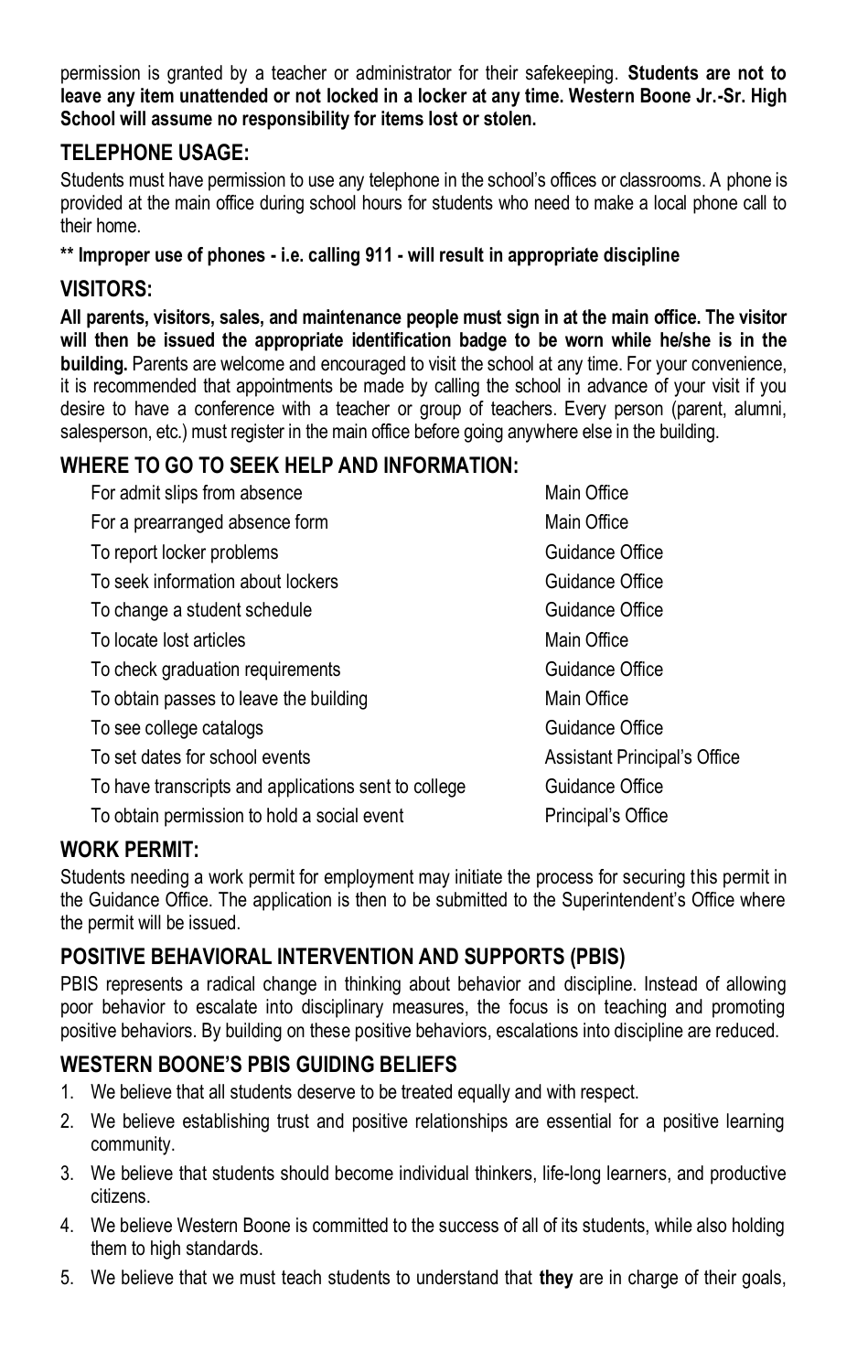permission is granted by a teacher or administrator for their safekeeping. **Students are not to leave any item unattended or not locked in a locker at any time. Western Boone Jr.-Sr. High School will assume no responsibility for items lost or stolen.**

## TELEPHONE USAGE:

Students must have permission to use any telephone in the school's offices or classrooms. A phone is provided at the main office during school hours for students who need to make a local phone call to their home.

**** Improper use of phones - i.e. calling 911 - will result in appropriate discipline**

## VISITORS:

**All parents, visitors, sales, and maintenance people must sign in at the main office. The visitor will then be issued the appropriate identification badge to be worn while he/she is in the building.** Parents are welcome and encouraged to visit the school at any time. For your convenience, it is recommended that appointments be made by calling the school in advance of your visit if you desire to have a conference with a teacher or group of teachers. Every person (parent, alumni, salesperson, etc.) must register in the main office before going anywhere else in the building.

## WHERE TO GO TO SEEK HELP AND INFORMATION:

| | |
|---|---|
| For admit slips from absence | Main Office |
| For a prearranged absence form | Main Office |
| To report locker problems | Guidance Office |
| To seek information about lockers | Guidance Office |
| To change a student schedule | Guidance Office |
| To locate lost articles | Main Office |
| To check graduation requirements | Guidance Office |
| To obtain passes to leave the building | Main Office |
| To see college catalogs | Guidance Office |
| To set dates for school events | Assistant Principal's Office |
| To have transcripts and applications sent to college | Guidance Office |
| To obtain permission to hold a social event | Principal's Office |

## WORK PERMIT:

Students needing a work permit for employment may initiate the process for securing this permit in the Guidance Office. The application is then to be submitted to the Superintendent's Office where the permit will be issued.

## POSITIVE BEHAVIORAL INTERVENTION AND SUPPORTS (PBIS)

PBIS represents a radical change in thinking about behavior and discipline. Instead of allowing poor behavior to escalate into disciplinary measures, the focus is on teaching and promoting positive behaviors. By building on these positive behaviors, escalations into discipline are reduced.

## WESTERN BOONE'S PBIS GUIDING BELIEFS

1. We believe that all students deserve to be treated equally and with respect.
2. We believe establishing trust and positive relationships are essential for a positive learning community.
3. We believe that students should become individual thinkers, life-long learners, and productive citizens.
4. We believe Western Boone is committed to the success of all of its students, while also holding them to high standards.
5. We believe that we must teach students to understand that **they** are in charge of their goals,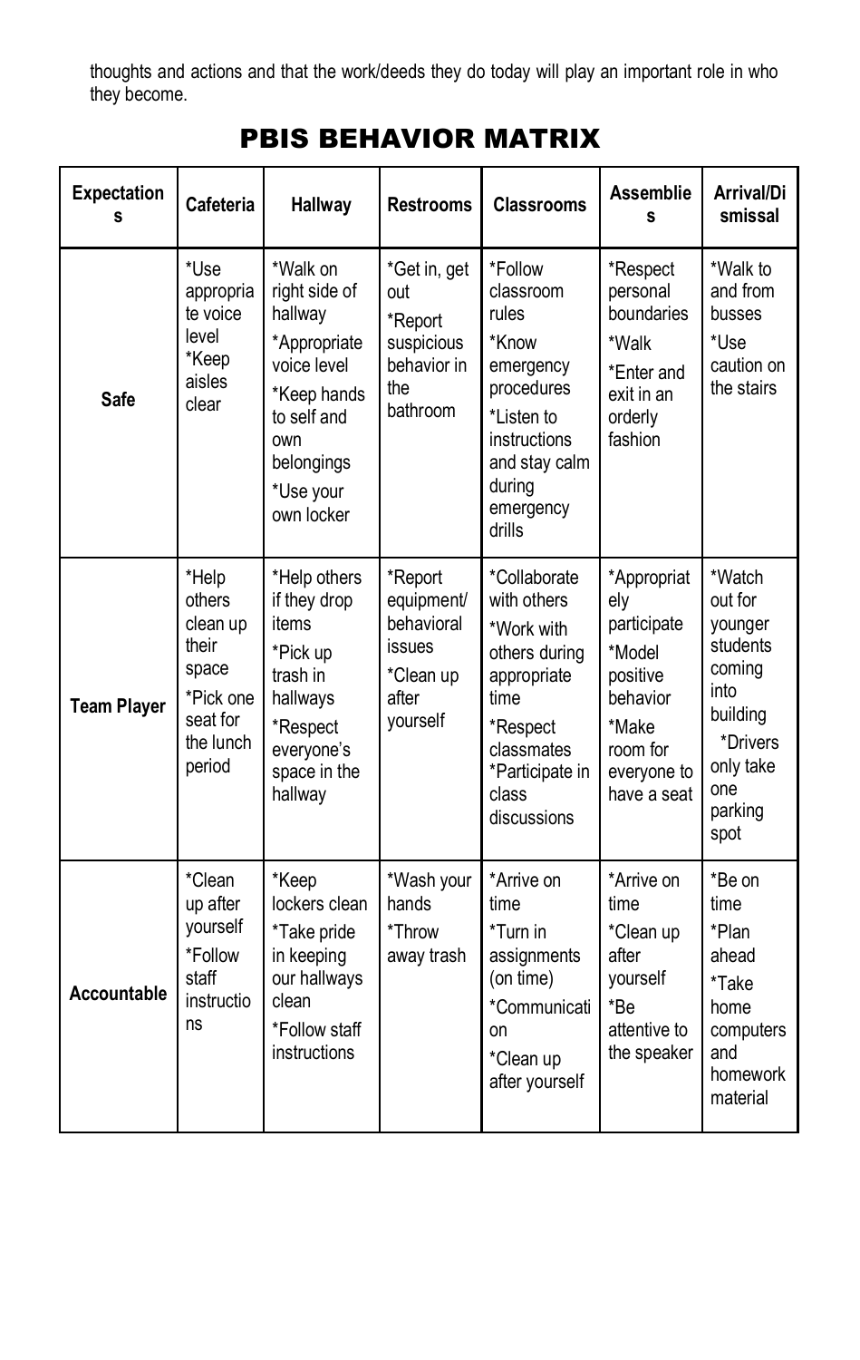thoughts and actions and that the work/deeds they do today will play an important role in who they become.

# PBIS BEHAVIOR MATRIX

| Expectations | Cafeteria | Hallway | Restrooms | Classrooms | Assemblies | Arrival/Dismissal |
|---|---|---|---|---|---|---|
| **Safe** | *Use appropriate voice level *Keep aisles clear | *Walk on right side of hallway *Appropriate voice level *Keep hands to self and own belongings *Use your own locker | *Get in, get out *Report suspicious behavior in the bathroom | *Follow classroom rules *Know emergency procedures *Listen to instructions and stay calm during emergency drills | *Respect personal boundaries *Walk *Enter and exit in an orderly fashion | *Walk to and from busses *Use caution on the stairs |
| **Team Player** | *Help others clean up their space *Pick one seat for the lunch period | *Help others if they drop items *Pick up trash in hallways *Respect everyone's space in the hallway | *Report equipment/ behavioral issues *Clean up after yourself | *Collaborate with others *Work with others during appropriate time *Respect classmates *Participate in class discussions | *Appropriately participate *Model positive behavior *Make room for everyone to have a seat | *Watch out for younger students coming into building *Drivers only take one parking spot |
| **Accountable** | *Clean up after yourself *Follow staff instructions | *Keep lockers clean *Take pride in keeping our hallways clean *Follow staff instructions | *Wash your hands *Throw away trash | *Arrive on time *Turn in assignments (on time) *Communication *Clean up after yourself | *Arrive on time *Clean up after yourself *Be attentive to the speaker | *Be on time *Plan ahead *Take home computers and homework material |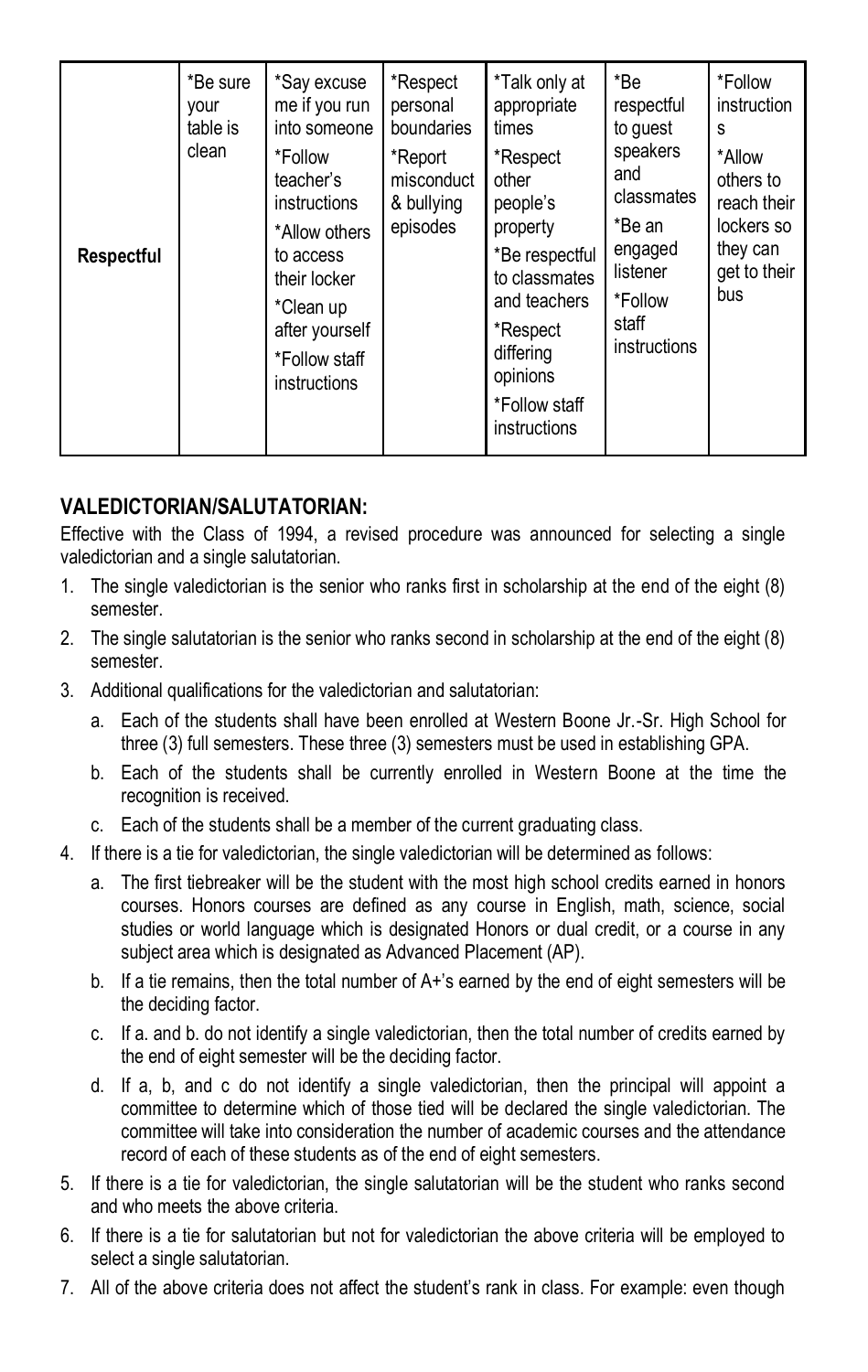| Respectful | *Be sure your table is clean | *Say excuse me if you run into someone<br>*Follow teacher's instructions<br>*Allow others to access their locker<br>*Clean up after yourself<br>*Follow staff instructions | *Respect personal boundaries<br>*Report misconduct & bullying episodes | *Talk only at appropriate times<br>*Respect other people's property<br>*Be respectful to classmates and teachers<br>*Respect differing opinions<br>*Follow staff instructions | *Be respectful to guest speakers and classmates<br>*Be an engaged listener<br>*Follow staff instructions | *Follow instructions<br>*Allow others to reach their lockers so they can get to their bus |
|---|---|---|---|---|---|---|

## VALEDICTORIAN/SALUTATORIAN:

Effective with the Class of 1994, a revised procedure was announced for selecting a single valedictorian and a single salutatorian.

1. The single valedictorian is the senior who ranks first in scholarship at the end of the eight (8) semester.
2. The single salutatorian is the senior who ranks second in scholarship at the end of the eight (8) semester.
3. Additional qualifications for the valedictorian and salutatorian:
   a. Each of the students shall have been enrolled at Western Boone Jr.-Sr. High School for three (3) full semesters. These three (3) semesters must be used in establishing GPA.
   b. Each of the students shall be currently enrolled in Western Boone at the time the recognition is received.
   c. Each of the students shall be a member of the current graduating class.
4. If there is a tie for valedictorian, the single valedictorian will be determined as follows:
   a. The first tiebreaker will be the student with the most high school credits earned in honors courses. Honors courses are defined as any course in English, math, science, social studies or world language which is designated Honors or dual credit, or a course in any subject area which is designated as Advanced Placement (AP).
   b. If a tie remains, then the total number of A+'s earned by the end of eight semesters will be the deciding factor.
   c. If a. and b. do not identify a single valedictorian, then the total number of credits earned by the end of eight semester will be the deciding factor.
   d. If a, b, and c do not identify a single valedictorian, then the principal will appoint a committee to determine which of those tied will be declared the single valedictorian. The committee will take into consideration the number of academic courses and the attendance record of each of these students as of the end of eight semesters.
5. If there is a tie for valedictorian, the single salutatorian will be the student who ranks second and who meets the above criteria.
6. If there is a tie for salutatorian but not for valedictorian the above criteria will be employed to select a single salutatorian.
7. All of the above criteria does not affect the student's rank in class. For example: even though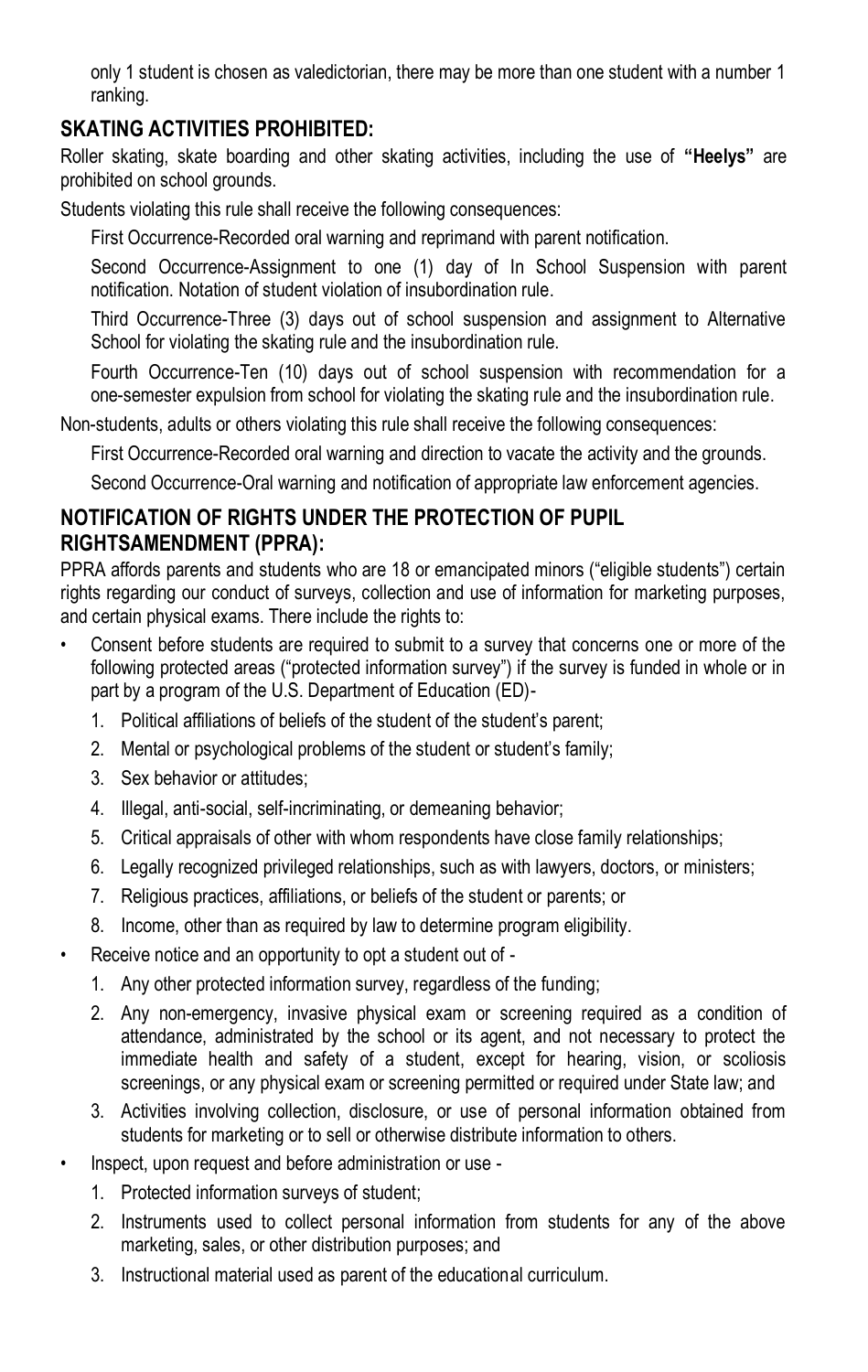only 1 student is chosen as valedictorian, there may be more than one student with a number 1 ranking.

## SKATING ACTIVITIES PROHIBITED:

Roller skating, skate boarding and other skating activities, including the use of **"Heelys"** are prohibited on school grounds.

Students violating this rule shall receive the following consequences:

First Occurrence-Recorded oral warning and reprimand with parent notification.

Second Occurrence-Assignment to one (1) day of In School Suspension with parent notification. Notation of student violation of insubordination rule.

Third Occurrence-Three (3) days out of school suspension and assignment to Alternative School for violating the skating rule and the insubordination rule.

Fourth Occurrence-Ten (10) days out of school suspension with recommendation for a one-semester expulsion from school for violating the skating rule and the insubordination rule.

Non-students, adults or others violating this rule shall receive the following consequences:

First Occurrence-Recorded oral warning and direction to vacate the activity and the grounds.

Second Occurrence-Oral warning and notification of appropriate law enforcement agencies.

## NOTIFICATION OF RIGHTS UNDER THE PROTECTION OF PUPIL RIGHTSAMENDMENT (PPRA):

PPRA affords parents and students who are 18 or emancipated minors ("eligible students") certain rights regarding our conduct of surveys, collection and use of information for marketing purposes, and certain physical exams. There include the rights to:

- Consent before students are required to submit to a survey that concerns one or more of the following protected areas ("protected information survey") if the survey is funded in whole or in part by a program of the U.S. Department of Education (ED)-
  1. Political affiliations of beliefs of the student of the student's parent;
  2. Mental or psychological problems of the student or student's family;
  3. Sex behavior or attitudes;
  4. Illegal, anti-social, self-incriminating, or demeaning behavior;
  5. Critical appraisals of other with whom respondents have close family relationships;
  6. Legally recognized privileged relationships, such as with lawyers, doctors, or ministers;
  7. Religious practices, affiliations, or beliefs of the student or parents; or
  8. Income, other than as required by law to determine program eligibility.
- Receive notice and an opportunity to opt a student out of -
  1. Any other protected information survey, regardless of the funding;
  2. Any non-emergency, invasive physical exam or screening required as a condition of attendance, administrated by the school or its agent, and not necessary to protect the immediate health and safety of a student, except for hearing, vision, or scoliosis screenings, or any physical exam or screening permitted or required under State law; and
  3. Activities involving collection, disclosure, or use of personal information obtained from students for marketing or to sell or otherwise distribute information to others.
- Inspect, upon request and before administration or use -
  1. Protected information surveys of student;
  2. Instruments used to collect personal information from students for any of the above marketing, sales, or other distribution purposes; and
  3. Instructional material used as parent of the educational curriculum.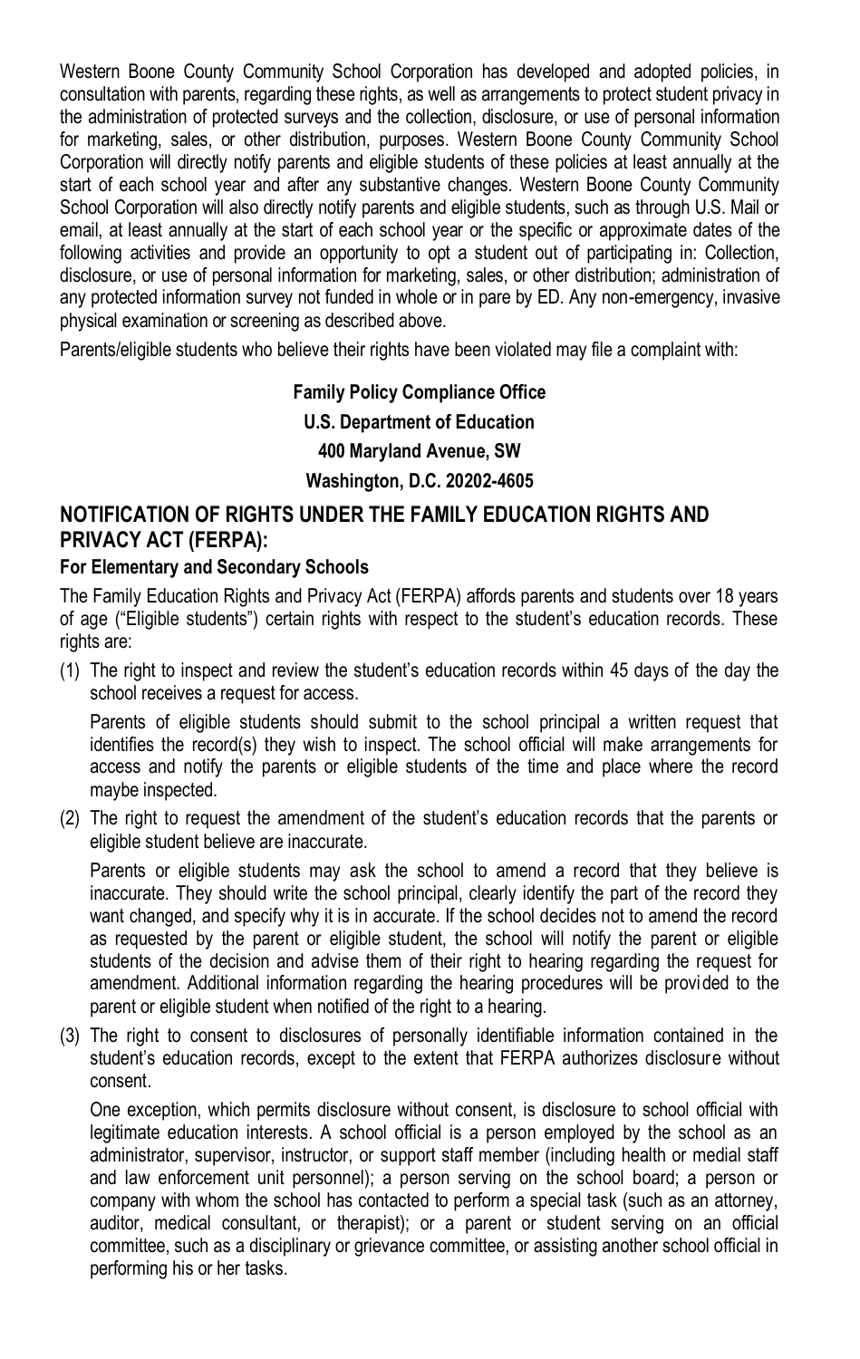Western Boone County Community School Corporation has developed and adopted policies, in consultation with parents, regarding these rights, as well as arrangements to protect student privacy in the administration of protected surveys and the collection, disclosure, or use of personal information for marketing, sales, or other distribution, purposes. Western Boone County Community School Corporation will directly notify parents and eligible students of these policies at least annually at the start of each school year and after any substantive changes. Western Boone County Community School Corporation will also directly notify parents and eligible students, such as through U.S. Mail or email, at least annually at the start of each school year or the specific or approximate dates of the following activities and provide an opportunity to opt a student out of participating in: Collection, disclosure, or use of personal information for marketing, sales, or other distribution; administration of any protected information survey not funded in whole or in pare by ED. Any non-emergency, invasive physical examination or screening as described above.

Parents/eligible students who believe their rights have been violated may file a complaint with:

**Family Policy Compliance Office**
**U.S. Department of Education**
**400 Maryland Avenue, SW**
**Washington, D.C. 20202-4605**

## NOTIFICATION OF RIGHTS UNDER THE FAMILY EDUCATION RIGHTS AND PRIVACY ACT (FERPA):

### For Elementary and Secondary Schools

The Family Education Rights and Privacy Act (FERPA) affords parents and students over 18 years of age ("Eligible students") certain rights with respect to the student's education records. These rights are:

(1) The right to inspect and review the student's education records within 45 days of the day the school receives a request for access.

   Parents of eligible students should submit to the school principal a written request that identifies the record(s) they wish to inspect. The school official will make arrangements for access and notify the parents or eligible students of the time and place where the record maybe inspected.

(2) The right to request the amendment of the student's education records that the parents or eligible student believe are inaccurate.

   Parents or eligible students may ask the school to amend a record that they believe is inaccurate. They should write the school principal, clearly identify the part of the record they want changed, and specify why it is in accurate. If the school decides not to amend the record as requested by the parent or eligible student, the school will notify the parent or eligible students of the decision and advise them of their right to hearing regarding the request for amendment. Additional information regarding the hearing procedures will be provided to the parent or eligible student when notified of the right to a hearing.

(3) The right to consent to disclosures of personally identifiable information contained in the student's education records, except to the extent that FERPA authorizes disclosure without consent.

   One exception, which permits disclosure without consent, is disclosure to school official with legitimate education interests. A school official is a person employed by the school as an administrator, supervisor, instructor, or support staff member (including health or medial staff and law enforcement unit personnel); a person serving on the school board; a person or company with whom the school has contacted to perform a special task (such as an attorney, auditor, medical consultant, or therapist); or a parent or student serving on an official committee, such as a disciplinary or grievance committee, or assisting another school official in performing his or her tasks.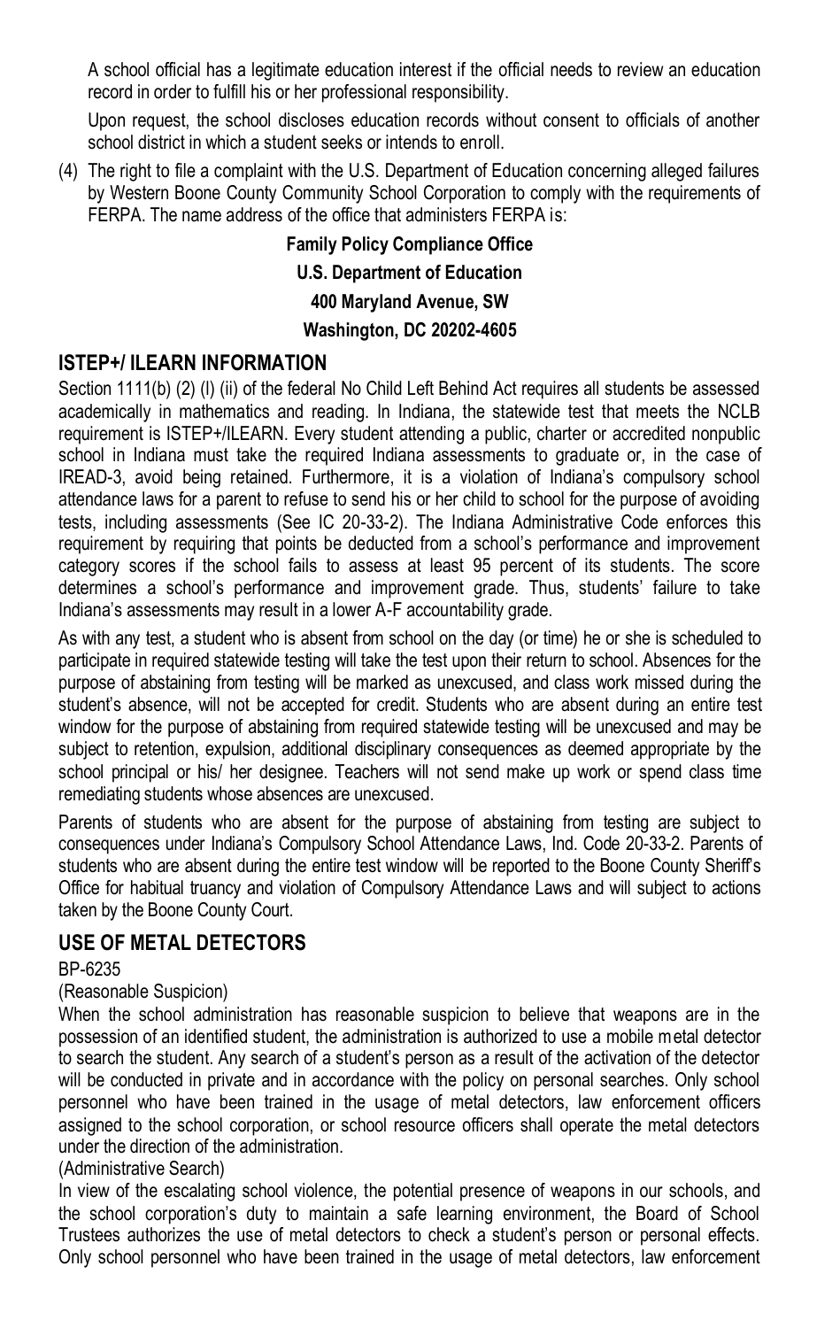A school official has a legitimate education interest if the official needs to review an education record in order to fulfill his or her professional responsibility.

Upon request, the school discloses education records without consent to officials of another school district in which a student seeks or intends to enroll.

(4) The right to file a complaint with the U.S. Department of Education concerning alleged failures by Western Boone County Community School Corporation to comply with the requirements of FERPA. The name address of the office that administers FERPA is:

**Family Policy Compliance Office**
**U.S. Department of Education**
**400 Maryland Avenue, SW**
**Washington, DC 20202-4605**

## ISTEP+/ ILEARN INFORMATION

Section 1111(b) (2) (I) (ii) of the federal No Child Left Behind Act requires all students be assessed academically in mathematics and reading. In Indiana, the statewide test that meets the NCLB requirement is ISTEP+/ILEARN. Every student attending a public, charter or accredited nonpublic school in Indiana must take the required Indiana assessments to graduate or, in the case of IREAD-3, avoid being retained. Furthermore, it is a violation of Indiana's compulsory school attendance laws for a parent to refuse to send his or her child to school for the purpose of avoiding tests, including assessments (See IC 20-33-2). The Indiana Administrative Code enforces this requirement by requiring that points be deducted from a school's performance and improvement category scores if the school fails to assess at least 95 percent of its students. The score determines a school's performance and improvement grade. Thus, students' failure to take Indiana's assessments may result in a lower A-F accountability grade.

As with any test, a student who is absent from school on the day (or time) he or she is scheduled to participate in required statewide testing will take the test upon their return to school. Absences for the purpose of abstaining from testing will be marked as unexcused, and class work missed during the student's absence, will not be accepted for credit. Students who are absent during an entire test window for the purpose of abstaining from required statewide testing will be unexcused and may be subject to retention, expulsion, additional disciplinary consequences as deemed appropriate by the school principal or his/ her designee. Teachers will not send make up work or spend class time remediating students whose absences are unexcused.

Parents of students who are absent for the purpose of abstaining from testing are subject to consequences under Indiana's Compulsory School Attendance Laws, Ind. Code 20-33-2. Parents of students who are absent during the entire test window will be reported to the Boone County Sheriff's Office for habitual truancy and violation of Compulsory Attendance Laws and will subject to actions taken by the Boone County Court.

## USE OF METAL DETECTORS

BP-6235

(Reasonable Suspicion)

When the school administration has reasonable suspicion to believe that weapons are in the possession of an identified student, the administration is authorized to use a mobile metal detector to search the student. Any search of a student's person as a result of the activation of the detector will be conducted in private and in accordance with the policy on personal searches. Only school personnel who have been trained in the usage of metal detectors, law enforcement officers assigned to the school corporation, or school resource officers shall operate the metal detectors under the direction of the administration.

(Administrative Search)

In view of the escalating school violence, the potential presence of weapons in our schools, and the school corporation's duty to maintain a safe learning environment, the Board of School Trustees authorizes the use of metal detectors to check a student's person or personal effects. Only school personnel who have been trained in the usage of metal detectors, law enforcement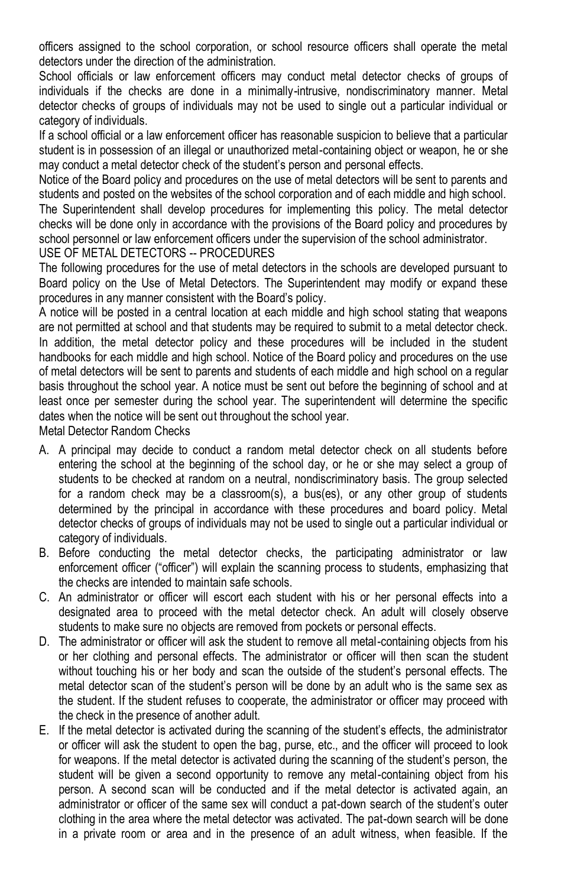officers assigned to the school corporation, or school resource officers shall operate the metal detectors under the direction of the administration.

School officials or law enforcement officers may conduct metal detector checks of groups of individuals if the checks are done in a minimally-intrusive, nondiscriminatory manner. Metal detector checks of groups of individuals may not be used to single out a particular individual or category of individuals.

If a school official or a law enforcement officer has reasonable suspicion to believe that a particular student is in possession of an illegal or unauthorized metal-containing object or weapon, he or she may conduct a metal detector check of the student's person and personal effects.

Notice of the Board policy and procedures on the use of metal detectors will be sent to parents and students and posted on the websites of the school corporation and of each middle and high school.

The Superintendent shall develop procedures for implementing this policy. The metal detector checks will be done only in accordance with the provisions of the Board policy and procedures by school personnel or law enforcement officers under the supervision of the school administrator.

USE OF METAL DETECTORS -- PROCEDURES

The following procedures for the use of metal detectors in the schools are developed pursuant to Board policy on the Use of Metal Detectors. The Superintendent may modify or expand these procedures in any manner consistent with the Board's policy.

A notice will be posted in a central location at each middle and high school stating that weapons are not permitted at school and that students may be required to submit to a metal detector check. In addition, the metal detector policy and these procedures will be included in the student handbooks for each middle and high school. Notice of the Board policy and procedures on the use of metal detectors will be sent to parents and students of each middle and high school on a regular basis throughout the school year. A notice must be sent out before the beginning of school and at least once per semester during the school year. The superintendent will determine the specific dates when the notice will be sent out throughout the school year.

Metal Detector Random Checks

A. A principal may decide to conduct a random metal detector check on all students before entering the school at the beginning of the school day, or he or she may select a group of students to be checked at random on a neutral, nondiscriminatory basis. The group selected for a random check may be a classroom(s), a bus(es), or any other group of students determined by the principal in accordance with these procedures and board policy. Metal detector checks of groups of individuals may not be used to single out a particular individual or category of individuals.
B. Before conducting the metal detector checks, the participating administrator or law enforcement officer ("officer") will explain the scanning process to students, emphasizing that the checks are intended to maintain safe schools.
C. An administrator or officer will escort each student with his or her personal effects into a designated area to proceed with the metal detector check. An adult will closely observe students to make sure no objects are removed from pockets or personal effects.
D. The administrator or officer will ask the student to remove all metal-containing objects from his or her clothing and personal effects. The administrator or officer will then scan the student without touching his or her body and scan the outside of the student's personal effects. The metal detector scan of the student's person will be done by an adult who is the same sex as the student. If the student refuses to cooperate, the administrator or officer may proceed with the check in the presence of another adult.
E. If the metal detector is activated during the scanning of the student's effects, the administrator or officer will ask the student to open the bag, purse, etc., and the officer will proceed to look for weapons. If the metal detector is activated during the scanning of the student's person, the student will be given a second opportunity to remove any metal-containing object from his person. A second scan will be conducted and if the metal detector is activated again, an administrator or officer of the same sex will conduct a pat-down search of the student's outer clothing in the area where the metal detector was activated. The pat-down search will be done in a private room or area and in the presence of an adult witness, when feasible. If the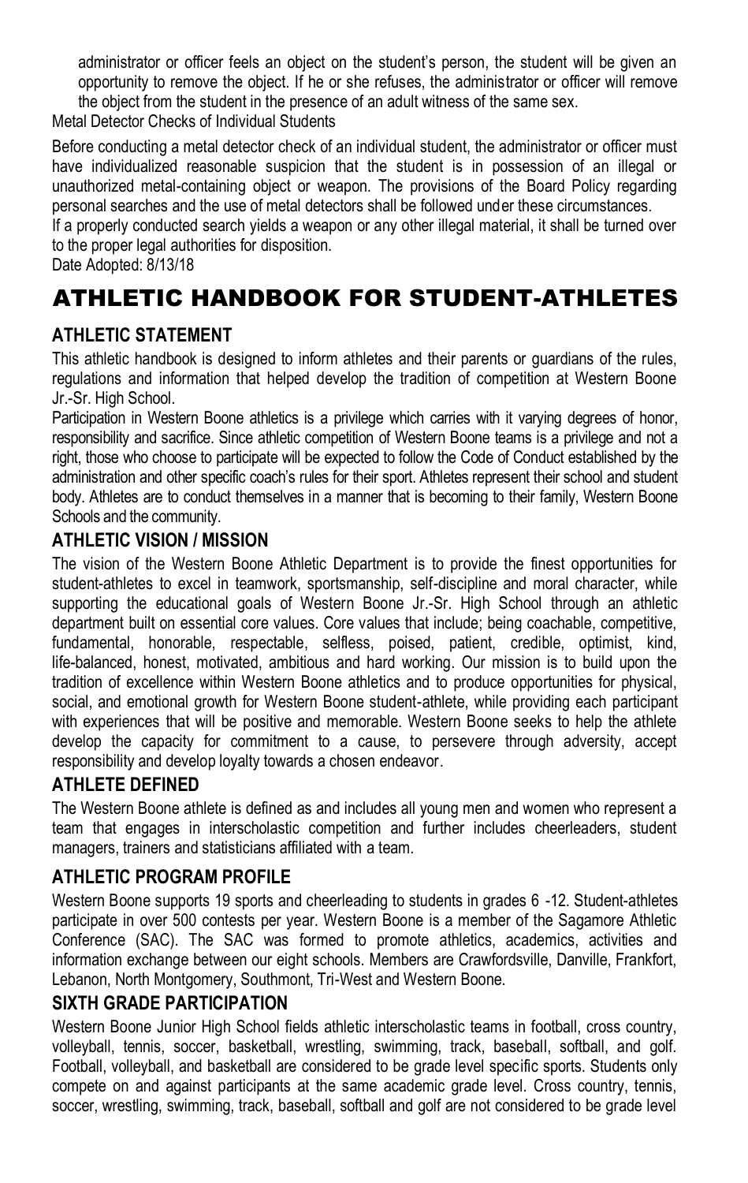administrator or officer feels an object on the student's person, the student will be given an opportunity to remove the object. If he or she refuses, the administrator or officer will remove the object from the student in the presence of an adult witness of the same sex.

Metal Detector Checks of Individual Students

Before conducting a metal detector check of an individual student, the administrator or officer must have individualized reasonable suspicion that the student is in possession of an illegal or unauthorized metal-containing object or weapon. The provisions of the Board Policy regarding personal searches and the use of metal detectors shall be followed under these circumstances.

If a properly conducted search yields a weapon or any other illegal material, it shall be turned over to the proper legal authorities for disposition.

Date Adopted: 8/13/18

# ATHLETIC HANDBOOK FOR STUDENT-ATHLETES

## ATHLETIC STATEMENT

This athletic handbook is designed to inform athletes and their parents or guardians of the rules, regulations and information that helped develop the tradition of competition at Western Boone Jr.-Sr. High School.

Participation in Western Boone athletics is a privilege which carries with it varying degrees of honor, responsibility and sacrifice. Since athletic competition of Western Boone teams is a privilege and not a right, those who choose to participate will be expected to follow the Code of Conduct established by the administration and other specific coach's rules for their sport. Athletes represent their school and student body. Athletes are to conduct themselves in a manner that is becoming to their family, Western Boone Schools and the community.

## ATHLETIC VISION / MISSION

The vision of the Western Boone Athletic Department is to provide the finest opportunities for student-athletes to excel in teamwork, sportsmanship, self-discipline and moral character, while supporting the educational goals of Western Boone Jr.-Sr. High School through an athletic department built on essential core values. Core values that include; being coachable, competitive, fundamental, honorable, respectable, selfless, poised, patient, credible, optimist, kind, life-balanced, honest, motivated, ambitious and hard working. Our mission is to build upon the tradition of excellence within Western Boone athletics and to produce opportunities for physical, social, and emotional growth for Western Boone student-athlete, while providing each participant with experiences that will be positive and memorable. Western Boone seeks to help the athlete develop the capacity for commitment to a cause, to persevere through adversity, accept responsibility and develop loyalty towards a chosen endeavor.

## ATHLETE DEFINED

The Western Boone athlete is defined as and includes all young men and women who represent a team that engages in interscholastic competition and further includes cheerleaders, student managers, trainers and statisticians affiliated with a team.

## ATHLETIC PROGRAM PROFILE

Western Boone supports 19 sports and cheerleading to students in grades 6 -12. Student-athletes participate in over 500 contests per year. Western Boone is a member of the Sagamore Athletic Conference (SAC). The SAC was formed to promote athletics, academics, activities and information exchange between our eight schools. Members are Crawfordsville, Danville, Frankfort, Lebanon, North Montgomery, Southmont, Tri-West and Western Boone.

## SIXTH GRADE PARTICIPATION

Western Boone Junior High School fields athletic interscholastic teams in football, cross country, volleyball, tennis, soccer, basketball, wrestling, swimming, track, baseball, softball, and golf. Football, volleyball, and basketball are considered to be grade level specific sports. Students only compete on and against participants at the same academic grade level. Cross country, tennis, soccer, wrestling, swimming, track, baseball, softball and golf are not considered to be grade level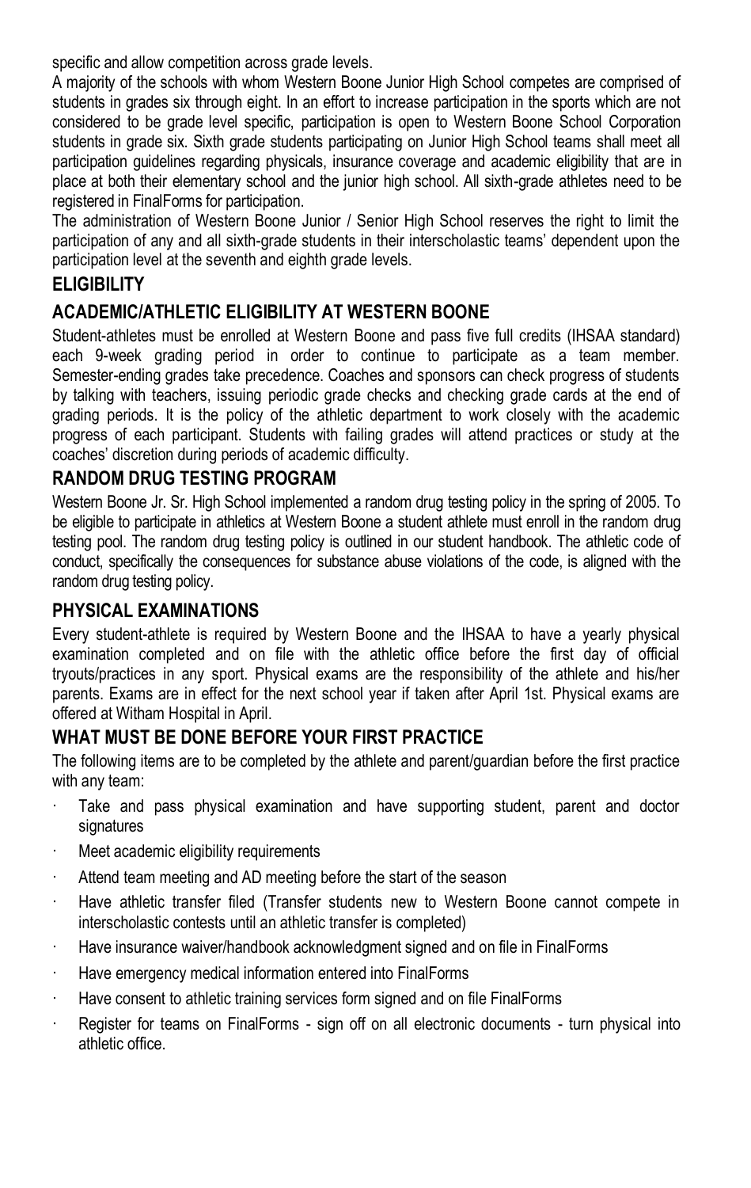specific and allow competition across grade levels.

A majority of the schools with whom Western Boone Junior High School competes are comprised of students in grades six through eight. In an effort to increase participation in the sports which are not considered to be grade level specific, participation is open to Western Boone School Corporation students in grade six. Sixth grade students participating on Junior High School teams shall meet all participation guidelines regarding physicals, insurance coverage and academic eligibility that are in place at both their elementary school and the junior high school. All sixth-grade athletes need to be registered in FinalForms for participation.

The administration of Western Boone Junior / Senior High School reserves the right to limit the participation of any and all sixth-grade students in their interscholastic teams' dependent upon the participation level at the seventh and eighth grade levels.

## ELIGIBILITY

## ACADEMIC/ATHLETIC ELIGIBILITY AT WESTERN BOONE

Student-athletes must be enrolled at Western Boone and pass five full credits (IHSAA standard) each 9-week grading period in order to continue to participate as a team member. Semester-ending grades take precedence. Coaches and sponsors can check progress of students by talking with teachers, issuing periodic grade checks and checking grade cards at the end of grading periods. It is the policy of the athletic department to work closely with the academic progress of each participant. Students with failing grades will attend practices or study at the coaches' discretion during periods of academic difficulty.

## RANDOM DRUG TESTING PROGRAM

Western Boone Jr. Sr. High School implemented a random drug testing policy in the spring of 2005. To be eligible to participate in athletics at Western Boone a student athlete must enroll in the random drug testing pool. The random drug testing policy is outlined in our student handbook. The athletic code of conduct, specifically the consequences for substance abuse violations of the code, is aligned with the random drug testing policy.

## PHYSICAL EXAMINATIONS

Every student-athlete is required by Western Boone and the IHSAA to have a yearly physical examination completed and on file with the athletic office before the first day of official tryouts/practices in any sport. Physical exams are the responsibility of the athlete and his/her parents. Exams are in effect for the next school year if taken after April 1st. Physical exams are offered at Witham Hospital in April.

## WHAT MUST BE DONE BEFORE YOUR FIRST PRACTICE

The following items are to be completed by the athlete and parent/guardian before the first practice with any team:

- Take and pass physical examination and have supporting student, parent and doctor signatures
- Meet academic eligibility requirements
- Attend team meeting and AD meeting before the start of the season
- Have athletic transfer filed (Transfer students new to Western Boone cannot compete in interscholastic contests until an athletic transfer is completed)
- Have insurance waiver/handbook acknowledgment signed and on file in FinalForms
- Have emergency medical information entered into FinalForms
- Have consent to athletic training services form signed and on file FinalForms
- Register for teams on FinalForms - sign off on all electronic documents - turn physical into athletic office.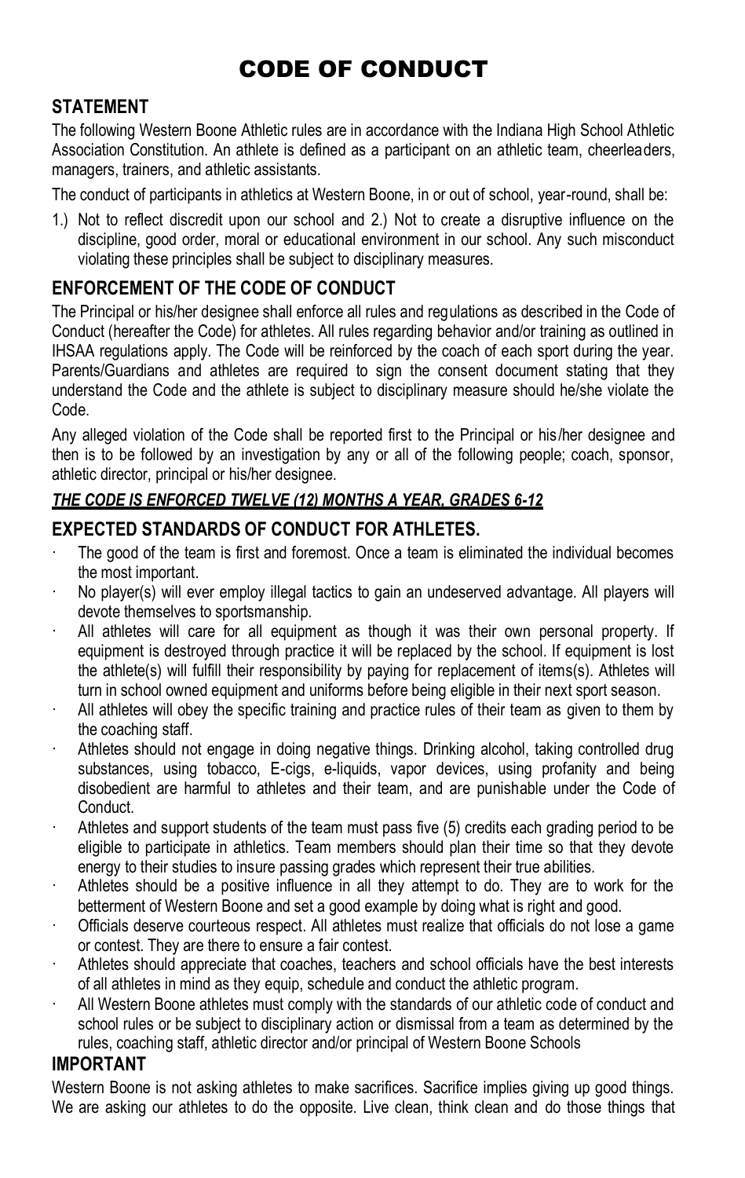# CODE OF CONDUCT

## STATEMENT

The following Western Boone Athletic rules are in accordance with the Indiana High School Athletic Association Constitution. An athlete is defined as a participant on an athletic team, cheerleaders, managers, trainers, and athletic assistants.

The conduct of participants in athletics at Western Boone, in or out of school, year-round, shall be:

1.) Not to reflect discredit upon our school and 2.) Not to create a disruptive influence on the discipline, good order, moral or educational environment in our school. Any such misconduct violating these principles shall be subject to disciplinary measures.

## ENFORCEMENT OF THE CODE OF CONDUCT

The Principal or his/her designee shall enforce all rules and regulations as described in the Code of Conduct (hereafter the Code) for athletes. All rules regarding behavior and/or training as outlined in IHSAA regulations apply. The Code will be reinforced by the coach of each sport during the year. Parents/Guardians and athletes are required to sign the consent document stating that they understand the Code and the athlete is subject to disciplinary measure should he/she violate the Code.

Any alleged violation of the Code shall be reported first to the Principal or his/her designee and then is to be followed by an investigation by any or all of the following people; coach, sponsor, athletic director, principal or his/her designee.

***THE CODE IS ENFORCED TWELVE (12) MONTHS A YEAR, GRADES 6-12***

## EXPECTED STANDARDS OF CONDUCT FOR ATHLETES.

- The good of the team is first and foremost. Once a team is eliminated the individual becomes the most important.
- No player(s) will ever employ illegal tactics to gain an undeserved advantage. All players will devote themselves to sportsmanship.
- All athletes will care for all equipment as though it was their own personal property. If equipment is destroyed through practice it will be replaced by the school. If equipment is lost the athlete(s) will fulfill their responsibility by paying for replacement of items(s). Athletes will turn in school owned equipment and uniforms before being eligible in their next sport season.
- All athletes will obey the specific training and practice rules of their team as given to them by the coaching staff.
- Athletes should not engage in doing negative things. Drinking alcohol, taking controlled drug substances, using tobacco, E-cigs, e-liquids, vapor devices, using profanity and being disobedient are harmful to athletes and their team, and are punishable under the Code of Conduct.
- Athletes and support students of the team must pass five (5) credits each grading period to be eligible to participate in athletics. Team members should plan their time so that they devote energy to their studies to insure passing grades which represent their true abilities.
- Athletes should be a positive influence in all they attempt to do. They are to work for the betterment of Western Boone and set a good example by doing what is right and good.
- Officials deserve courteous respect. All athletes must realize that officials do not lose a game or contest. They are there to ensure a fair contest.
- Athletes should appreciate that coaches, teachers and school officials have the best interests of all athletes in mind as they equip, schedule and conduct the athletic program.
- All Western Boone athletes must comply with the standards of our athletic code of conduct and school rules or be subject to disciplinary action or dismissal from a team as determined by the rules, coaching staff, athletic director and/or principal of Western Boone Schools

## IMPORTANT

Western Boone is not asking athletes to make sacrifices. Sacrifice implies giving up good things. We are asking our athletes to do the opposite. Live clean, think clean and do those things that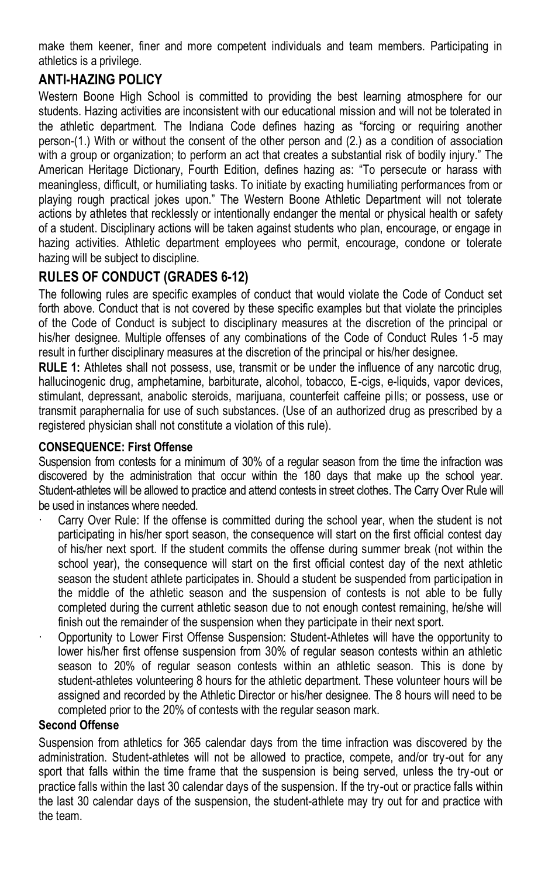make them keener, finer and more competent individuals and team members. Participating in athletics is a privilege.

## ANTI-HAZING POLICY

Western Boone High School is committed to providing the best learning atmosphere for our students. Hazing activities are inconsistent with our educational mission and will not be tolerated in the athletic department. The Indiana Code defines hazing as "forcing or requiring another person-(1.) With or without the consent of the other person and (2.) as a condition of association with a group or organization; to perform an act that creates a substantial risk of bodily injury." The American Heritage Dictionary, Fourth Edition, defines hazing as: "To persecute or harass with meaningless, difficult, or humiliating tasks. To initiate by exacting humiliating performances from or playing rough practical jokes upon." The Western Boone Athletic Department will not tolerate actions by athletes that recklessly or intentionally endanger the mental or physical health or safety of a student. Disciplinary actions will be taken against students who plan, encourage, or engage in hazing activities. Athletic department employees who permit, encourage, condone or tolerate hazing will be subject to discipline.

## RULES OF CONDUCT (GRADES 6-12)

The following rules are specific examples of conduct that would violate the Code of Conduct set forth above. Conduct that is not covered by these specific examples but that violate the principles of the Code of Conduct is subject to disciplinary measures at the discretion of the principal or his/her designee. Multiple offenses of any combinations of the Code of Conduct Rules 1-5 may result in further disciplinary measures at the discretion of the principal or his/her designee.

**RULE 1:** Athletes shall not possess, use, transmit or be under the influence of any narcotic drug, hallucinogenic drug, amphetamine, barbiturate, alcohol, tobacco, E-cigs, e-liquids, vapor devices, stimulant, depressant, anabolic steroids, marijuana, counterfeit caffeine pills; or possess, use or transmit paraphernalia for use of such substances. (Use of an authorized drug as prescribed by a registered physician shall not constitute a violation of this rule).

**CONSEQUENCE: First Offense**

Suspension from contests for a minimum of 30% of a regular season from the time the infraction was discovered by the administration that occur within the 180 days that make up the school year. Student-athletes will be allowed to practice and attend contests in street clothes. The Carry Over Rule will be used in instances where needed.

- Carry Over Rule: If the offense is committed during the school year, when the student is not participating in his/her sport season, the consequence will start on the first official contest day of his/her next sport. If the student commits the offense during summer break (not within the school year), the consequence will start on the first official contest day of the next athletic season the student athlete participates in. Should a student be suspended from participation in the middle of the athletic season and the suspension of contests is not able to be fully completed during the current athletic season due to not enough contest remaining, he/she will finish out the remainder of the suspension when they participate in their next sport.
- Opportunity to Lower First Offense Suspension: Student-Athletes will have the opportunity to lower his/her first offense suspension from 30% of regular season contests within an athletic season to 20% of regular season contests within an athletic season. This is done by student-athletes volunteering 8 hours for the athletic department. These volunteer hours will be assigned and recorded by the Athletic Director or his/her designee. The 8 hours will need to be completed prior to the 20% of contests with the regular season mark.

**Second Offense**

Suspension from athletics for 365 calendar days from the time infraction was discovered by the administration. Student-athletes will not be allowed to practice, compete, and/or try-out for any sport that falls within the time frame that the suspension is being served, unless the try-out or practice falls within the last 30 calendar days of the suspension. If the try-out or practice falls within the last 30 calendar days of the suspension, the student-athlete may try out for and practice with the team.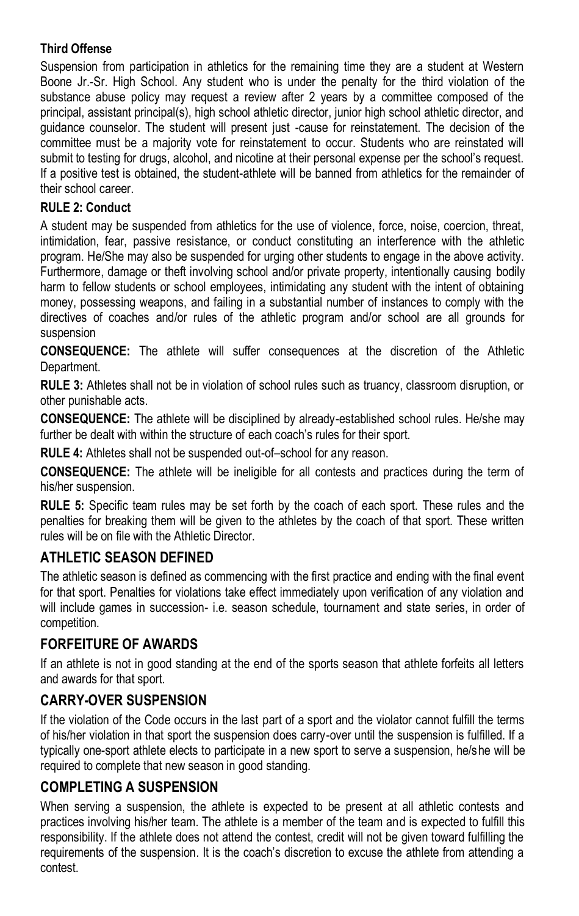#### Third Offense

Suspension from participation in athletics for the remaining time they are a student at Western Boone Jr.-Sr. High School. Any student who is under the penalty for the third violation of the substance abuse policy may request a review after 2 years by a committee composed of the principal, assistant principal(s), high school athletic director, junior high school athletic director, and guidance counselor. The student will present just -cause for reinstatement. The decision of the committee must be a majority vote for reinstatement to occur. Students who are reinstated will submit to testing for drugs, alcohol, and nicotine at their personal expense per the school's request. If a positive test is obtained, the student-athlete will be banned from athletics for the remainder of their school career.

#### RULE 2: Conduct

A student may be suspended from athletics for the use of violence, force, noise, coercion, threat, intimidation, fear, passive resistance, or conduct constituting an interference with the athletic program. He/She may also be suspended for urging other students to engage in the above activity. Furthermore, damage or theft involving school and/or private property, intentionally causing bodily harm to fellow students or school employees, intimidating any student with the intent of obtaining money, possessing weapons, and failing in a substantial number of instances to comply with the directives of coaches and/or rules of the athletic program and/or school are all grounds for suspension

**CONSEQUENCE:** The athlete will suffer consequences at the discretion of the Athletic Department.

**RULE 3:** Athletes shall not be in violation of school rules such as truancy, classroom disruption, or other punishable acts.

**CONSEQUENCE:** The athlete will be disciplined by already-established school rules. He/she may further be dealt with within the structure of each coach's rules for their sport.

**RULE 4:** Athletes shall not be suspended out-of–school for any reason.

**CONSEQUENCE:** The athlete will be ineligible for all contests and practices during the term of his/her suspension.

**RULE 5:** Specific team rules may be set forth by the coach of each sport. These rules and the penalties for breaking them will be given to the athletes by the coach of that sport. These written rules will be on file with the Athletic Director.

## ATHLETIC SEASON DEFINED

The athletic season is defined as commencing with the first practice and ending with the final event for that sport. Penalties for violations take effect immediately upon verification of any violation and will include games in succession- i.e. season schedule, tournament and state series, in order of competition.

## FORFEITURE OF AWARDS

If an athlete is not in good standing at the end of the sports season that athlete forfeits all letters and awards for that sport.

## CARRY-OVER SUSPENSION

If the violation of the Code occurs in the last part of a sport and the violator cannot fulfill the terms of his/her violation in that sport the suspension does carry-over until the suspension is fulfilled. If a typically one-sport athlete elects to participate in a new sport to serve a suspension, he/she will be required to complete that new season in good standing.

## COMPLETING A SUSPENSION

When serving a suspension, the athlete is expected to be present at all athletic contests and practices involving his/her team. The athlete is a member of the team and is expected to fulfill this responsibility. If the athlete does not attend the contest, credit will not be given toward fulfilling the requirements of the suspension. It is the coach's discretion to excuse the athlete from attending a contest.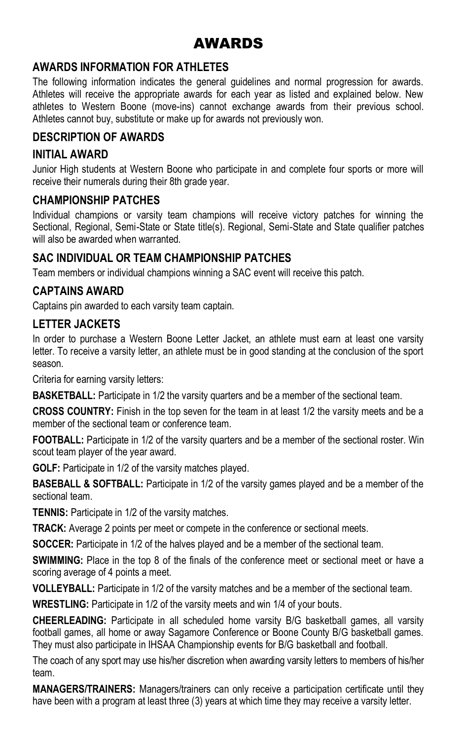# AWARDS

## AWARDS INFORMATION FOR ATHLETES

The following information indicates the general guidelines and normal progression for awards. Athletes will receive the appropriate awards for each year as listed and explained below. New athletes to Western Boone (move-ins) cannot exchange awards from their previous school. Athletes cannot buy, substitute or make up for awards not previously won.

## DESCRIPTION OF AWARDS

### INITIAL AWARD

Junior High students at Western Boone who participate in and complete four sports or more will receive their numerals during their 8th grade year.

### CHAMPIONSHIP PATCHES

Individual champions or varsity team champions will receive victory patches for winning the Sectional, Regional, Semi-State or State title(s). Regional, Semi-State and State qualifier patches will also be awarded when warranted.

### SAC INDIVIDUAL OR TEAM CHAMPIONSHIP PATCHES

Team members or individual champions winning a SAC event will receive this patch.

### CAPTAINS AWARD

Captains pin awarded to each varsity team captain.

### LETTER JACKETS

In order to purchase a Western Boone Letter Jacket, an athlete must earn at least one varsity letter. To receive a varsity letter, an athlete must be in good standing at the conclusion of the sport season.

Criteria for earning varsity letters:

**BASKETBALL:** Participate in 1/2 the varsity quarters and be a member of the sectional team.

**CROSS COUNTRY:** Finish in the top seven for the team in at least 1/2 the varsity meets and be a member of the sectional team or conference team.

**FOOTBALL:** Participate in 1/2 of the varsity quarters and be a member of the sectional roster. Win scout team player of the year award.

**GOLF:** Participate in 1/2 of the varsity matches played.

**BASEBALL & SOFTBALL:** Participate in 1/2 of the varsity games played and be a member of the sectional team.

**TENNIS:** Participate in 1/2 of the varsity matches.

**TRACK:** Average 2 points per meet or compete in the conference or sectional meets.

**SOCCER:** Participate in 1/2 of the halves played and be a member of the sectional team.

**SWIMMING:** Place in the top 8 of the finals of the conference meet or sectional meet or have a scoring average of 4 points a meet.

**VOLLEYBALL:** Participate in 1/2 of the varsity matches and be a member of the sectional team.

**WRESTLING:** Participate in 1/2 of the varsity meets and win 1/4 of your bouts.

**CHEERLEADING:** Participate in all scheduled home varsity B/G basketball games, all varsity football games, all home or away Sagamore Conference or Boone County B/G basketball games. They must also participate in IHSAA Championship events for B/G basketball and football.

The coach of any sport may use his/her discretion when awarding varsity letters to members of his/her team.

**MANAGERS/TRAINERS:** Managers/trainers can only receive a participation certificate until they have been with a program at least three (3) years at which time they may receive a varsity letter.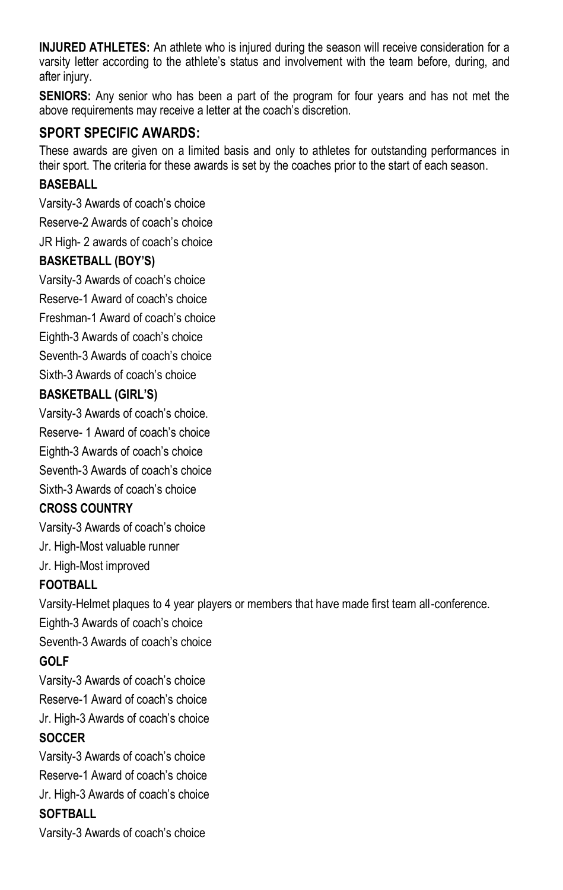**INJURED ATHLETES:** An athlete who is injured during the season will receive consideration for a varsity letter according to the athlete's status and involvement with the team before, during, and after injury.

**SENIORS:** Any senior who has been a part of the program for four years and has not met the above requirements may receive a letter at the coach's discretion.

## SPORT SPECIFIC AWARDS:

These awards are given on a limited basis and only to athletes for outstanding performances in their sport. The criteria for these awards is set by the coaches prior to the start of each season.

**BASEBALL**

Varsity-3 Awards of coach's choice

Reserve-2 Awards of coach's choice

JR High- 2 awards of coach's choice

**BASKETBALL (BOY'S)**

Varsity-3 Awards of coach's choice

Reserve-1 Award of coach's choice

Freshman-1 Award of coach's choice

Eighth-3 Awards of coach's choice

Seventh-3 Awards of coach's choice

Sixth-3 Awards of coach's choice

**BASKETBALL (GIRL'S)**

Varsity-3 Awards of coach's choice.

Reserve- 1 Award of coach's choice

Eighth-3 Awards of coach's choice

Seventh-3 Awards of coach's choice

Sixth-3 Awards of coach's choice

**CROSS COUNTRY**

Varsity-3 Awards of coach's choice

Jr. High-Most valuable runner

Jr. High-Most improved

**FOOTBALL**

Varsity-Helmet plaques to 4 year players or members that have made first team all-conference.

Eighth-3 Awards of coach's choice

Seventh-3 Awards of coach's choice

**GOLF**

Varsity-3 Awards of coach's choice

Reserve-1 Award of coach's choice

Jr. High-3 Awards of coach's choice

**SOCCER**

Varsity-3 Awards of coach's choice

Reserve-1 Award of coach's choice

Jr. High-3 Awards of coach's choice

**SOFTBALL**

Varsity-3 Awards of coach's choice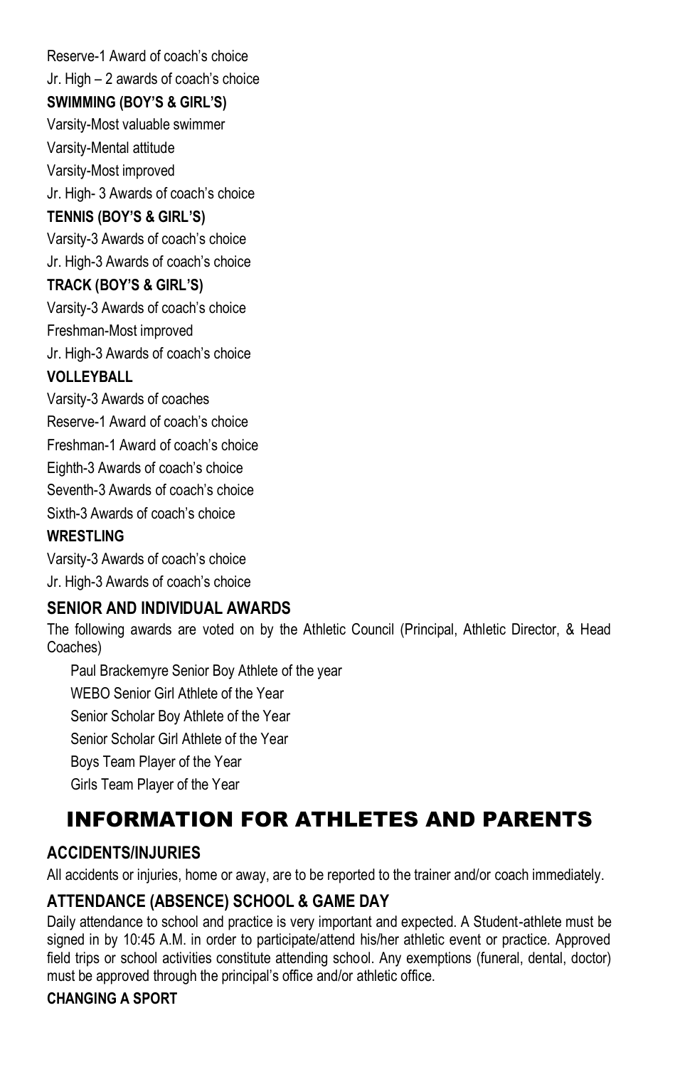Reserve-1 Award of coach's choice

Jr. High – 2 awards of coach's choice

**SWIMMING (BOY'S & GIRL'S)**

Varsity-Most valuable swimmer

Varsity-Mental attitude

Varsity-Most improved

Jr. High- 3 Awards of coach's choice

**TENNIS (BOY'S & GIRL'S)**

Varsity-3 Awards of coach's choice

Jr. High-3 Awards of coach's choice

**TRACK (BOY'S & GIRL'S)**

Varsity-3 Awards of coach's choice

Freshman-Most improved

Jr. High-3 Awards of coach's choice

**VOLLEYBALL**

Varsity-3 Awards of coaches

Reserve-1 Award of coach's choice

Freshman-1 Award of coach's choice

Eighth-3 Awards of coach's choice

Seventh-3 Awards of coach's choice

Sixth-3 Awards of coach's choice

**WRESTLING**

Varsity-3 Awards of coach's choice

Jr. High-3 Awards of coach's choice

### SENIOR AND INDIVIDUAL AWARDS

The following awards are voted on by the Athletic Council (Principal, Athletic Director, & Head Coaches)

Paul Brackemyre Senior Boy Athlete of the year

WEBO Senior Girl Athlete of the Year

Senior Scholar Boy Athlete of the Year

Senior Scholar Girl Athlete of the Year

Boys Team Player of the Year

Girls Team Player of the Year

# INFORMATION FOR ATHLETES AND PARENTS

### ACCIDENTS/INJURIES

All accidents or injuries, home or away, are to be reported to the trainer and/or coach immediately.

### ATTENDANCE (ABSENCE) SCHOOL & GAME DAY

Daily attendance to school and practice is very important and expected. A Student-athlete must be signed in by 10:45 A.M. in order to participate/attend his/her athletic event or practice. Approved field trips or school activities constitute attending school. Any exemptions (funeral, dental, doctor) must be approved through the principal's office and/or athletic office.

### CHANGING A SPORT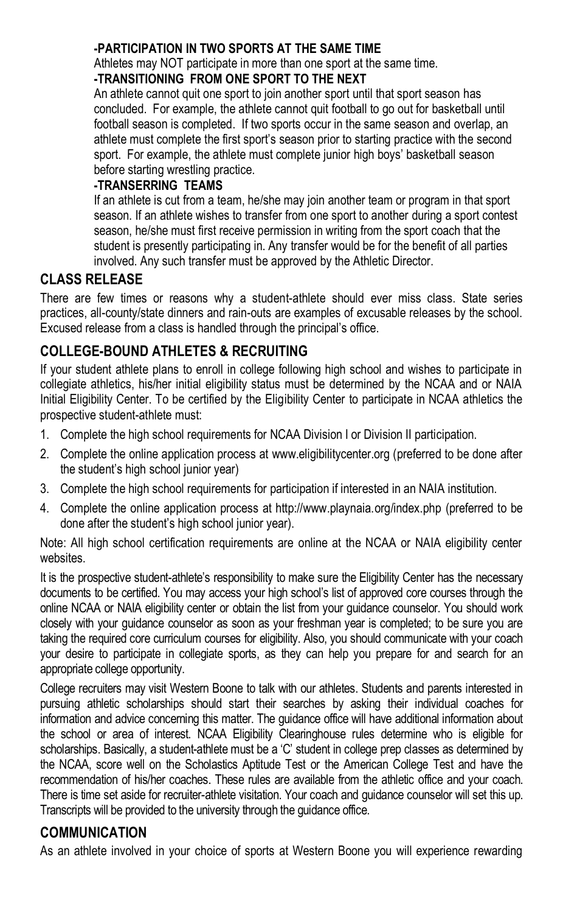**-PARTICIPATION IN TWO SPORTS AT THE SAME TIME**

Athletes may NOT participate in more than one sport at the same time.

**-TRANSITIONING FROM ONE SPORT TO THE NEXT**

An athlete cannot quit one sport to join another sport until that sport season has concluded. For example, the athlete cannot quit football to go out for basketball until football season is completed. If two sports occur in the same season and overlap, an athlete must complete the first sport's season prior to starting practice with the second sport. For example, the athlete must complete junior high boys' basketball season before starting wrestling practice.

**-TRANSERRING TEAMS**

If an athlete is cut from a team, he/she may join another team or program in that sport season. If an athlete wishes to transfer from one sport to another during a sport contest season, he/she must first receive permission in writing from the sport coach that the student is presently participating in. Any transfer would be for the benefit of all parties involved. Any such transfer must be approved by the Athletic Director.

## CLASS RELEASE

There are few times or reasons why a student-athlete should ever miss class. State series practices, all-county/state dinners and rain-outs are examples of excusable releases by the school. Excused release from a class is handled through the principal's office.

## COLLEGE-BOUND ATHLETES & RECRUITING

If your student athlete plans to enroll in college following high school and wishes to participate in collegiate athletics, his/her initial eligibility status must be determined by the NCAA and or NAIA Initial Eligibility Center. To be certified by the Eligibility Center to participate in NCAA athletics the prospective student-athlete must:

1. Complete the high school requirements for NCAA Division I or Division II participation.
2. Complete the online application process at www.eligibilitycenter.org (preferred to be done after the student's high school junior year)
3. Complete the high school requirements for participation if interested in an NAIA institution.
4. Complete the online application process at http://www.playnaia.org/index.php (preferred to be done after the student's high school junior year).

Note: All high school certification requirements are online at the NCAA or NAIA eligibility center websites.

It is the prospective student-athlete's responsibility to make sure the Eligibility Center has the necessary documents to be certified. You may access your high school's list of approved core courses through the online NCAA or NAIA eligibility center or obtain the list from your guidance counselor. You should work closely with your guidance counselor as soon as your freshman year is completed; to be sure you are taking the required core curriculum courses for eligibility. Also, you should communicate with your coach your desire to participate in collegiate sports, as they can help you prepare for and search for an appropriate college opportunity.

College recruiters may visit Western Boone to talk with our athletes. Students and parents interested in pursuing athletic scholarships should start their searches by asking their individual coaches for information and advice concerning this matter. The guidance office will have additional information about the school or area of interest. NCAA Eligibility Clearinghouse rules determine who is eligible for scholarships. Basically, a student-athlete must be a 'C' student in college prep classes as determined by the NCAA, score well on the Scholastics Aptitude Test or the American College Test and have the recommendation of his/her coaches. These rules are available from the athletic office and your coach. There is time set aside for recruiter-athlete visitation. Your coach and guidance counselor will set this up. Transcripts will be provided to the university through the guidance office.

## COMMUNICATION

As an athlete involved in your choice of sports at Western Boone you will experience rewarding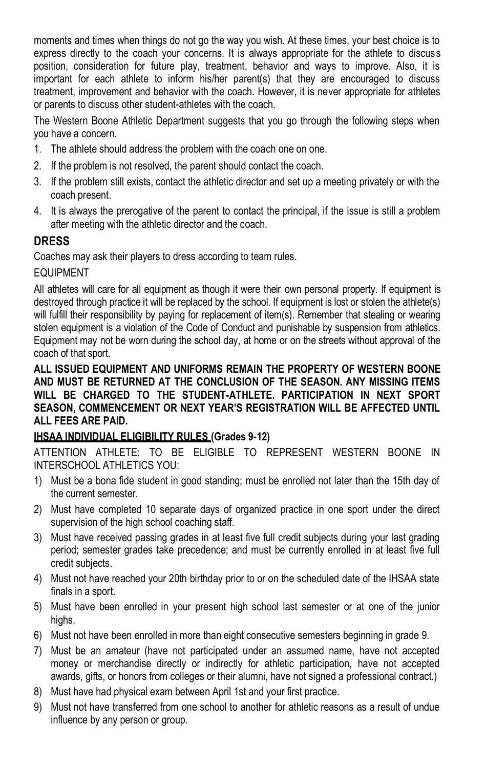moments and times when things do not go the way you wish. At these times, your best choice is to express directly to the coach your concerns. It is always appropriate for the athlete to discuss position, consideration for future play, treatment, behavior and ways to improve. Also, it is important for each athlete to inform his/her parent(s) that they are encouraged to discuss treatment, improvement and behavior with the coach. However, it is never appropriate for athletes or parents to discuss other student-athletes with the coach.

The Western Boone Athletic Department suggests that you go through the following steps when you have a concern.

1. The athlete should address the problem with the coach one on one.
2. If the problem is not resolved, the parent should contact the coach.
3. If the problem still exists, contact the athletic director and set up a meeting privately or with the coach present.
4. It is always the prerogative of the parent to contact the principal, if the issue is still a problem after meeting with the athletic director and the coach.

## DRESS

Coaches may ask their players to dress according to team rules.

EQUIPMENT

All athletes will care for all equipment as though it were their own personal property. If equipment is destroyed through practice it will be replaced by the school. If equipment is lost or stolen the athlete(s) will fulfill their responsibility by paying for replacement of item(s). Remember that stealing or wearing stolen equipment is a violation of the Code of Conduct and punishable by suspension from athletics. Equipment may not be worn during the school day, at home or on the streets without approval of the coach of that sport.

**ALL ISSUED EQUIPMENT AND UNIFORMS REMAIN THE PROPERTY OF WESTERN BOONE AND MUST BE RETURNED AT THE CONCLUSION OF THE SEASON. ANY MISSING ITEMS WILL BE CHARGED TO THE STUDENT-ATHLETE. PARTICIPATION IN NEXT SPORT SEASON, COMMENCEMENT OR NEXT YEAR'S REGISTRATION WILL BE AFFECTED UNTIL ALL FEES ARE PAID.**

**<u>IHSAA INDIVIDUAL ELIGIBILITY RULES</u> (Grades 9-12)**

ATTENTION ATHLETE: TO BE ELIGIBLE TO REPRESENT WESTERN BOONE IN INTERSCHOOL ATHLETICS YOU:

1) Must be a bona fide student in good standing; must be enrolled not later than the 15th day of the current semester.
2) Must have completed 10 separate days of organized practice in one sport under the direct supervision of the high school coaching staff.
3) Must have received passing grades in at least five full credit subjects during your last grading period; semester grades take precedence; and must be currently enrolled in at least five full credit subjects.
4) Must not have reached your 20th birthday prior to or on the scheduled date of the IHSAA state finals in a sport.
5) Must have been enrolled in your present high school last semester or at one of the junior highs.
6) Must not have been enrolled in more than eight consecutive semesters beginning in grade 9.
7) Must be an amateur (have not participated under an assumed name, have not accepted money or merchandise directly or indirectly for athletic participation, have not accepted awards, gifts, or honors from colleges or their alumni, have not signed a professional contract.)
8) Must have had physical exam between April 1st and your first practice.
9) Must not have transferred from one school to another for athletic reasons as a result of undue influence by any person or group.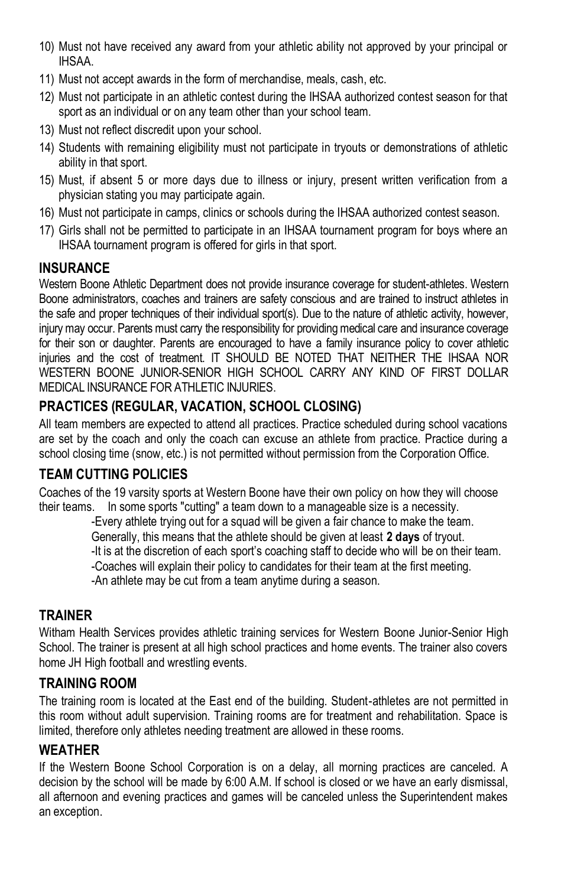10) Must not have received any award from your athletic ability not approved by your principal or IHSAA.
11) Must not accept awards in the form of merchandise, meals, cash, etc.
12) Must not participate in an athletic contest during the IHSAA authorized contest season for that sport as an individual or on any team other than your school team.
13) Must not reflect discredit upon your school.
14) Students with remaining eligibility must not participate in tryouts or demonstrations of athletic ability in that sport.
15) Must, if absent 5 or more days due to illness or injury, present written verification from a physician stating you may participate again.
16) Must not participate in camps, clinics or schools during the IHSAA authorized contest season.
17) Girls shall not be permitted to participate in an IHSAA tournament program for boys where an IHSAA tournament program is offered for girls in that sport.

## INSURANCE

Western Boone Athletic Department does not provide insurance coverage for student-athletes. Western Boone administrators, coaches and trainers are safety conscious and are trained to instruct athletes in the safe and proper techniques of their individual sport(s). Due to the nature of athletic activity, however, injury may occur. Parents must carry the responsibility for providing medical care and insurance coverage for their son or daughter. Parents are encouraged to have a family insurance policy to cover athletic injuries and the cost of treatment. IT SHOULD BE NOTED THAT NEITHER THE IHSAA NOR WESTERN BOONE JUNIOR-SENIOR HIGH SCHOOL CARRY ANY KIND OF FIRST DOLLAR MEDICAL INSURANCE FOR ATHLETIC INJURIES.

## PRACTICES (REGULAR, VACATION, SCHOOL CLOSING)

All team members are expected to attend all practices. Practice scheduled during school vacations are set by the coach and only the coach can excuse an athlete from practice. Practice during a school closing time (snow, etc.) is not permitted without permission from the Corporation Office.

## TEAM CUTTING POLICIES

Coaches of the 19 varsity sports at Western Boone have their own policy on how they will choose their teams. In some sports "cutting" a team down to a manageable size is a necessity.

-Every athlete trying out for a squad will be given a fair chance to make the team. Generally, this means that the athlete should be given at least **2 days** of tryout.
-It is at the discretion of each sport's coaching staff to decide who will be on their team.
-Coaches will explain their policy to candidates for their team at the first meeting.
-An athlete may be cut from a team anytime during a season.

## TRAINER

Witham Health Services provides athletic training services for Western Boone Junior-Senior High School. The trainer is present at all high school practices and home events. The trainer also covers home JH High football and wrestling events.

## TRAINING ROOM

The training room is located at the East end of the building. Student-athletes are not permitted in this room without adult supervision. Training rooms are for treatment and rehabilitation. Space is limited, therefore only athletes needing treatment are allowed in these rooms.

## WEATHER

If the Western Boone School Corporation is on a delay, all morning practices are canceled. A decision by the school will be made by 6:00 A.M. If school is closed or we have an early dismissal, all afternoon and evening practices and games will be canceled unless the Superintendent makes an exception.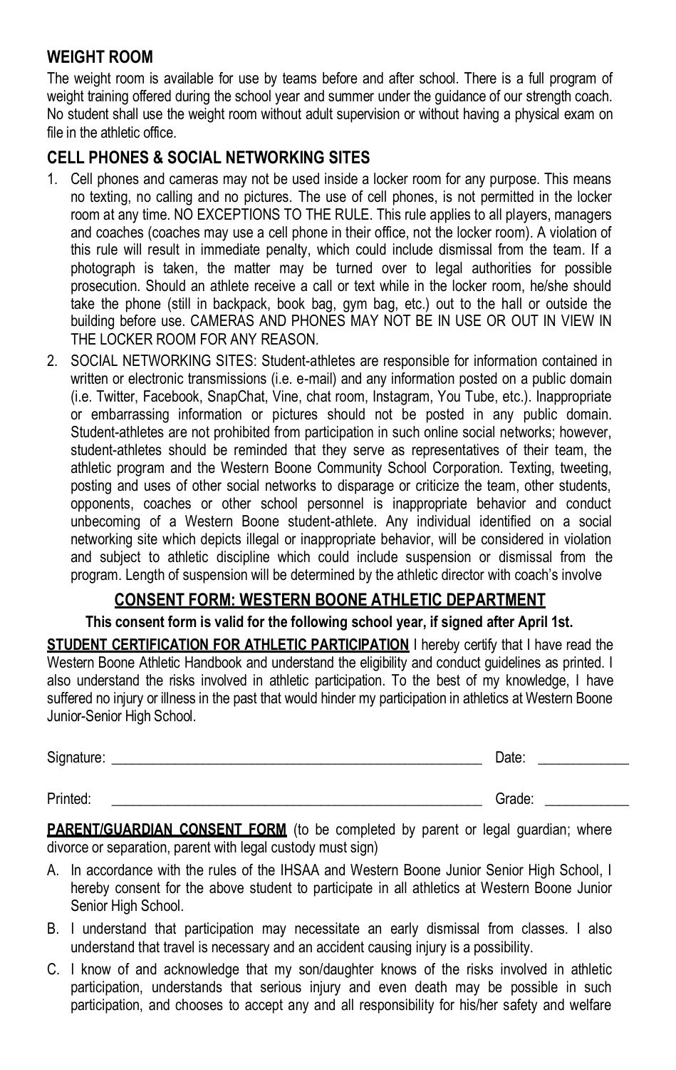## WEIGHT ROOM

The weight room is available for use by teams before and after school. There is a full program of weight training offered during the school year and summer under the guidance of our strength coach. No student shall use the weight room without adult supervision or without having a physical exam on file in the athletic office.

## CELL PHONES & SOCIAL NETWORKING SITES

1. Cell phones and cameras may not be used inside a locker room for any purpose. This means no texting, no calling and no pictures. The use of cell phones, is not permitted in the locker room at any time. NO EXCEPTIONS TO THE RULE. This rule applies to all players, managers and coaches (coaches may use a cell phone in their office, not the locker room). A violation of this rule will result in immediate penalty, which could include dismissal from the team. If a photograph is taken, the matter may be turned over to legal authorities for possible prosecution. Should an athlete receive a call or text while in the locker room, he/she should take the phone (still in backpack, book bag, gym bag, etc.) out to the hall or outside the building before use. CAMERAS AND PHONES MAY NOT BE IN USE OR OUT IN VIEW IN THE LOCKER ROOM FOR ANY REASON.
2. SOCIAL NETWORKING SITES: Student-athletes are responsible for information contained in written or electronic transmissions (i.e. e-mail) and any information posted on a public domain (i.e. Twitter, Facebook, SnapChat, Vine, chat room, Instagram, You Tube, etc.). Inappropriate or embarrassing information or pictures should not be posted in any public domain. Student-athletes are not prohibited from participation in such online social networks; however, student-athletes should be reminded that they serve as representatives of their team, the athletic program and the Western Boone Community School Corporation. Texting, tweeting, posting and uses of other social networks to disparage or criticize the team, other students, opponents, coaches or other school personnel is inappropriate behavior and conduct unbecoming of a Western Boone student-athlete. Any individual identified on a social networking site which depicts illegal or inappropriate behavior, will be considered in violation and subject to athletic discipline which could include suspension or dismissal from the program. Length of suspension will be determined by the athletic director with coach's involve

## CONSENT FORM: WESTERN BOONE ATHLETIC DEPARTMENT

**This consent form is valid for the following school year, if signed after April 1st.**

**STUDENT CERTIFICATION FOR ATHLETIC PARTICIPATION** I hereby certify that I have read the Western Boone Athletic Handbook and understand the eligibility and conduct guidelines as printed. I also understand the risks involved in athletic participation. To the best of my knowledge, I have suffered no injury or illness in the past that would hinder my participation in athletics at Western Boone Junior-Senior High School.

Signature: ______________________________________________________ Date: _____________

Printed: ________________________________________________________ Grade: ____________

**PARENT/GUARDIAN CONSENT FORM** (to be completed by parent or legal guardian; where divorce or separation, parent with legal custody must sign)

A. In accordance with the rules of the IHSAA and Western Boone Junior Senior High School, I hereby consent for the above student to participate in all athletics at Western Boone Junior Senior High School.

B. I understand that participation may necessitate an early dismissal from classes. I also understand that travel is necessary and an accident causing injury is a possibility.

C. I know of and acknowledge that my son/daughter knows of the risks involved in athletic participation, understands that serious injury and even death may be possible in such participation, and chooses to accept any and all responsibility for his/her safety and welfare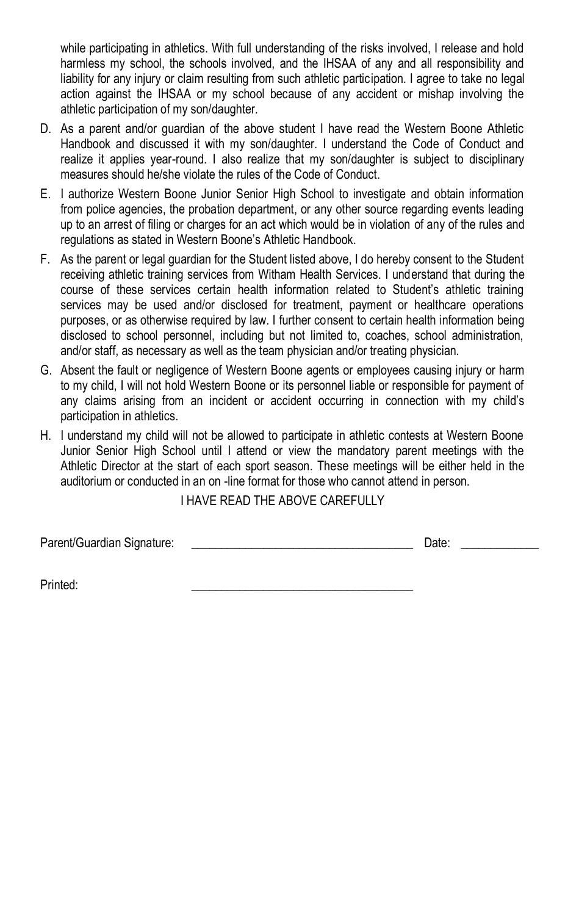while participating in athletics. With full understanding of the risks involved, I release and hold harmless my school, the schools involved, and the IHSAA of any and all responsibility and liability for any injury or claim resulting from such athletic participation. I agree to take no legal action against the IHSAA or my school because of any accident or mishap involving the athletic participation of my son/daughter.

D. As a parent and/or guardian of the above student I have read the Western Boone Athletic Handbook and discussed it with my son/daughter. I understand the Code of Conduct and realize it applies year-round. I also realize that my son/daughter is subject to disciplinary measures should he/she violate the rules of the Code of Conduct.

E. I authorize Western Boone Junior Senior High School to investigate and obtain information from police agencies, the probation department, or any other source regarding events leading up to an arrest of filing or charges for an act which would be in violation of any of the rules and regulations as stated in Western Boone's Athletic Handbook.

F. As the parent or legal guardian for the Student listed above, I do hereby consent to the Student receiving athletic training services from Witham Health Services. I understand that during the course of these services certain health information related to Student's athletic training services may be used and/or disclosed for treatment, payment or healthcare operations purposes, or as otherwise required by law. I further consent to certain health information being disclosed to school personnel, including but not limited to, coaches, school administration, and/or staff, as necessary as well as the team physician and/or treating physician.

G. Absent the fault or negligence of Western Boone agents or employees causing injury or harm to my child, I will not hold Western Boone or its personnel liable or responsible for payment of any claims arising from an incident or accident occurring in connection with my child's participation in athletics.

H. I understand my child will not be allowed to participate in athletic contests at Western Boone Junior Senior High School until I attend or view the mandatory parent meetings with the Athletic Director at the start of each sport season. These meetings will be either held in the auditorium or conducted in an on -line format for those who cannot attend in person.

I HAVE READ THE ABOVE CAREFULLY

Parent/Guardian Signature: ____________________________________ Date: ____________

Printed: ____________________________________